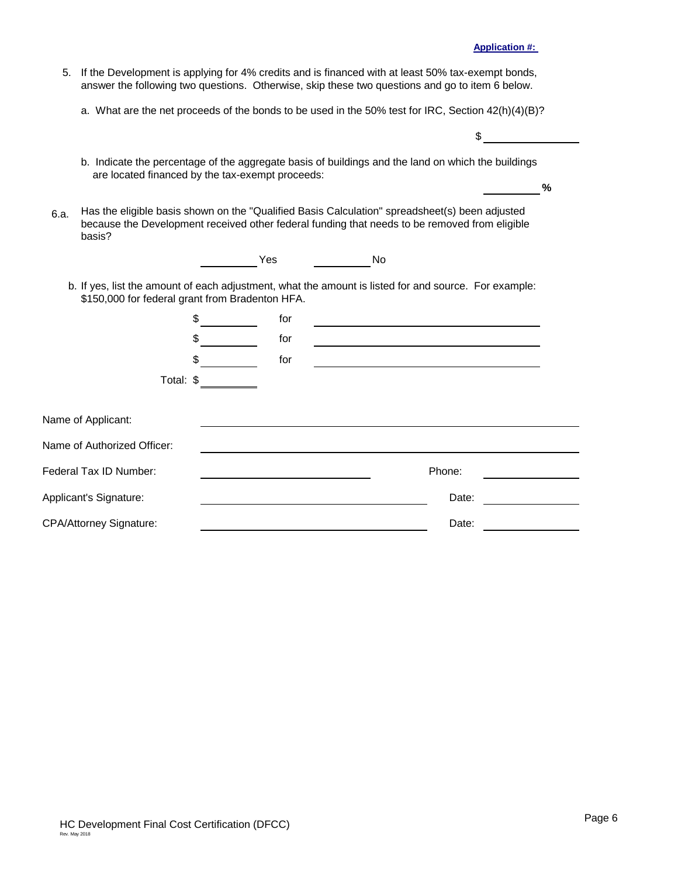**Application #:**

5. If the Development is applying for 4% credits and is financed with at least 50% tax-exempt bonds, answer the following two questions. Otherwise, skip these two questions and go to item 6 below.

   a. What are the net proceeds of the bonds to be used in the 50% test for IRC, Section 42(h)(4)(B)?

   $ \_\_\_\_\_\_\_\_\_\_\_\_\_\_\_

   b. Indicate the percentage of the aggregate basis of buildings and the land on which the buildings are located financed by the tax-exempt proceeds:

   \_\_\_\_\_\_\_\_\_ **%**

6.a. Has the eligible basis shown on the "Qualified Basis Calculation" spreadsheet(s) been adjusted because the Development received other federal funding that needs to be removed from eligible basis?

   \_\_\_\_\_\_\_\_\_ Yes  \_\_\_\_\_\_\_\_\_ No

   b. If yes, list the amount of each adjustment, what the amount is listed for and source. For example: $150,000 for federal grant from Bradenton HFA.

   $ \_\_\_\_\_\_\_\_\_ for \_\_\_\_\_\_\_\_\_\_\_\_\_\_\_\_\_\_\_\_\_\_\_\_\_\_\_\_\_\_\_\_\_\_\_\_

   $ \_\_\_\_\_\_\_\_\_ for \_\_\_\_\_\_\_\_\_\_\_\_\_\_\_\_\_\_\_\_\_\_\_\_\_\_\_\_\_\_\_\_\_\_\_\_

   $ \_\_\_\_\_\_\_\_\_ for \_\_\_\_\_\_\_\_\_\_\_\_\_\_\_\_\_\_\_\_\_\_\_\_\_\_\_\_\_\_\_\_\_\_\_\_

   Total: $ \_\_\_\_\_\_\_\_\_

Name of Applicant: \_\_\_\_\_\_\_\_\_\_\_\_\_\_\_\_\_\_\_\_\_\_\_\_\_\_\_\_\_\_\_\_\_\_\_\_\_\_\_\_\_\_\_\_\_\_\_\_\_\_\_\_\_\_\_\_

Name of Authorized Officer: \_\_\_\_\_\_\_\_\_\_\_\_\_\_\_\_\_\_\_\_\_\_\_\_\_\_\_\_\_\_\_\_\_\_\_\_\_\_\_\_\_\_\_\_\_\_\_\_\_\_\_\_\_\_\_\_

Federal Tax ID Number: \_\_\_\_\_\_\_\_\_\_\_\_\_\_\_\_\_\_\_\_\_\_\_\_\_\_ Phone: \_\_\_\_\_\_\_\_\_\_\_\_\_\_\_

Applicant's Signature: \_\_\_\_\_\_\_\_\_\_\_\_\_\_\_\_\_\_\_\_\_\_\_\_\_\_\_\_\_\_\_\_\_\_\_ Date: \_\_\_\_\_\_\_\_\_\_\_\_\_\_\_

CPA/Attorney Signature: \_\_\_\_\_\_\_\_\_\_\_\_\_\_\_\_\_\_\_\_\_\_\_\_\_\_\_\_\_\_\_\_\_\_\_ Date: \_\_\_\_\_\_\_\_\_\_\_\_\_\_\_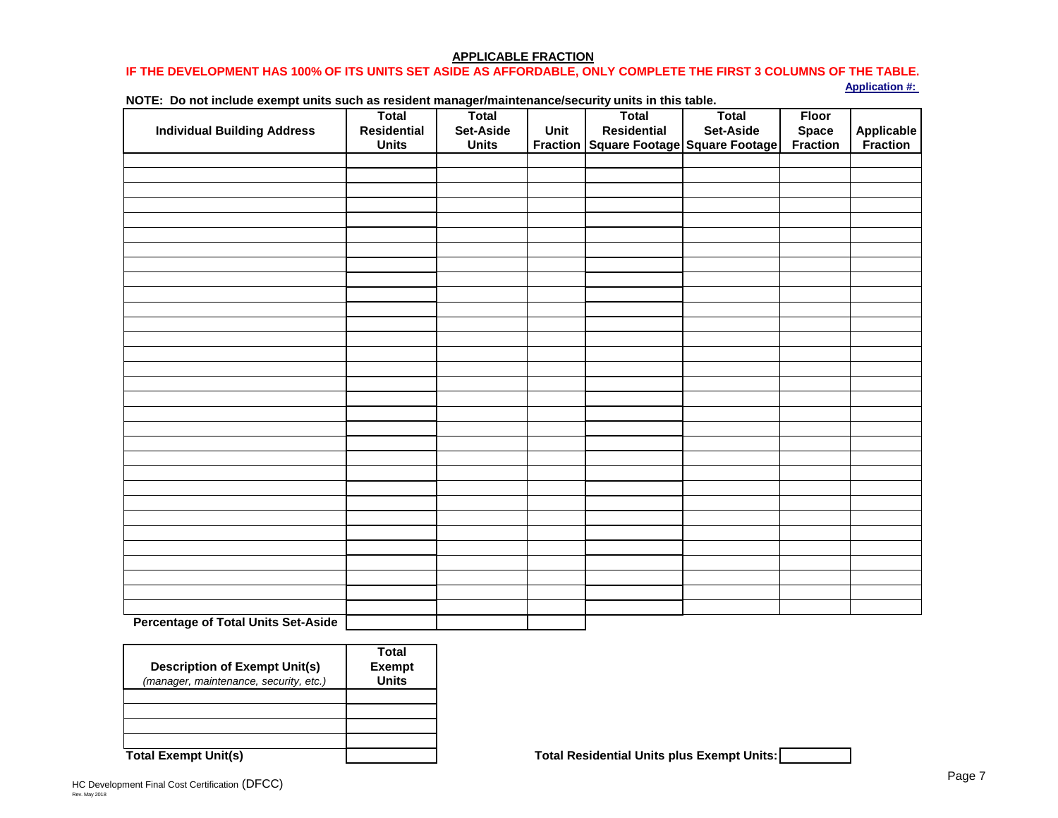## APPLICABLE FRACTION

**IF THE DEVELOPMENT HAS 100% OF ITS UNITS SET ASIDE AS AFFORDABLE, ONLY COMPLETE THE FIRST 3 COLUMNS OF THE TABLE.**

**Application #:**

**NOTE: Do not include exempt units such as resident manager/maintenance/security units in this table.**

| Individual Building Address | Total Residential Units | Total Set-Aside Units | Unit Fraction | Total Residential Square Footage | Total Set-Aside Square Footage | Floor Space Fraction | Applicable Fraction |
|---|---|---|---|---|---|---|---|
| | | | | | | | |
| | | | | | | | |
| | | | | | | | |
| | | | | | | | |
| | | | | | | | |
| | | | | | | | |
| | | | | | | | |
| | | | | | | | |
| | | | | | | | |
| | | | | | | | |
| | | | | | | | |
| | | | | | | | |
| | | | | | | | |
| | | | | | | | |
| | | | | | | | |
| | | | | | | | |
| | | | | | | | |
| | | | | | | | |
| | | | | | | | |
| | | | | | | | |
| | | | | | | | |
| | | | | | | | |
| | | | | | | | |
| | | | | | | | |
| | | | | | | | |
| | | | | | | | |
| | | | | | | | |
| | | | | | | | |
| | | | | | | | |
| | | | | | | | |
| | | | | | | | |
| | | | | | | | |
| **Percentage of Total Units Set-Aside** | | | | | | | |

| **Description of Exempt Unit(s)** *(manager, maintenance, security, etc.)* | **Total Exempt Units** |
|---|---|
| | |
| | |
| | |
| | |
| **Total Exempt Unit(s)** | |

**Total Residential Units plus Exempt Units:**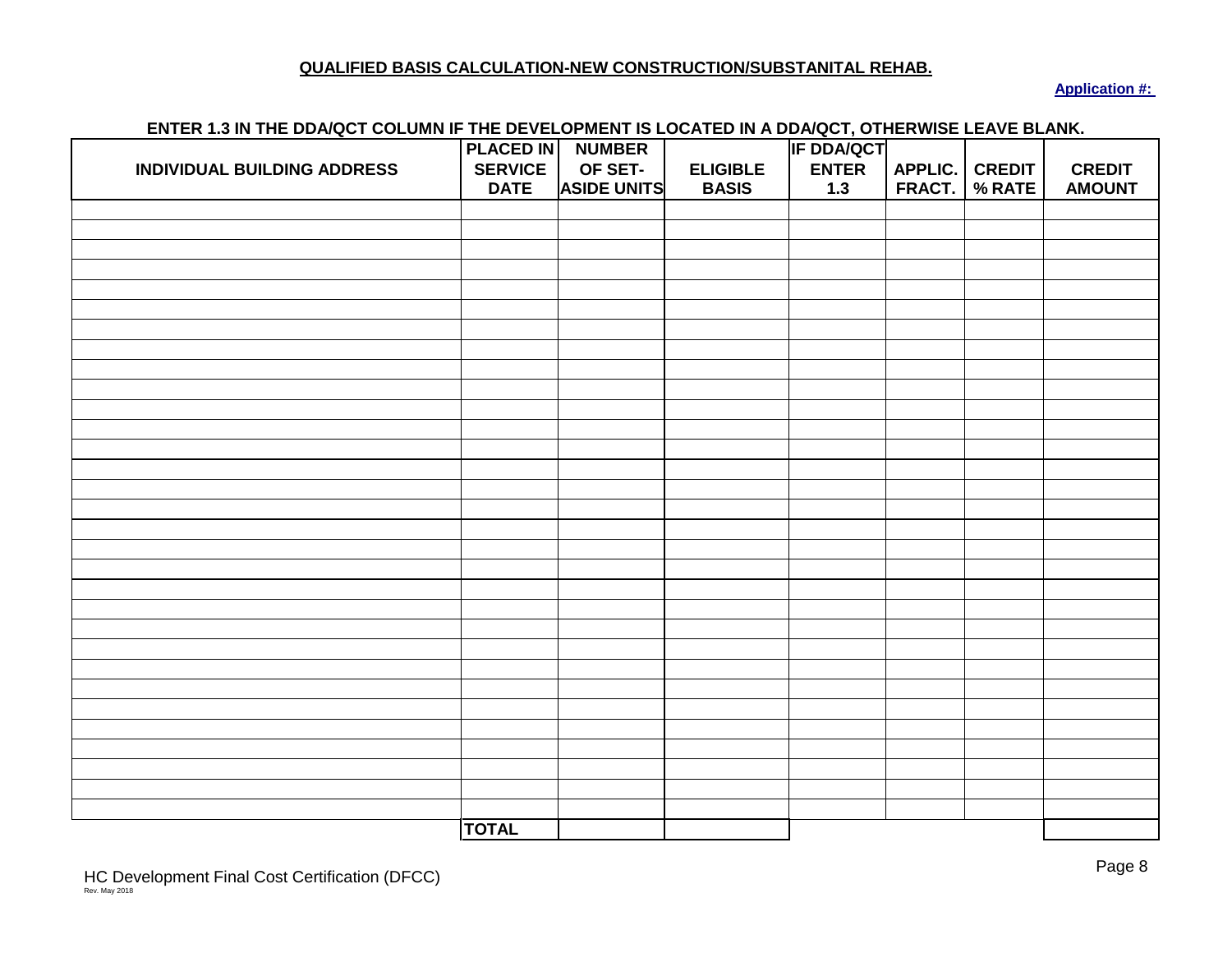**QUALIFIED BASIS CALCULATION-NEW CONSTRUCTION/SUBSTANITAL REHAB.**

**Application #:**

**ENTER 1.3 IN THE DDA/QCT COLUMN IF THE DEVELOPMENT IS LOCATED IN A DDA/QCT, OTHERWISE LEAVE BLANK.**

| INDIVIDUAL BUILDING ADDRESS | PLACED IN SERVICE DATE | NUMBER OF SET-ASIDE UNITS | ELIGIBLE BASIS | IF DDA/QCT ENTER 1.3 | APPLIC. FRACT. | CREDIT % RATE | CREDIT AMOUNT |
|---|---|---|---|---|---|---|---|
| | | | | | | | |
| | | | | | | | |
| | | | | | | | |
| | | | | | | | |
| | | | | | | | |
| | | | | | | | |
| | | | | | | | |
| | | | | | | | |
| | | | | | | | |
| | | | | | | | |
| | | | | | | | |
| | | | | | | | |
| | | | | | | | |
| | | | | | | | |
| | | | | | | | |
| | | | | | | | |
| | | | | | | | |
| | | | | | | | |
| | | | | | | | |
| | | | | | | | |
| | | | | | | | |
| | | | | | | | |
| | | | | | | | |
| | | | | | | | |
| | | | | | | | |
| | | | | | | | |
| | | | | | | | |
| | | | | | | | |
| | | | | | | | |
| | | | | | | | |
| | | | | | | | |
| | **TOTAL** | | | | | | |

HC Development Final Cost Certification (DFCC)
Rev. May 2018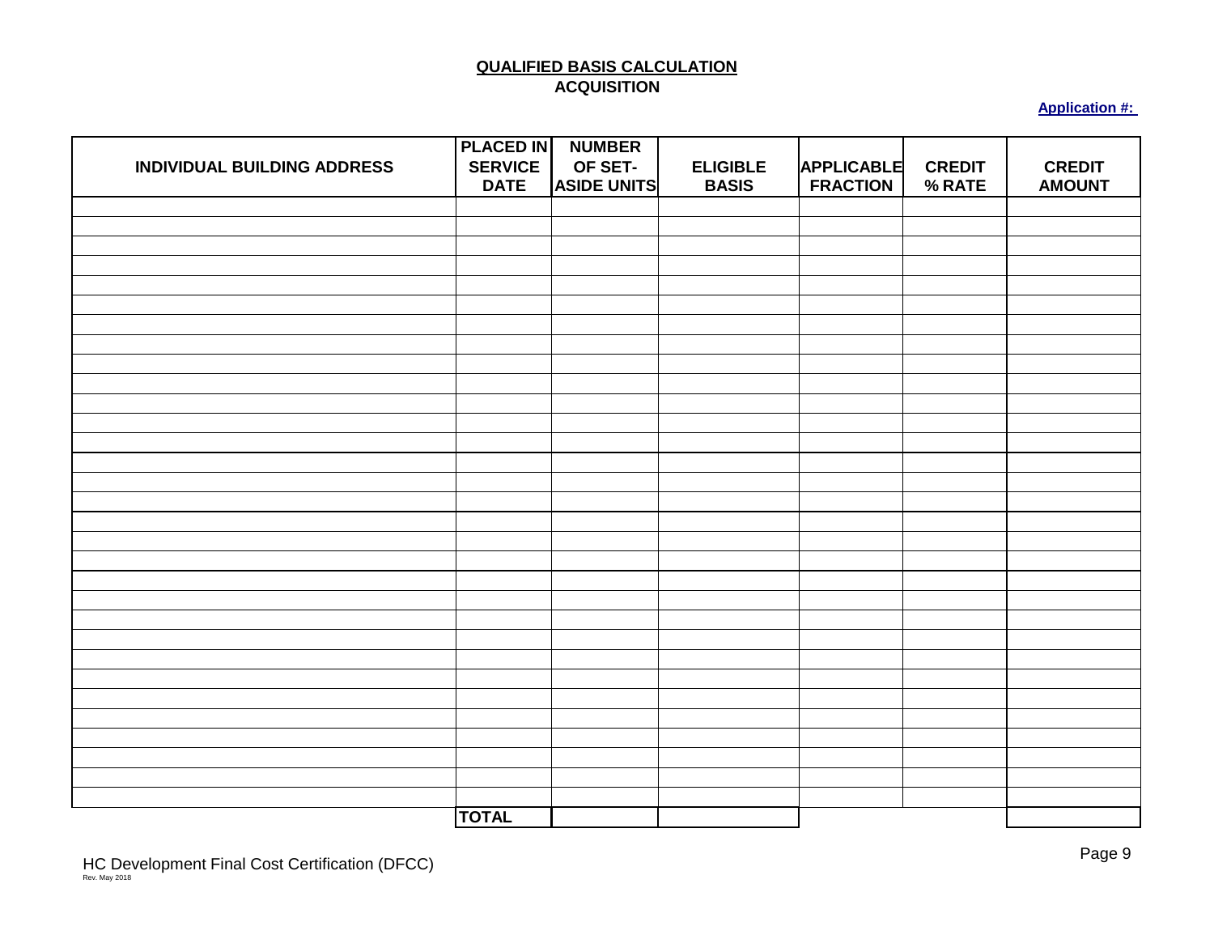## QUALIFIED BASIS CALCULATION
### ACQUISITION

**Application #:**

| INDIVIDUAL BUILDING ADDRESS | PLACED IN SERVICE DATE | NUMBER OF SET-ASIDE UNITS | ELIGIBLE BASIS | APPLICABLE FRACTION | CREDIT % RATE | CREDIT AMOUNT |
|---|---|---|---|---|---|---|
| | | | | | | |
| | | | | | | |
| | | | | | | |
| | | | | | | |
| | | | | | | |
| | | | | | | |
| | | | | | | |
| | | | | | | |
| | | | | | | |
| | | | | | | |
| | | | | | | |
| | | | | | | |
| | | | | | | |
| | | | | | | |
| | | | | | | |
| | | | | | | |
| | | | | | | |
| | | | | | | |
| | | | | | | |
| | | | | | | |
| | | | | | | |
| | | | | | | |
| | | | | | | |
| | | | | | | |
| | | | | | | |
| | | | | | | |
| | | | | | | |
| | | | | | | |
| | | | | | | |
| | | | | | | |
| | | | | | | |
| | **TOTAL** | | | | | |

HC Development Final Cost Certification (DFCC)
Rev. May 2018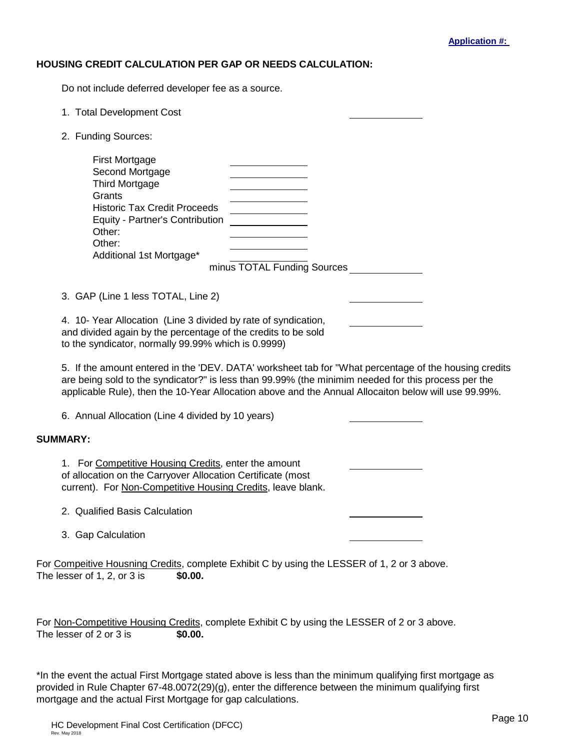**Application #:**

## HOUSING CREDIT CALCULATION PER GAP OR NEEDS CALCULATION:

Do not include deferred developer fee as a source.

1. Total Development Cost ____________

2. Funding Sources:

| | |
|---|---|
| First Mortgage | ____________ |
| Second Mortgage | ____________ |
| Third Mortgage | ____________ |
| Grants | ____________ |
| Historic Tax Credit Proceeds | ____________ |
| Equity - Partner's Contribution | ____________ |
| Other: | ____________ |
| Other: | ____________ |
| Additional 1st Mortgage* | ____________ |

minus TOTAL Funding Sources ____________

3. GAP (Line 1 less TOTAL, Line 2) ____________

4. 10- Year Allocation (Line 3 divided by rate of syndication, and divided again by the percentage of the credits to be sold to the syndicator, normally 99.99% which is 0.9999) ____________

5. If the amount entered in the 'DEV. DATA' worksheet tab for "What percentage of the housing credits are being sold to the syndicator?" is less than 99.99% (the minimim needed for this process per the applicable Rule), then the 10-Year Allocation above and the Annual Allocaiton below will use 99.99%.

6. Annual Allocation (Line 4 divided by 10 years) ____________

## SUMMARY:

1. For Competitive Housing Credits, enter the amount of allocation on the Carryover Allocation Certificate (most current). For Non-Competitive Housing Credits, leave blank. ____________

2. Qualified Basis Calculation ____________

3. Gap Calculation ____________

For Compeitive Housning Credits, complete Exhibit C by using the LESSER of 1, 2 or 3 above.
The lesser of 1, 2, or 3 is **$0.00.**

For Non-Competitive Housing Credits, complete Exhibit C by using the LESSER of 2 or 3 above.
The lesser of 2 or 3 is **$0.00.**

*In the event the actual First Mortgage stated above is less than the minimum qualifying first mortgage as provided in Rule Chapter 67-48.0072(29)(g), enter the difference between the minimum qualifying first mortgage and the actual First Mortgage for gap calculations.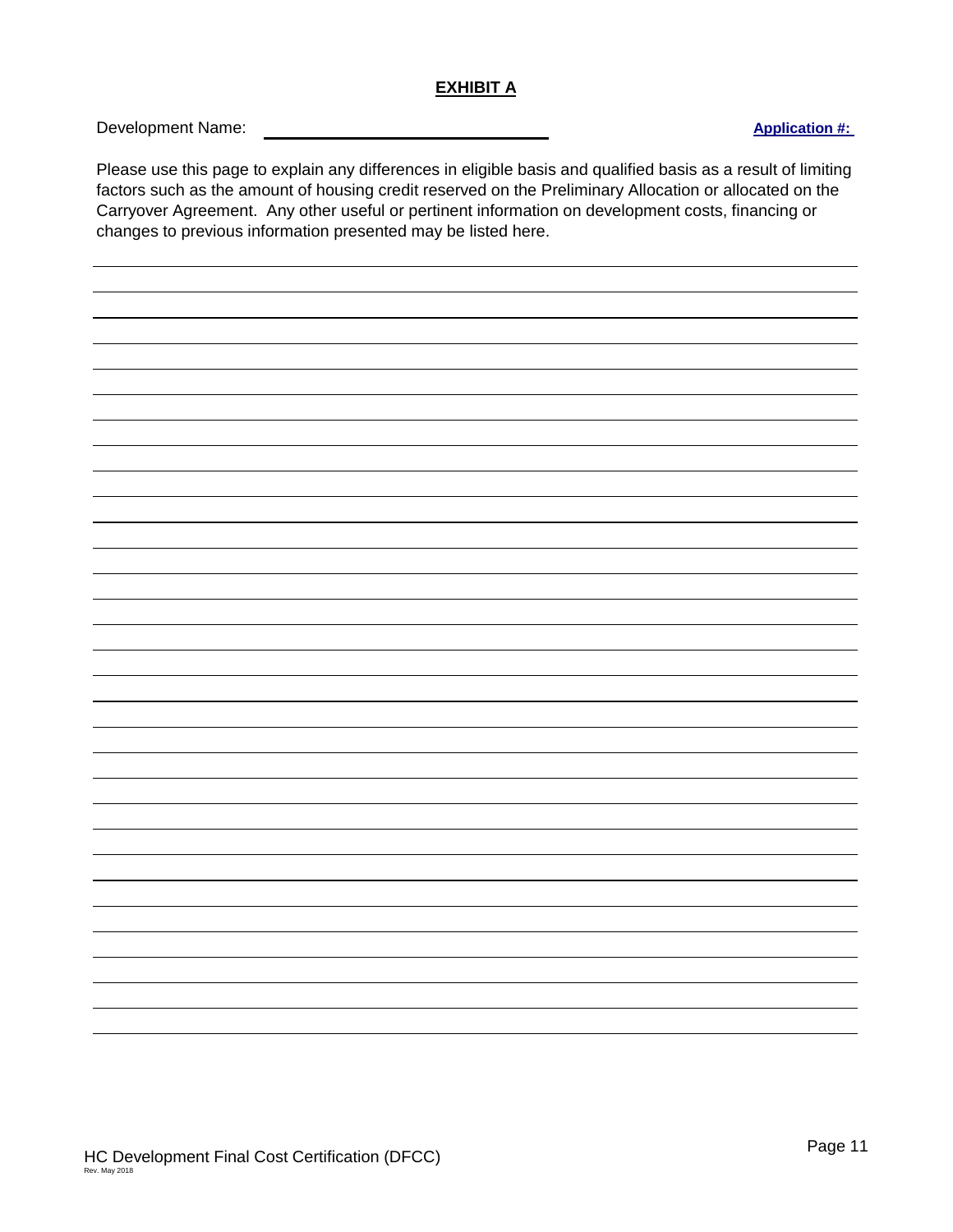**EXHIBIT A**

Development Name: \_\_\_\_\_\_\_\_\_\_\_\_\_\_\_\_\_\_\_\_\_\_\_\_\_\_\_\_\_\_ **Application #:**

Please use this page to explain any differences in eligible basis and qualified basis as a result of limiting factors such as the amount of housing credit reserved on the Preliminary Allocation or allocated on the Carryover Agreement. Any other useful or pertinent information on development costs, financing or changes to previous information presented may be listed here.

HC Development Final Cost Certification (DFCC)
Rev. May 2018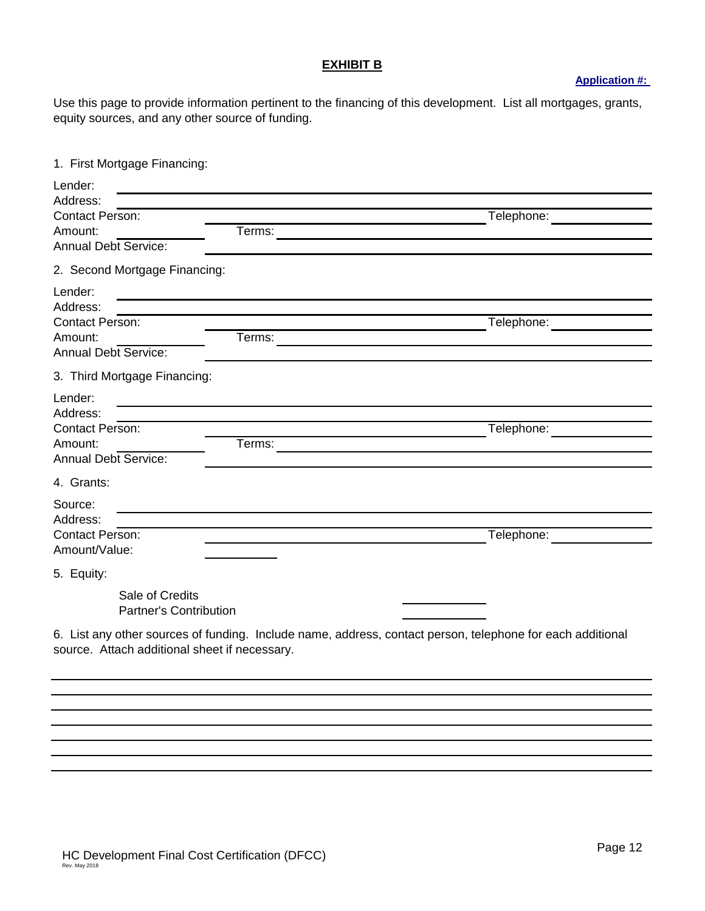# EXHIBIT B

**Application #:**

Use this page to provide information pertinent to the financing of this development. List all mortgages, grants, equity sources, and any other source of funding.

1. First Mortgage Financing:

Lender: ______________________________

Address: ______________________________

Contact Person: ______________________________ Telephone: ______________

Amount: ______________ Terms: ______________________________

Annual Debt Service: ______________________________

2. Second Mortgage Financing:

Lender: ______________________________

Address: ______________________________

Contact Person: ______________________________ Telephone: ______________

Amount: ______________ Terms: ______________________________

Annual Debt Service: ______________________________

3. Third Mortgage Financing:

Lender: ______________________________

Address: ______________________________

Contact Person: ______________________________ Telephone: ______________

Amount: ______________ Terms: ______________________________

Annual Debt Service: ______________________________

4. Grants:

Source: ______________________________

Address: ______________________________

Contact Person: ______________________________ Telephone: ______________

Amount/Value: ______________

5. Equity:

Sale of Credits ______________

Partner's Contribution ______________

6. List any other sources of funding. Include name, address, contact person, telephone for each additional source. Attach additional sheet if necessary.

______________________________________________________________________

______________________________________________________________________

______________________________________________________________________

______________________________________________________________________

______________________________________________________________________

______________________________________________________________________

______________________________________________________________________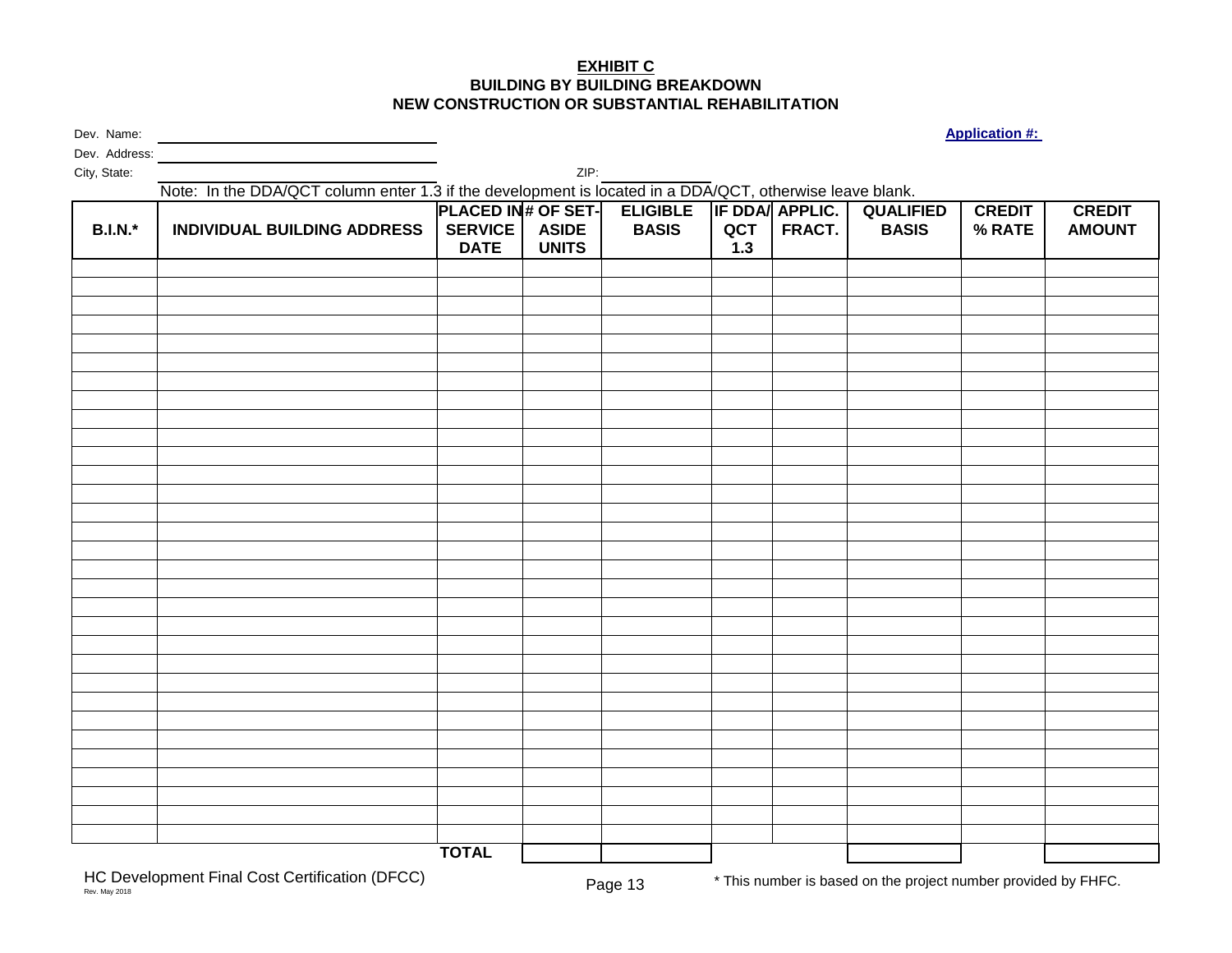# EXHIBIT C

## BUILDING BY BUILDING BREAKDOWN

## NEW CONSTRUCTION OR SUBSTANTIAL REHABILITATION

Dev. Name: ______________________

**Application #:**

Dev. Address: ______________________

City, State: ______________________ ZIP: ____________

Note: In the DDA/QCT column enter 1.3 if the development is located in a DDA/QCT, otherwise leave blank.

| B.I.N.* | INDIVIDUAL BUILDING ADDRESS | PLACED IN SERVICE DATE | # OF SET-ASIDE UNITS | ELIGIBLE BASIS | IF DDA/ QCT 1.3 | APPLIC. FRACT. | QUALIFIED BASIS | CREDIT % RATE | CREDIT AMOUNT |
|---|---|---|---|---|---|---|---|---|---|
| | | | | | | | | | |
| | | | | | | | | | |
| | | | | | | | | | |
| | | | | | | | | | |
| | | | | | | | | | |
| | | | | | | | | | |
| | | | | | | | | | |
| | | | | | | | | | |
| | | | | | | | | | |
| | | | | | | | | | |
| | | | | | | | | | |
| | | | | | | | | | |
| | | | | | | | | | |
| | | | | | | | | | |
| | | | | | | | | | |
| | | | | | | | | | |
| | | | | | | | | | |
| | | | | | | | | | |
| | | | | | | | | | |
| | | | | | | | | | |
| | | | | | | | | | |
| | | | | | | | | | |
| | | | | | | | | | |
| | | | | | | | | | |
| | | | | | | | | | |
| | | | | | | | | | |
| | | | | | | | | | |
| | | | | | | | | | |
| | | | | | | | | | |
| | | | | | | | | | |
| | | **TOTAL** | | | | | | | |

HC Development Final Cost Certification (DFCC)

Rev. May 2018

\* This number is based on the project number provided by FHFC.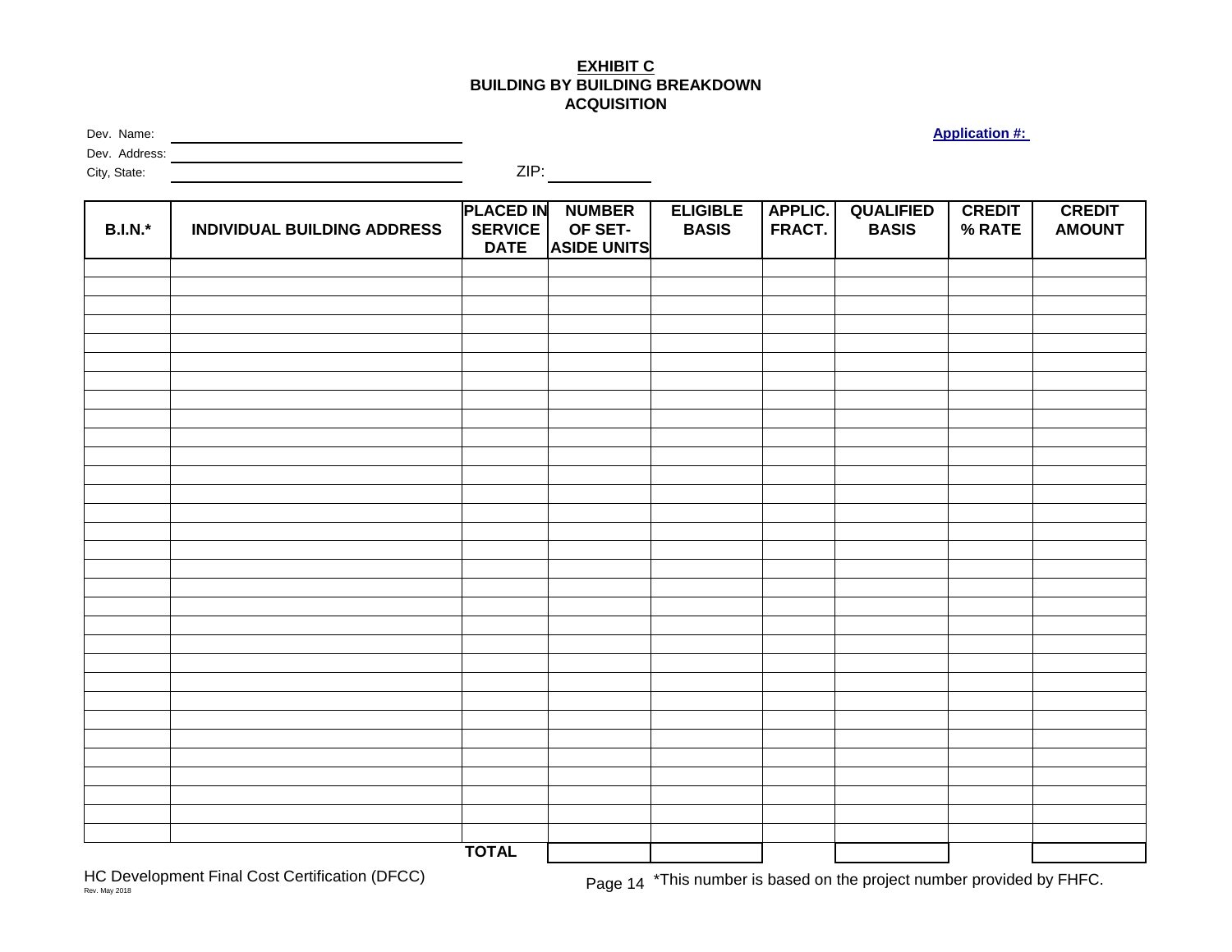# EXHIBIT C
## BUILDING BY BUILDING BREAKDOWN
## ACQUISITION

Dev. Name: ____________________

Dev. Address: ____________________

City, State: ____________________ ZIP: __________

**Application #:**

| B.I.N.* | INDIVIDUAL BUILDING ADDRESS | PLACED IN SERVICE DATE | NUMBER OF SET-ASIDE UNITS | ELIGIBLE BASIS | APPLIC. FRACT. | QUALIFIED BASIS | CREDIT % RATE | CREDIT AMOUNT |
|---|---|---|---|---|---|---|---|---|
| | | | | | | | | |
| | | | | | | | | |
| | | | | | | | | |
| | | | | | | | | |
| | | | | | | | | |
| | | | | | | | | |
| | | | | | | | | |
| | | | | | | | | |
| | | | | | | | | |
| | | | | | | | | |
| | | | | | | | | |
| | | | | | | | | |
| | | | | | | | | |
| | | | | | | | | |
| | | | | | | | | |
| | | | | | | | | |
| | | | | | | | | |
| | | | | | | | | |
| | | | | | | | | |
| | | | | | | | | |
| | | | | | | | | |
| | | | | | | | | |
| | | | | | | | | |
| | | | | | | | | |
| | | | | | | | | |
| | | | | | | | | |
| | | | | | | | | |
| | | | | | | | | |
| | | | | | | | | |
| | | | | | | | | |
| | | | | | | | | |
| | | **TOTAL** | | | | | | |

HC Development Final Cost Certification (DFCC)
Rev. May 2018

*This number is based on the project number provided by FHFC.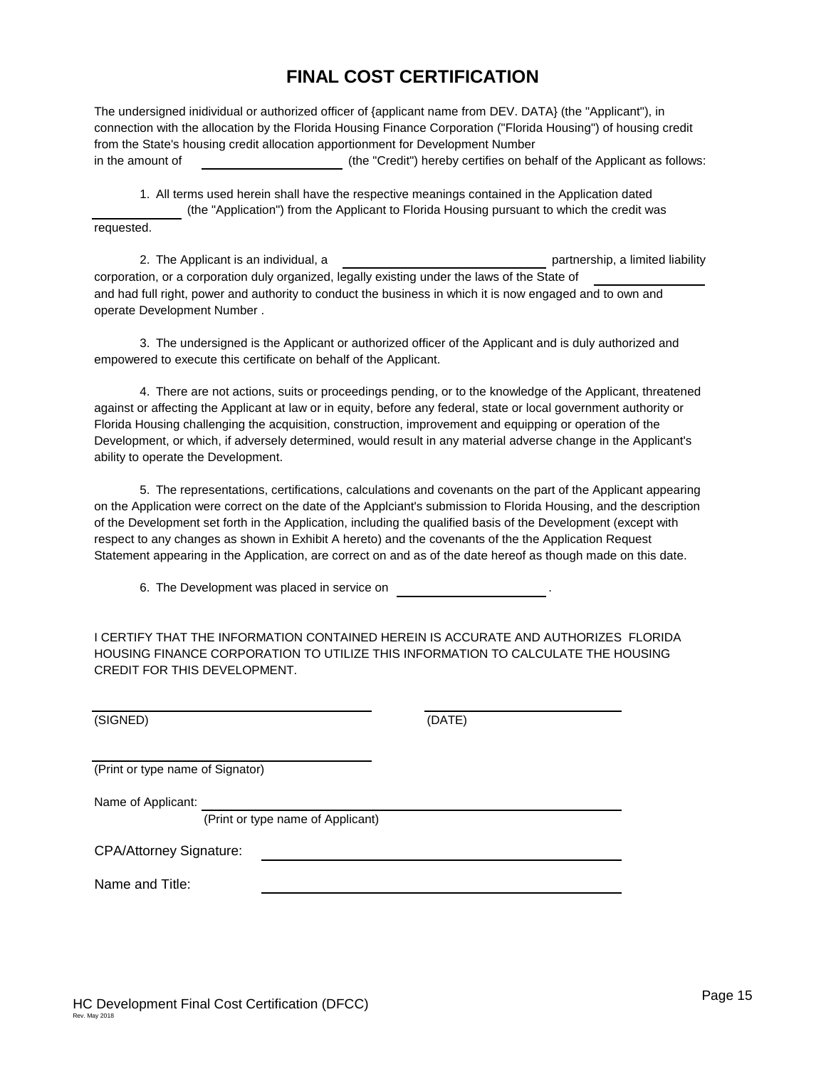# FINAL COST CERTIFICATION

The undersigned inidividual or authorized officer of {applicant name from DEV. DATA} (the "Applicant"), in connection with the allocation by the Florida Housing Finance Corporation ("Florida Housing") of housing credit from the State's housing credit allocation apportionment for Development Number in the amount of ____________________ (the "Credit") hereby certifies on behalf of the Applicant as follows:

1. All terms used herein shall have the respective meanings contained in the Application dated ____________ (the "Application") from the Applicant to Florida Housing pursuant to which the credit was requested.

2. The Applicant is an individual, a ____________________________ partnership, a limited liability corporation, or a corporation duly organized, legally existing under the laws of the State of ________________ and had full right, power and authority to conduct the business in which it is now engaged and to own and operate Development Number .

3. The undersigned is the Applicant or authorized officer of the Applicant and is duly authorized and empowered to execute this certificate on behalf of the Applicant.

4. There are not actions, suits or proceedings pending, or to the knowledge of the Applicant, threatened against or affecting the Applicant at law or in equity, before any federal, state or local government authority or Florida Housing challenging the acquisition, construction, improvement and equipping or operation of the Development, or which, if adversely determined, would result in any material adverse change in the Applicant's ability to operate the Development.

5. The representations, certifications, calculations and covenants on the part of the Applicant appearing on the Application were correct on the date of the Applciant's submission to Florida Housing, and the description of the Development set forth in the Application, including the qualified basis of the Development (except with respect to any changes as shown in Exhibit A hereto) and the covenants of the the Application Request Statement appearing in the Application, are correct on and as of the date hereof as though made on this date.

6. The Development was placed in service on ____________________ .

I CERTIFY THAT THE INFORMATION CONTAINED HEREIN IS ACCURATE AND AUTHORIZES FLORIDA HOUSING FINANCE CORPORATION TO UTILIZE THIS INFORMATION TO CALCULATE THE HOUSING CREDIT FOR THIS DEVELOPMENT.

____________________________________ ____________________

(SIGNED) (DATE)

____________________________________

(Print or type name of Signator)

Name of Applicant: ____________________________________

(Print or type name of Applicant)

CPA/Attorney Signature: ____________________________________

Name and Title: ____________________________________

HC Development Final Cost Certification (DFCC)

Rev. May 2018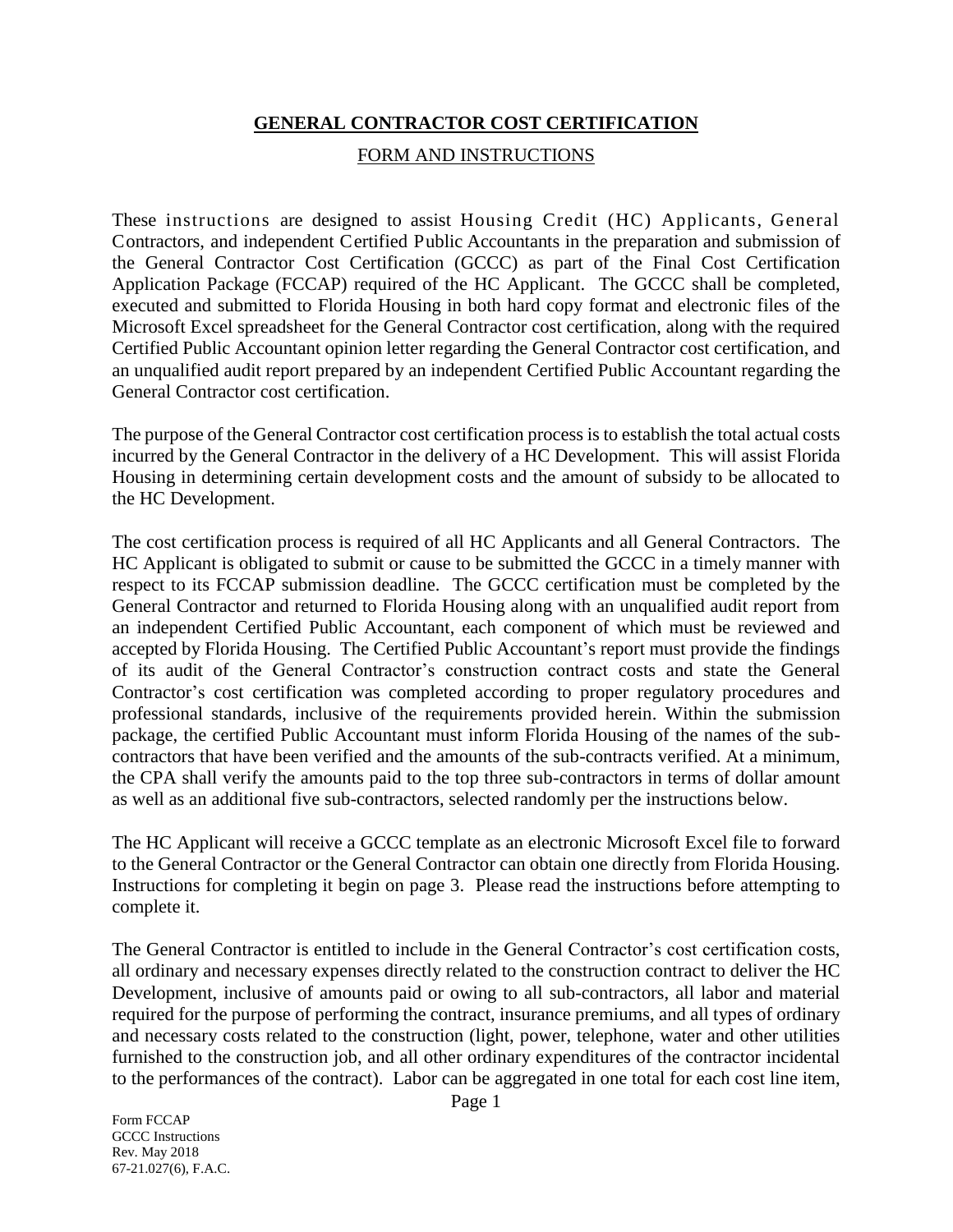# GENERAL CONTRACTOR COST CERTIFICATION

## FORM AND INSTRUCTIONS

These instructions are designed to assist Housing Credit (HC) Applicants, General Contractors, and independent Certified Public Accountants in the preparation and submission of the General Contractor Cost Certification (GCCC) as part of the Final Cost Certification Application Package (FCCAP) required of the HC Applicant. The GCCC shall be completed, executed and submitted to Florida Housing in both hard copy format and electronic files of the Microsoft Excel spreadsheet for the General Contractor cost certification, along with the required Certified Public Accountant opinion letter regarding the General Contractor cost certification, and an unqualified audit report prepared by an independent Certified Public Accountant regarding the General Contractor cost certification.

The purpose of the General Contractor cost certification process is to establish the total actual costs incurred by the General Contractor in the delivery of a HC Development. This will assist Florida Housing in determining certain development costs and the amount of subsidy to be allocated to the HC Development.

The cost certification process is required of all HC Applicants and all General Contractors. The HC Applicant is obligated to submit or cause to be submitted the GCCC in a timely manner with respect to its FCCAP submission deadline. The GCCC certification must be completed by the General Contractor and returned to Florida Housing along with an unqualified audit report from an independent Certified Public Accountant, each component of which must be reviewed and accepted by Florida Housing. The Certified Public Accountant's report must provide the findings of its audit of the General Contractor's construction contract costs and state the General Contractor's cost certification was completed according to proper regulatory procedures and professional standards, inclusive of the requirements provided herein. Within the submission package, the certified Public Accountant must inform Florida Housing of the names of the sub-contractors that have been verified and the amounts of the sub-contracts verified. At a minimum, the CPA shall verify the amounts paid to the top three sub-contractors in terms of dollar amount as well as an additional five sub-contractors, selected randomly per the instructions below.

The HC Applicant will receive a GCCC template as an electronic Microsoft Excel file to forward to the General Contractor or the General Contractor can obtain one directly from Florida Housing. Instructions for completing it begin on page 3. Please read the instructions before attempting to complete it.

The General Contractor is entitled to include in the General Contractor's cost certification costs, all ordinary and necessary expenses directly related to the construction contract to deliver the HC Development, inclusive of amounts paid or owing to all sub-contractors, all labor and material required for the purpose of performing the contract, insurance premiums, and all types of ordinary and necessary costs related to the construction (light, power, telephone, water and other utilities furnished to the construction job, and all other ordinary expenditures of the contractor incidental to the performances of the contract). Labor can be aggregated in one total for each cost line item,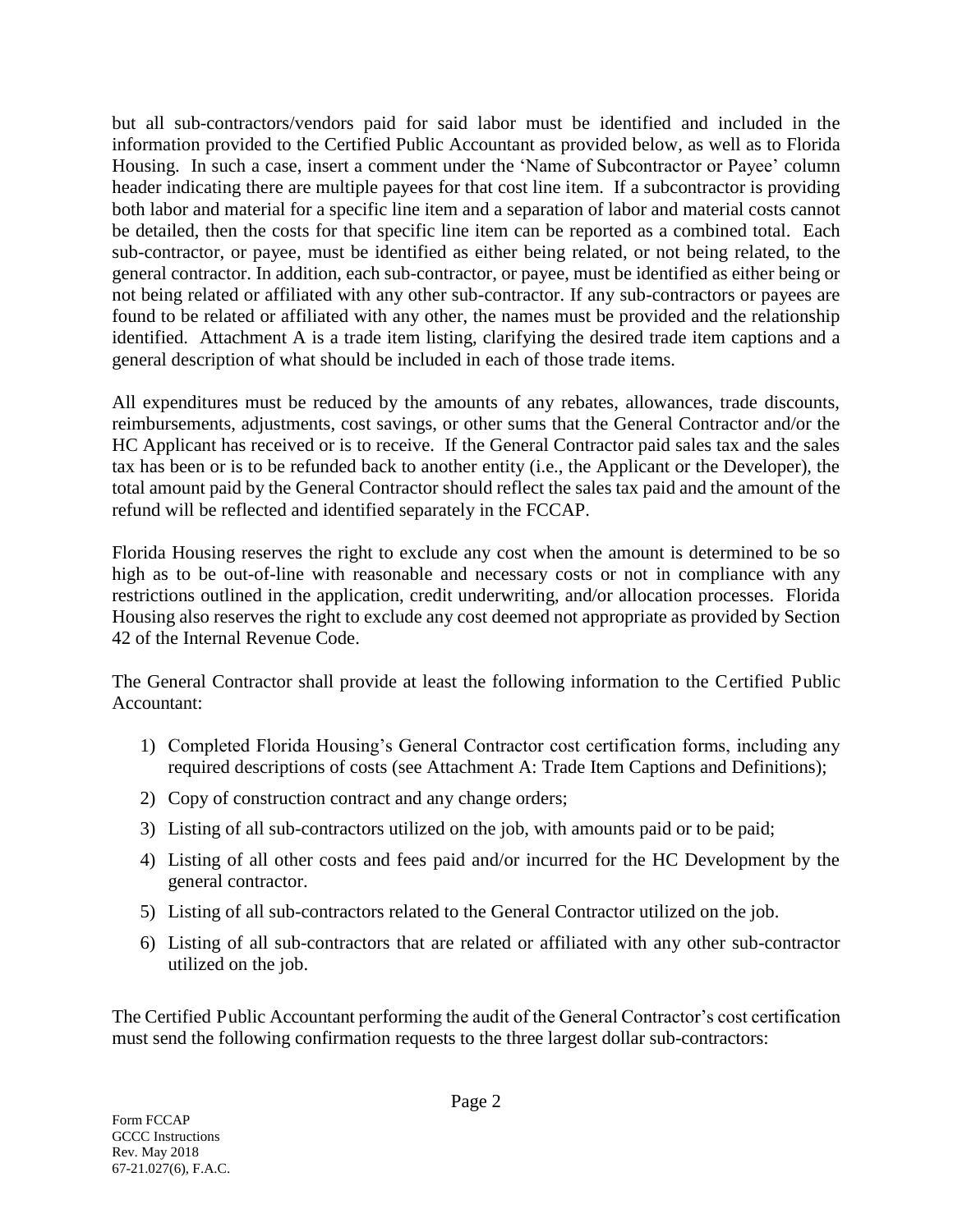but all sub-contractors/vendors paid for said labor must be identified and included in the information provided to the Certified Public Accountant as provided below, as well as to Florida Housing. In such a case, insert a comment under the 'Name of Subcontractor or Payee' column header indicating there are multiple payees for that cost line item. If a subcontractor is providing both labor and material for a specific line item and a separation of labor and material costs cannot be detailed, then the costs for that specific line item can be reported as a combined total. Each sub-contractor, or payee, must be identified as either being related, or not being related, to the general contractor. In addition, each sub-contractor, or payee, must be identified as either being or not being related or affiliated with any other sub-contractor. If any sub-contractors or payees are found to be related or affiliated with any other, the names must be provided and the relationship identified. Attachment A is a trade item listing, clarifying the desired trade item captions and a general description of what should be included in each of those trade items.

All expenditures must be reduced by the amounts of any rebates, allowances, trade discounts, reimbursements, adjustments, cost savings, or other sums that the General Contractor and/or the HC Applicant has received or is to receive. If the General Contractor paid sales tax and the sales tax has been or is to be refunded back to another entity (i.e., the Applicant or the Developer), the total amount paid by the General Contractor should reflect the sales tax paid and the amount of the refund will be reflected and identified separately in the FCCAP.

Florida Housing reserves the right to exclude any cost when the amount is determined to be so high as to be out-of-line with reasonable and necessary costs or not in compliance with any restrictions outlined in the application, credit underwriting, and/or allocation processes. Florida Housing also reserves the right to exclude any cost deemed not appropriate as provided by Section 42 of the Internal Revenue Code.

The General Contractor shall provide at least the following information to the Certified Public Accountant:

1) Completed Florida Housing's General Contractor cost certification forms, including any required descriptions of costs (see Attachment A: Trade Item Captions and Definitions);
2) Copy of construction contract and any change orders;
3) Listing of all sub-contractors utilized on the job, with amounts paid or to be paid;
4) Listing of all other costs and fees paid and/or incurred for the HC Development by the general contractor.
5) Listing of all sub-contractors related to the General Contractor utilized on the job.
6) Listing of all sub-contractors that are related or affiliated with any other sub-contractor utilized on the job.

The Certified Public Accountant performing the audit of the General Contractor's cost certification must send the following confirmation requests to the three largest dollar sub-contractors:

Form FCCAP
GCCC Instructions
Rev. May 2018
67-21.027(6), F.A.C.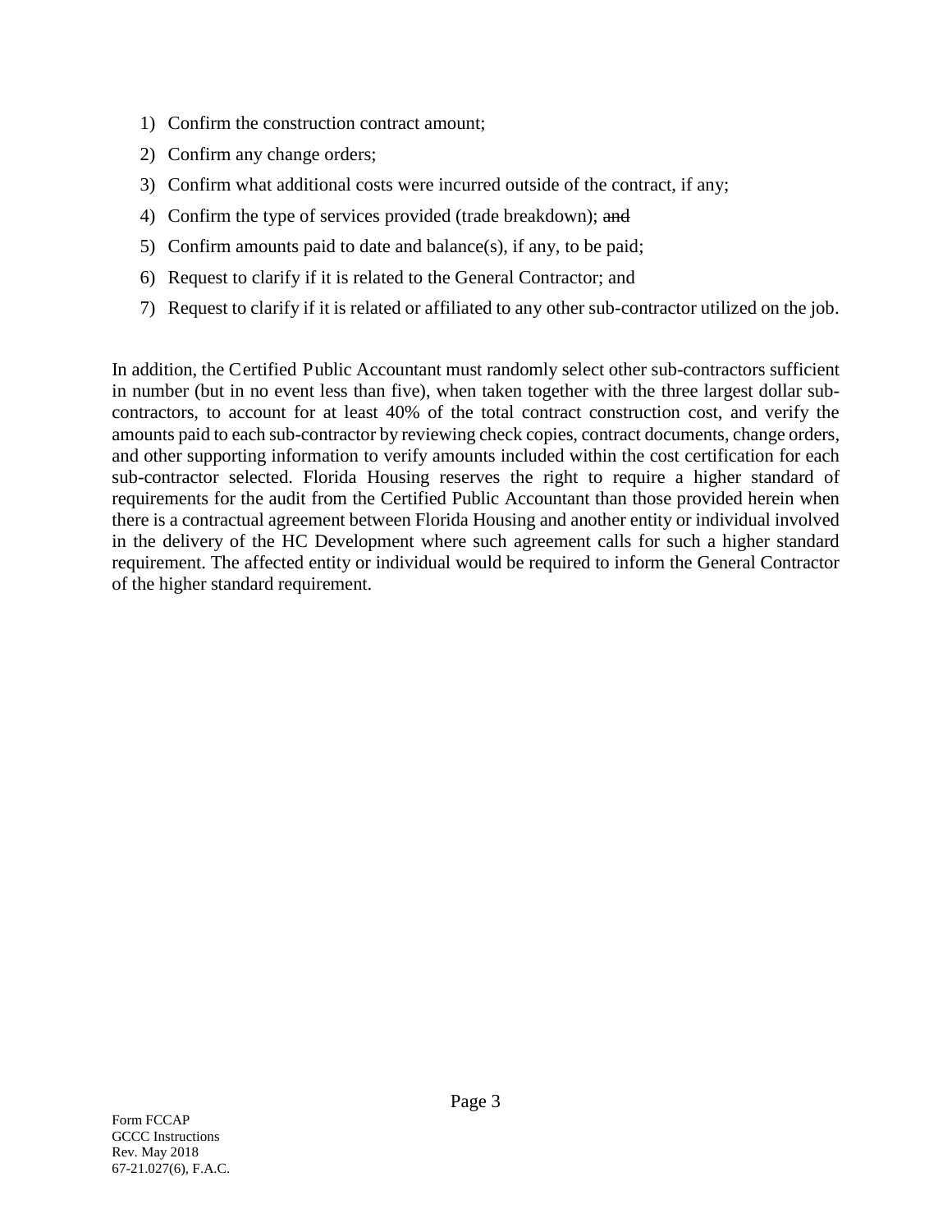1) Confirm the construction contract amount;
2) Confirm any change orders;
3) Confirm what additional costs were incurred outside of the contract, if any;
4) Confirm the type of services provided (trade breakdown); ~~and~~
5) Confirm amounts paid to date and balance(s), if any, to be paid;
6) Request to clarify if it is related to the General Contractor; and
7) Request to clarify if it is related or affiliated to any other sub-contractor utilized on the job.

In addition, the Certified Public Accountant must randomly select other sub-contractors sufficient in number (but in no event less than five), when taken together with the three largest dollar sub-contractors, to account for at least 40% of the total contract construction cost, and verify the amounts paid to each sub-contractor by reviewing check copies, contract documents, change orders, and other supporting information to verify amounts included within the cost certification for each sub-contractor selected. Florida Housing reserves the right to require a higher standard of requirements for the audit from the Certified Public Accountant than those provided herein when there is a contractual agreement between Florida Housing and another entity or individual involved in the delivery of the HC Development where such agreement calls for such a higher standard requirement. The affected entity or individual would be required to inform the General Contractor of the higher standard requirement.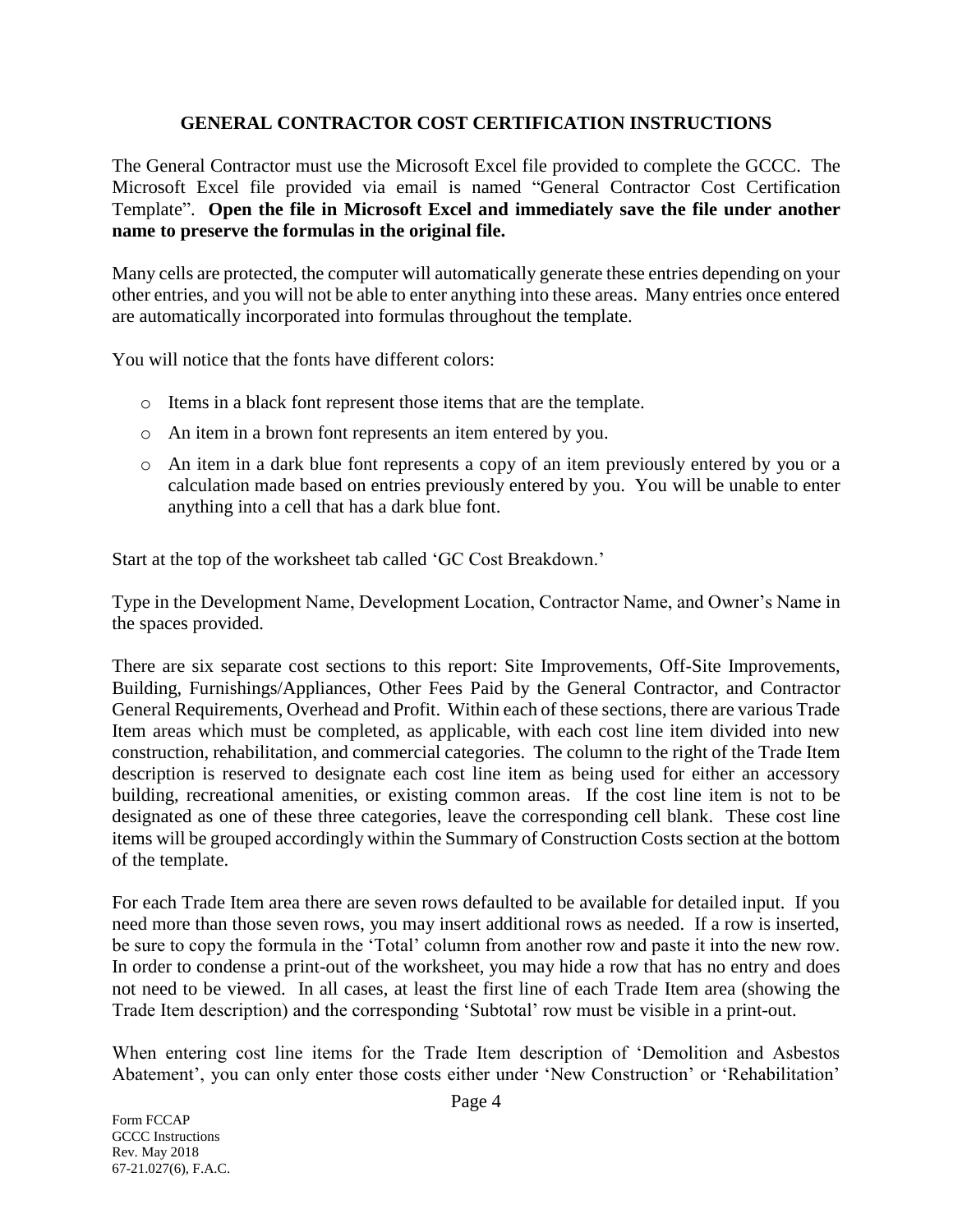## GENERAL CONTRACTOR COST CERTIFICATION INSTRUCTIONS

The General Contractor must use the Microsoft Excel file provided to complete the GCCC. The Microsoft Excel file provided via email is named "General Contractor Cost Certification Template". **Open the file in Microsoft Excel and immediately save the file under another name to preserve the formulas in the original file.**

Many cells are protected, the computer will automatically generate these entries depending on your other entries, and you will not be able to enter anything into these areas. Many entries once entered are automatically incorporated into formulas throughout the template.

You will notice that the fonts have different colors:

- Items in a black font represent those items that are the template.
- An item in a brown font represents an item entered by you.
- An item in a dark blue font represents a copy of an item previously entered by you or a calculation made based on entries previously entered by you. You will be unable to enter anything into a cell that has a dark blue font.

Start at the top of the worksheet tab called 'GC Cost Breakdown.'

Type in the Development Name, Development Location, Contractor Name, and Owner's Name in the spaces provided.

There are six separate cost sections to this report: Site Improvements, Off-Site Improvements, Building, Furnishings/Appliances, Other Fees Paid by the General Contractor, and Contractor General Requirements, Overhead and Profit. Within each of these sections, there are various Trade Item areas which must be completed, as applicable, with each cost line item divided into new construction, rehabilitation, and commercial categories. The column to the right of the Trade Item description is reserved to designate each cost line item as being used for either an accessory building, recreational amenities, or existing common areas. If the cost line item is not to be designated as one of these three categories, leave the corresponding cell blank. These cost line items will be grouped accordingly within the Summary of Construction Costs section at the bottom of the template.

For each Trade Item area there are seven rows defaulted to be available for detailed input. If you need more than those seven rows, you may insert additional rows as needed. If a row is inserted, be sure to copy the formula in the 'Total' column from another row and paste it into the new row. In order to condense a print-out of the worksheet, you may hide a row that has no entry and does not need to be viewed. In all cases, at least the first line of each Trade Item area (showing the Trade Item description) and the corresponding 'Subtotal' row must be visible in a print-out.

When entering cost line items for the Trade Item description of 'Demolition and Asbestos Abatement', you can only enter those costs either under 'New Construction' or 'Rehabilitation'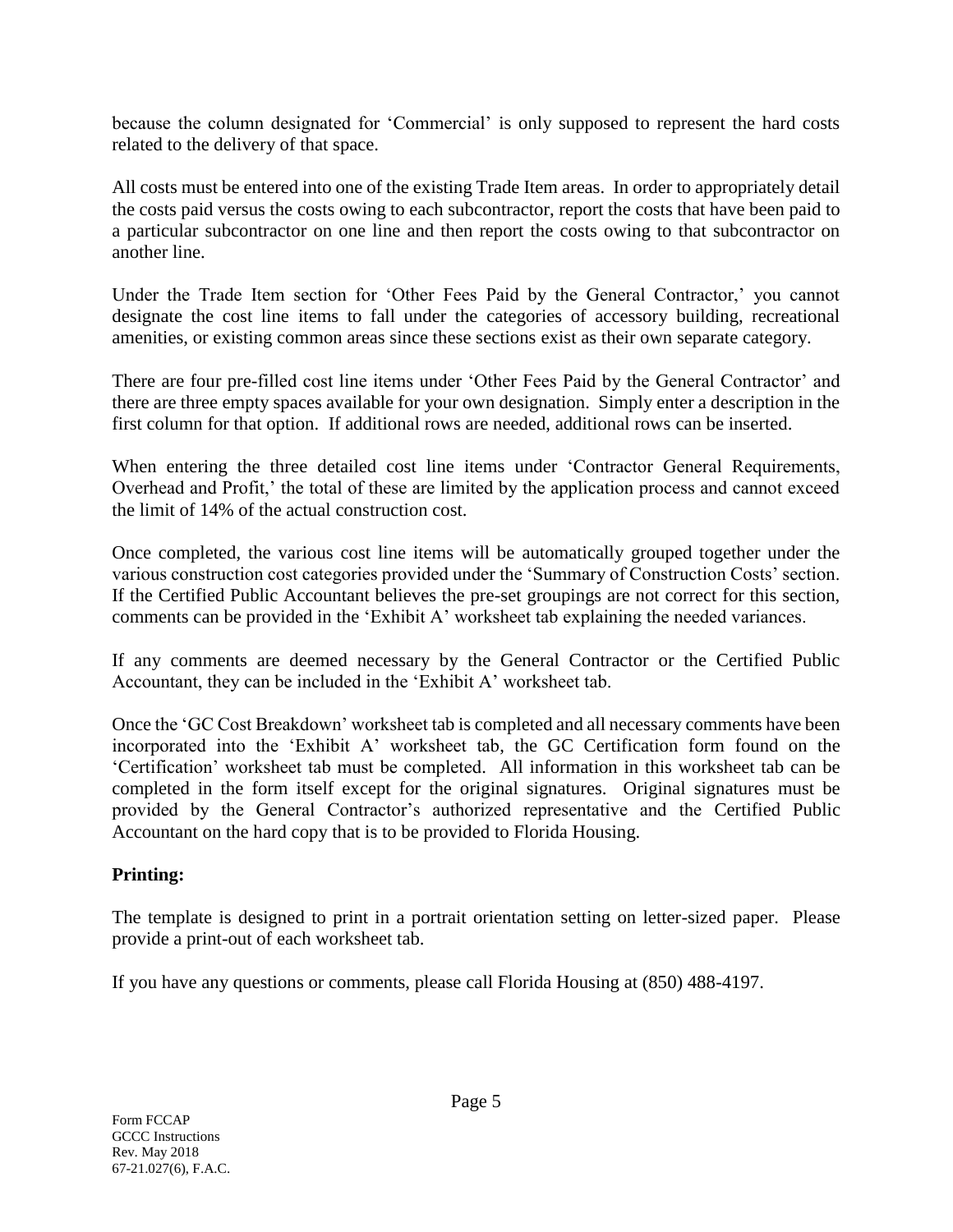because the column designated for 'Commercial' is only supposed to represent the hard costs related to the delivery of that space.

All costs must be entered into one of the existing Trade Item areas. In order to appropriately detail the costs paid versus the costs owing to each subcontractor, report the costs that have been paid to a particular subcontractor on one line and then report the costs owing to that subcontractor on another line.

Under the Trade Item section for 'Other Fees Paid by the General Contractor,' you cannot designate the cost line items to fall under the categories of accessory building, recreational amenities, or existing common areas since these sections exist as their own separate category.

There are four pre-filled cost line items under 'Other Fees Paid by the General Contractor' and there are three empty spaces available for your own designation. Simply enter a description in the first column for that option. If additional rows are needed, additional rows can be inserted.

When entering the three detailed cost line items under 'Contractor General Requirements, Overhead and Profit,' the total of these are limited by the application process and cannot exceed the limit of 14% of the actual construction cost.

Once completed, the various cost line items will be automatically grouped together under the various construction cost categories provided under the 'Summary of Construction Costs' section. If the Certified Public Accountant believes the pre-set groupings are not correct for this section, comments can be provided in the 'Exhibit A' worksheet tab explaining the needed variances.

If any comments are deemed necessary by the General Contractor or the Certified Public Accountant, they can be included in the 'Exhibit A' worksheet tab.

Once the 'GC Cost Breakdown' worksheet tab is completed and all necessary comments have been incorporated into the 'Exhibit A' worksheet tab, the GC Certification form found on the 'Certification' worksheet tab must be completed. All information in this worksheet tab can be completed in the form itself except for the original signatures. Original signatures must be provided by the General Contractor's authorized representative and the Certified Public Accountant on the hard copy that is to be provided to Florida Housing.

**Printing:**

The template is designed to print in a portrait orientation setting on letter-sized paper. Please provide a print-out of each worksheet tab.

If you have any questions or comments, please call Florida Housing at (850) 488-4197.

Form FCCAP
GCCC Instructions
Rev. May 2018
67-21.027(6), F.A.C.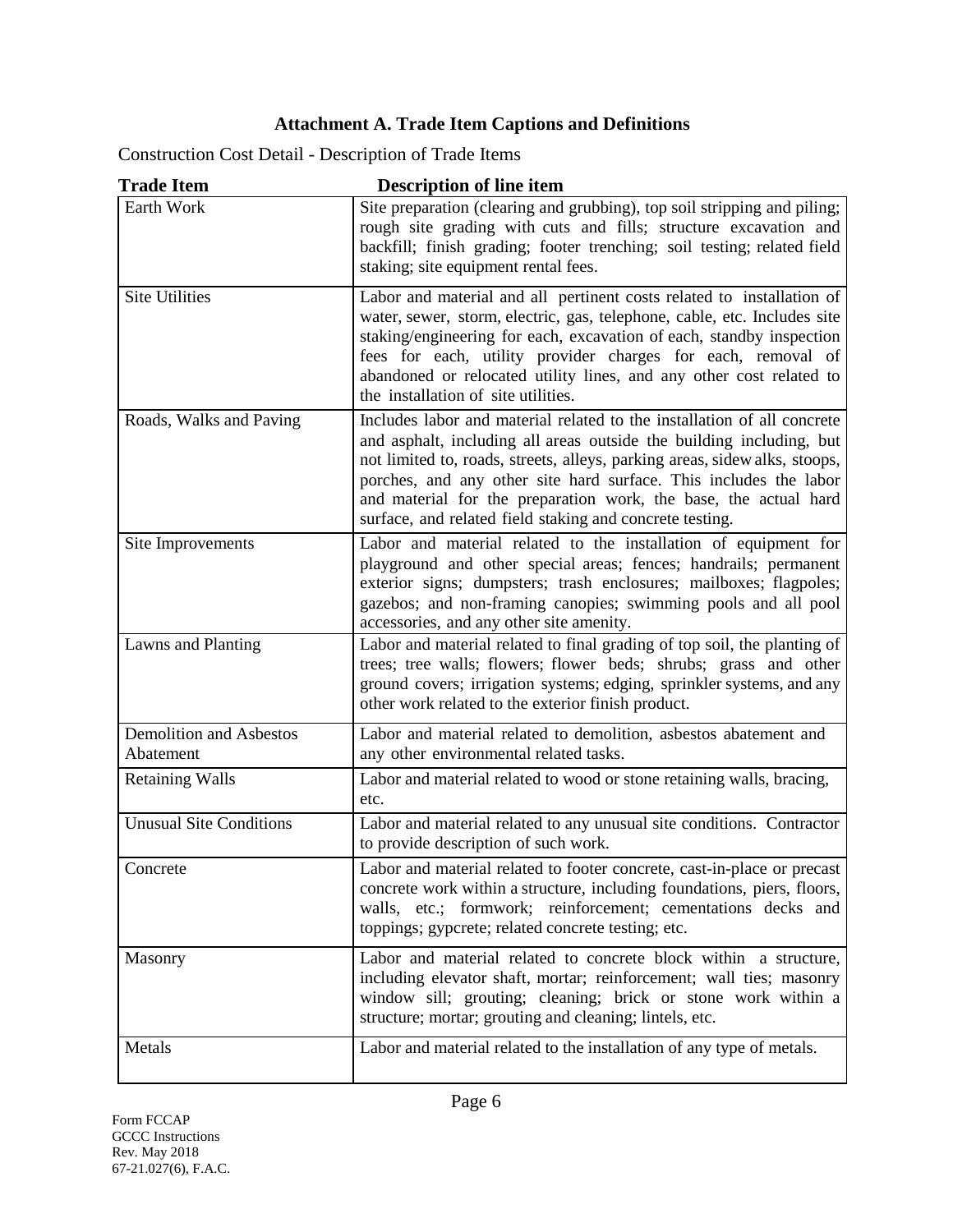### Attachment A. Trade Item Captions and Definitions

Construction Cost Detail - Description of Trade Items

| Trade Item | Description of line item |
|---|---|
| Earth Work | Site preparation (clearing and grubbing), top soil stripping and piling; rough site grading with cuts and fills; structure excavation and backfill; finish grading; footer trenching; soil testing; related field staking; site equipment rental fees. |
| Site Utilities | Labor and material and all pertinent costs related to installation of water, sewer, storm, electric, gas, telephone, cable, etc. Includes site staking/engineering for each, excavation of each, standby inspection fees for each, utility provider charges for each, removal of abandoned or relocated utility lines, and any other cost related to the installation of site utilities. |
| Roads, Walks and Paving | Includes labor and material related to the installation of all concrete and asphalt, including all areas outside the building including, but not limited to, roads, streets, alleys, parking areas, sidewalks, stoops, porches, and any other site hard surface. This includes the labor and material for the preparation work, the base, the actual hard surface, and related field staking and concrete testing. |
| Site Improvements | Labor and material related to the installation of equipment for playground and other special areas; fences; handrails; permanent exterior signs; dumpsters; trash enclosures; mailboxes; flagpoles; gazebos; and non-framing canopies; swimming pools and all pool accessories, and any other site amenity. |
| Lawns and Planting | Labor and material related to final grading of top soil, the planting of trees; tree walls; flowers; flower beds; shrubs; grass and other ground covers; irrigation systems; edging, sprinkler systems, and any other work related to the exterior finish product. |
| Demolition and Asbestos Abatement | Labor and material related to demolition, asbestos abatement and any other environmental related tasks. |
| Retaining Walls | Labor and material related to wood or stone retaining walls, bracing, etc. |
| Unusual Site Conditions | Labor and material related to any unusual site conditions. Contractor to provide description of such work. |
| Concrete | Labor and material related to footer concrete, cast-in-place or precast concrete work within a structure, including foundations, piers, floors, walls, etc.; formwork; reinforcement; cementations decks and toppings; gypcrete; related concrete testing; etc. |
| Masonry | Labor and material related to concrete block within a structure, including elevator shaft, mortar; reinforcement; wall ties; masonry window sill; grouting; cleaning; brick or stone work within a structure; mortar; grouting and cleaning; lintels, etc. |
| Metals | Labor and material related to the installation of any type of metals. |

Form FCCAP
GCCC Instructions
Rev. May 2018
67-21.027(6), F.A.C.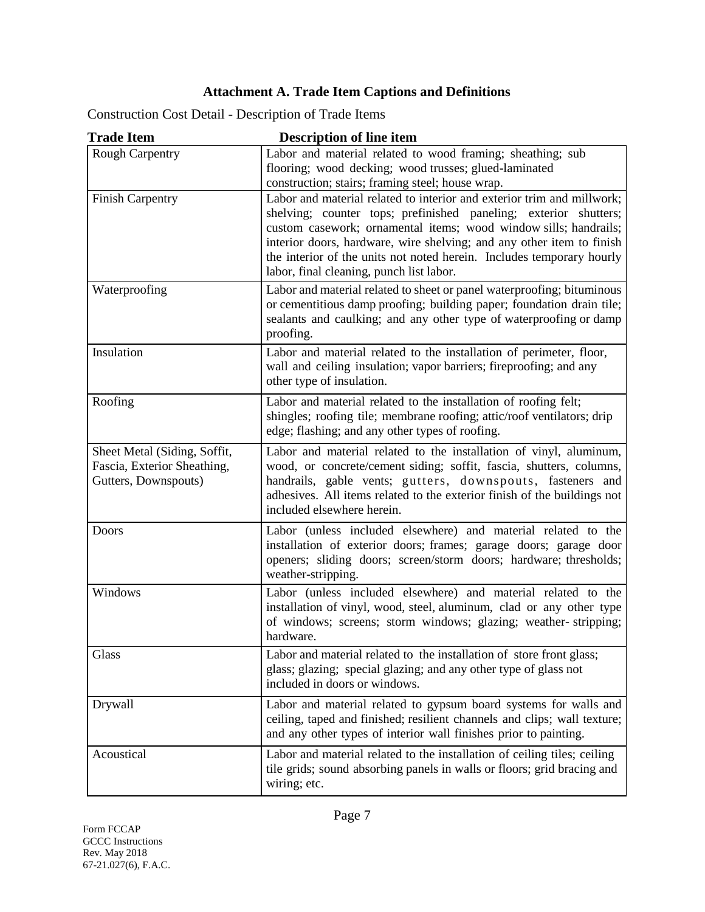### Attachment A. Trade Item Captions and Definitions

Construction Cost Detail - Description of Trade Items

| Trade Item | Description of line item |
|---|---|
| Rough Carpentry | Labor and material related to wood framing; sheathing; sub flooring; wood decking; wood trusses; glued-laminated construction; stairs; framing steel; house wrap. |
| Finish Carpentry | Labor and material related to interior and exterior trim and millwork; shelving; counter tops; prefinished paneling; exterior shutters; custom casework; ornamental items; wood window sills; handrails; interior doors, hardware, wire shelving; and any other item to finish the interior of the units not noted herein. Includes temporary hourly labor, final cleaning, punch list labor. |
| Waterproofing | Labor and material related to sheet or panel waterproofing; bituminous or cementitious damp proofing; building paper; foundation drain tile; sealants and caulking; and any other type of waterproofing or damp proofing. |
| Insulation | Labor and material related to the installation of perimeter, floor, wall and ceiling insulation; vapor barriers; fireproofing; and any other type of insulation. |
| Roofing | Labor and material related to the installation of roofing felt; shingles; roofing tile; membrane roofing; attic/roof ventilators; drip edge; flashing; and any other types of roofing. |
| Sheet Metal (Siding, Soffit, Fascia, Exterior Sheathing, Gutters, Downspouts) | Labor and material related to the installation of vinyl, aluminum, wood, or concrete/cement siding; soffit, fascia, shutters, columns, handrails, gable vents; gutters, downspouts, fasteners and adhesives. All items related to the exterior finish of the buildings not included elsewhere herein. |
| Doors | Labor (unless included elsewhere) and material related to the installation of exterior doors; frames; garage doors; garage door openers; sliding doors; screen/storm doors; hardware; thresholds; weather-stripping. |
| Windows | Labor (unless included elsewhere) and material related to the installation of vinyl, wood, steel, aluminum, clad or any other type of windows; screens; storm windows; glazing; weather- stripping; hardware. |
| Glass | Labor and material related to the installation of store front glass; glass; glazing; special glazing; and any other type of glass not included in doors or windows. |
| Drywall | Labor and material related to gypsum board systems for walls and ceiling, taped and finished; resilient channels and clips; wall texture; and any other types of interior wall finishes prior to painting. |
| Acoustical | Labor and material related to the installation of ceiling tiles; ceiling tile grids; sound absorbing panels in walls or floors; grid bracing and wiring; etc. |

Form FCCAP
GCCC Instructions
Rev. May 2018
67-21.027(6), F.A.C.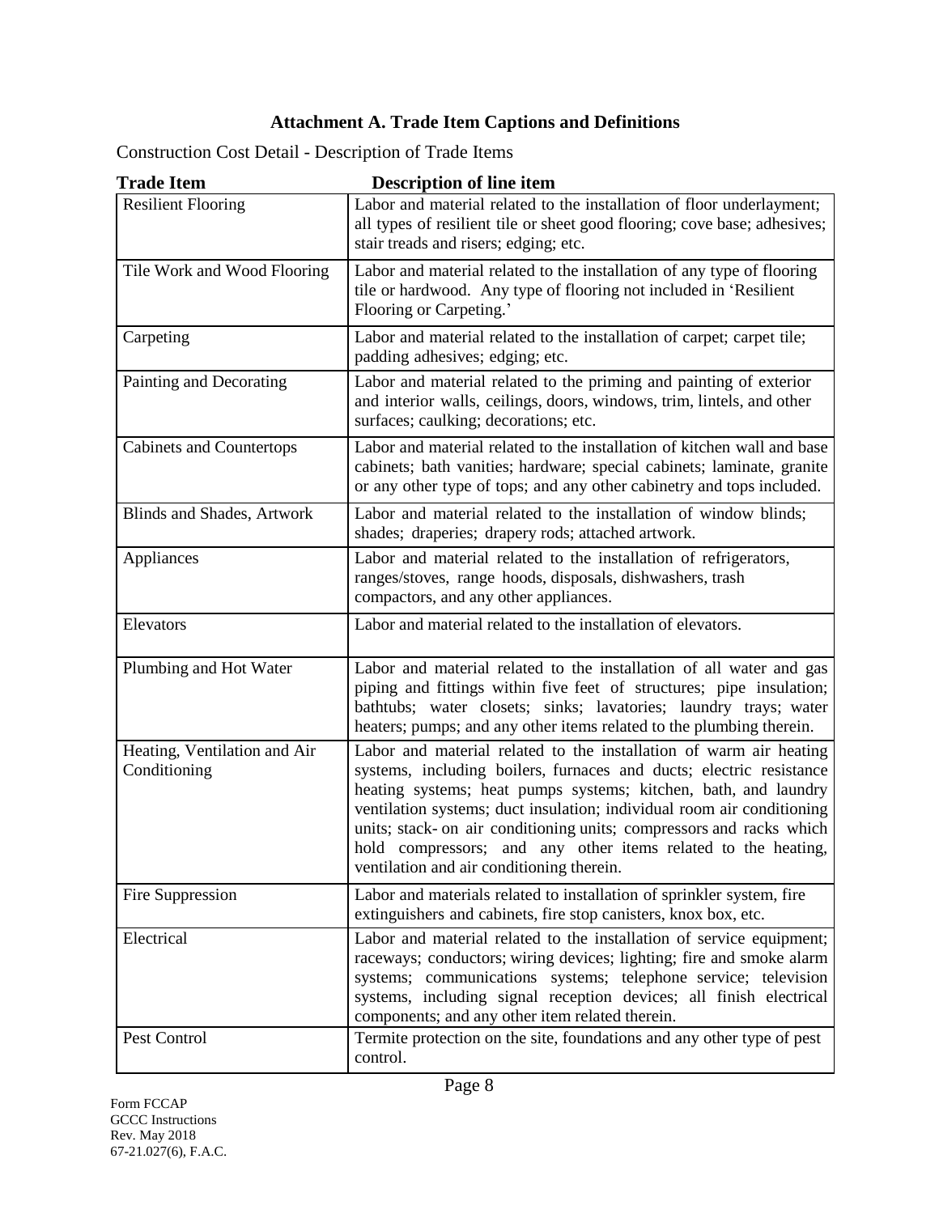## Attachment A. Trade Item Captions and Definitions

Construction Cost Detail - Description of Trade Items

| Trade Item | Description of line item |
|---|---|
| Resilient Flooring | Labor and material related to the installation of floor underlayment; all types of resilient tile or sheet good flooring; cove base; adhesives; stair treads and risers; edging; etc. |
| Tile Work and Wood Flooring | Labor and material related to the installation of any type of flooring tile or hardwood. Any type of flooring not included in 'Resilient Flooring or Carpeting.' |
| Carpeting | Labor and material related to the installation of carpet; carpet tile; padding adhesives; edging; etc. |
| Painting and Decorating | Labor and material related to the priming and painting of exterior and interior walls, ceilings, doors, windows, trim, lintels, and other surfaces; caulking; decorations; etc. |
| Cabinets and Countertops | Labor and material related to the installation of kitchen wall and base cabinets; bath vanities; hardware; special cabinets; laminate, granite or any other type of tops; and any other cabinetry and tops included. |
| Blinds and Shades, Artwork | Labor and material related to the installation of window blinds; shades; draperies; drapery rods; attached artwork. |
| Appliances | Labor and material related to the installation of refrigerators, ranges/stoves, range hoods, disposals, dishwashers, trash compactors, and any other appliances. |
| Elevators | Labor and material related to the installation of elevators. |
| Plumbing and Hot Water | Labor and material related to the installation of all water and gas piping and fittings within five feet of structures; pipe insulation; bathtubs; water closets; sinks; lavatories; laundry trays; water heaters; pumps; and any other items related to the plumbing therein. |
| Heating, Ventilation and Air Conditioning | Labor and material related to the installation of warm air heating systems, including boilers, furnaces and ducts; electric resistance heating systems; heat pumps systems; kitchen, bath, and laundry ventilation systems; duct insulation; individual room air conditioning units; stack- on air conditioning units; compressors and racks which hold compressors; and any other items related to the heating, ventilation and air conditioning therein. |
| Fire Suppression | Labor and materials related to installation of sprinkler system, fire extinguishers and cabinets, fire stop canisters, knox box, etc. |
| Electrical | Labor and material related to the installation of service equipment; raceways; conductors; wiring devices; lighting; fire and smoke alarm systems; communications systems; telephone service; television systems, including signal reception devices; all finish electrical components; and any other item related therein. |
| Pest Control | Termite protection on the site, foundations and any other type of pest control. |

Form FCCAP
GCCC Instructions
Rev. May 2018
67-21.027(6), F.A.C.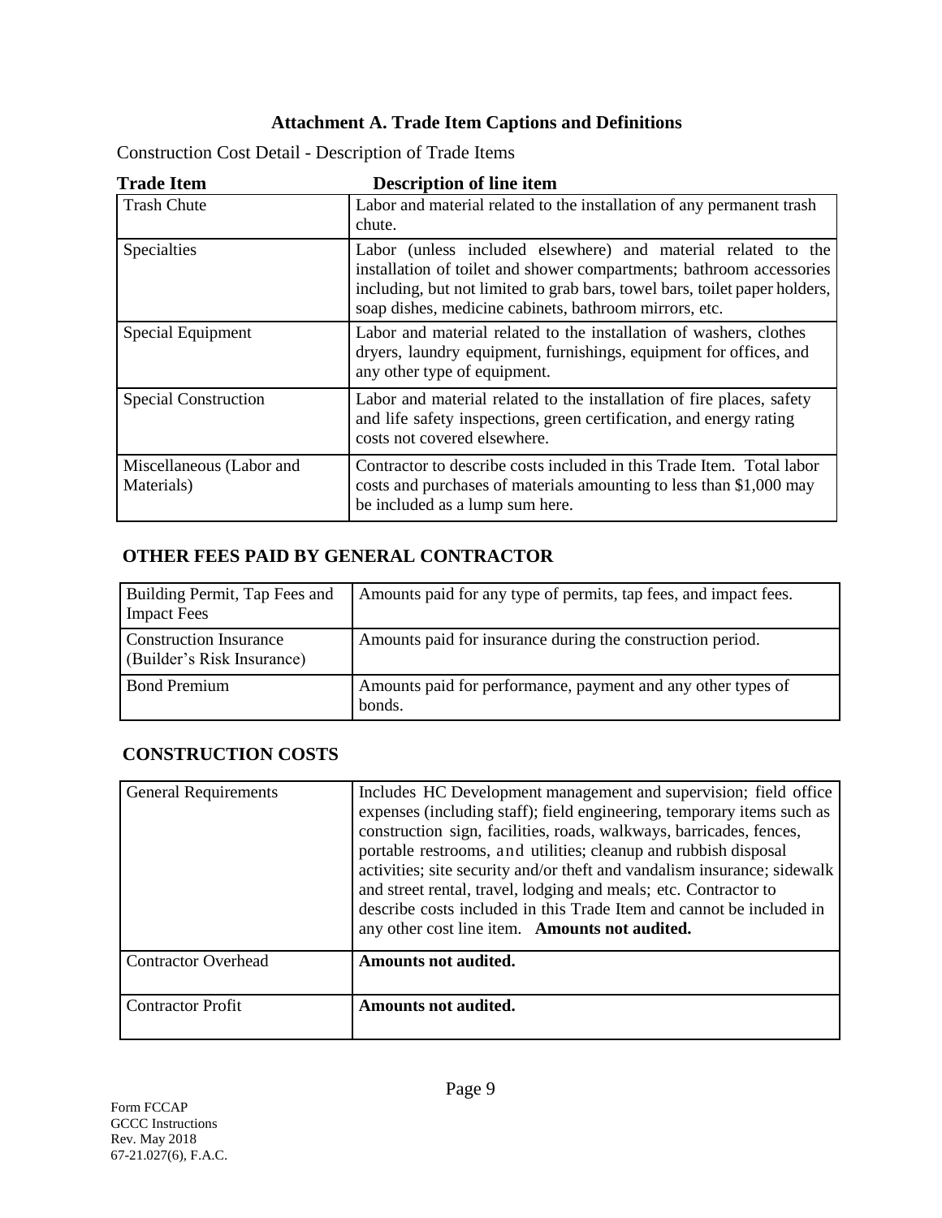## Attachment A. Trade Item Captions and Definitions

Construction Cost Detail - Description of Trade Items

| Trade Item | Description of line item |
|---|---|
| Trash Chute | Labor and material related to the installation of any permanent trash chute. |
| Specialties | Labor (unless included elsewhere) and material related to the installation of toilet and shower compartments; bathroom accessories including, but not limited to grab bars, towel bars, toilet paper holders, soap dishes, medicine cabinets, bathroom mirrors, etc. |
| Special Equipment | Labor and material related to the installation of washers, clothes dryers, laundry equipment, furnishings, equipment for offices, and any other type of equipment. |
| Special Construction | Labor and material related to the installation of fire places, safety and life safety inspections, green certification, and energy rating costs not covered elsewhere. |
| Miscellaneous (Labor and Materials) | Contractor to describe costs included in this Trade Item. Total labor costs and purchases of materials amounting to less than $1,000 may be included as a lump sum here. |

### OTHER FEES PAID BY GENERAL CONTRACTOR

| | |
|---|---|
| Building Permit, Tap Fees and Impact Fees | Amounts paid for any type of permits, tap fees, and impact fees. |
| Construction Insurance (Builder's Risk Insurance) | Amounts paid for insurance during the construction period. |
| Bond Premium | Amounts paid for performance, payment and any other types of bonds. |

### CONSTRUCTION COSTS

| | |
|---|---|
| General Requirements | Includes HC Development management and supervision; field office expenses (including staff); field engineering, temporary items such as construction sign, facilities, roads, walkways, barricades, fences, portable restrooms, and utilities; cleanup and rubbish disposal activities; site security and/or theft and vandalism insurance; sidewalk and street rental, travel, lodging and meals; etc. Contractor to describe costs included in this Trade Item and cannot be included in any other cost line item. **Amounts not audited.** |
| Contractor Overhead | **Amounts not audited.** |
| Contractor Profit | **Amounts not audited.** |

Form FCCAP
GCCC Instructions
Rev. May 2018
67-21.027(6), F.A.C.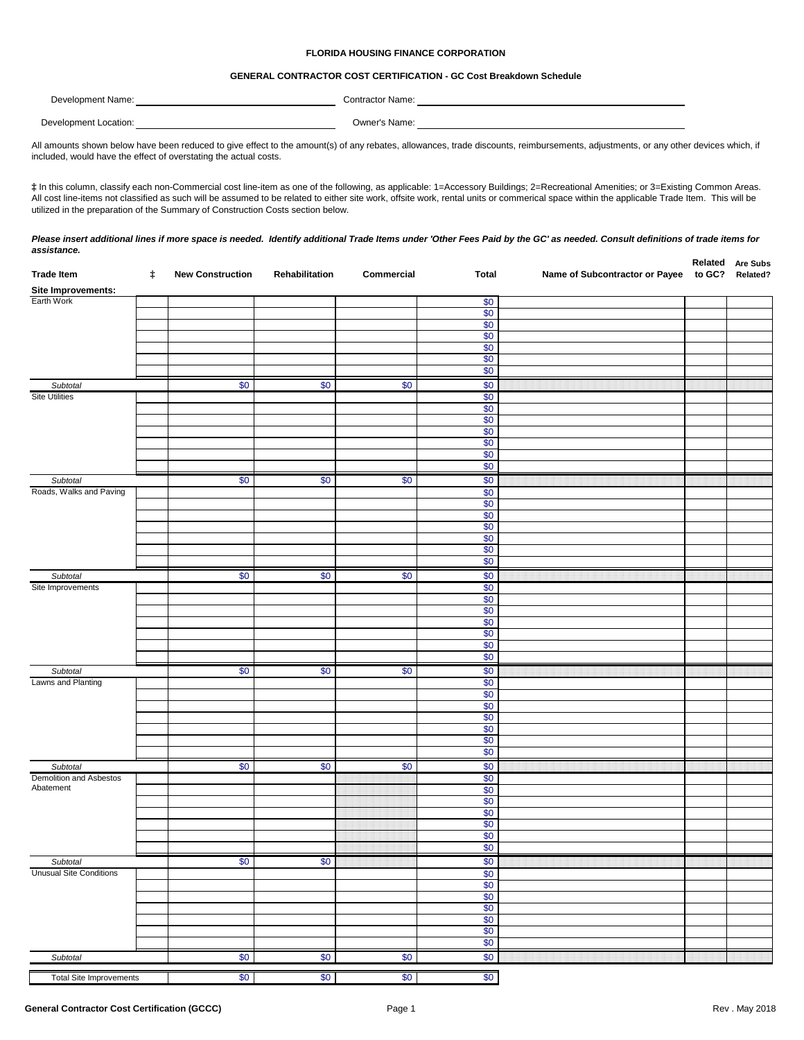**FLORIDA HOUSING FINANCE CORPORATION**

**GENERAL CONTRACTOR COST CERTIFICATION - GC Cost Breakdown Schedule**

Development Name: ____________________ Contractor Name: ____________________

Development Location: ____________________ Owner's Name: ____________________

All amounts shown below have been reduced to give effect to the amount(s) of any rebates, allowances, trade discounts, reimbursements, adjustments, or any other devices which, if included, would have the effect of overstating the actual costs.

‡ In this column, classify each non-Commercial cost line-item as one of the following, as applicable: 1=Accessory Buildings; 2=Recreational Amenities; or 3=Existing Common Areas. All cost line-items not classified as such will be assumed to be related to either site work, offsite work, rental units or commerical space within the applicable Trade Item. This will be utilized in the preparation of the Summary of Construction Costs section below.

***Please insert additional lines if more space is needed. Identify additional Trade Items under 'Other Fees Paid by the GC' as needed. Consult definitions of trade items for assistance.***

| Trade Item | ‡ | New Construction | Rehabilitation | Commercial | Total | Name of Subcontractor or Payee | Related to GC? | Are Subs Related? |
|---|---|---|---|---|---|---|---|---|
| **Site Improvements:** | | | | | | | | |
| Earth Work | | | | | $0 | | | |
| | | | | | $0 | | | |
| | | | | | $0 | | | |
| | | | | | $0 | | | |
| | | | | | $0 | | | |
| | | | | | $0 | | | |
| | | | | | $0 | | | |
| *Subtotal* | | $0 | $0 | $0 | $0 | | | |
| Site Utilities | | | | | $0 | | | |
| | | | | | $0 | | | |
| | | | | | $0 | | | |
| | | | | | $0 | | | |
| | | | | | $0 | | | |
| | | | | | $0 | | | |
| | | | | | $0 | | | |
| *Subtotal* | | $0 | $0 | $0 | $0 | | | |
| Roads, Walks and Paving | | | | | $0 | | | |
| | | | | | $0 | | | |
| | | | | | $0 | | | |
| | | | | | $0 | | | |
| | | | | | $0 | | | |
| | | | | | $0 | | | |
| | | | | | $0 | | | |
| *Subtotal* | | $0 | $0 | $0 | $0 | | | |
| Site Improvements | | | | | $0 | | | |
| | | | | | $0 | | | |
| | | | | | $0 | | | |
| | | | | | $0 | | | |
| | | | | | $0 | | | |
| | | | | | $0 | | | |
| | | | | | $0 | | | |
| *Subtotal* | | $0 | $0 | $0 | $0 | | | |
| Lawns and Planting | | | | | $0 | | | |
| | | | | | $0 | | | |
| | | | | | $0 | | | |
| | | | | | $0 | | | |
| | | | | | $0 | | | |
| | | | | | $0 | | | |
| | | | | | $0 | | | |
| *Subtotal* | | $0 | $0 | $0 | $0 | | | |
| Demolition and Asbestos Abatement | | | | | $0 | | | |
| | | | | | $0 | | | |
| | | | | | $0 | | | |
| | | | | | $0 | | | |
| | | | | | $0 | | | |
| | | | | | $0 | | | |
| | | | | | $0 | | | |
| *Subtotal* | | $0 | $0 | | $0 | | | |
| Unusual Site Conditions | | | | | $0 | | | |
| | | | | | $0 | | | |
| | | | | | $0 | | | |
| | | | | | $0 | | | |
| | | | | | $0 | | | |
| | | | | | $0 | | | |
| | | | | | $0 | | | |
| *Subtotal* | | $0 | $0 | $0 | $0 | | | |
| Total Site Improvements | | $0 | $0 | $0 | $0 | | | |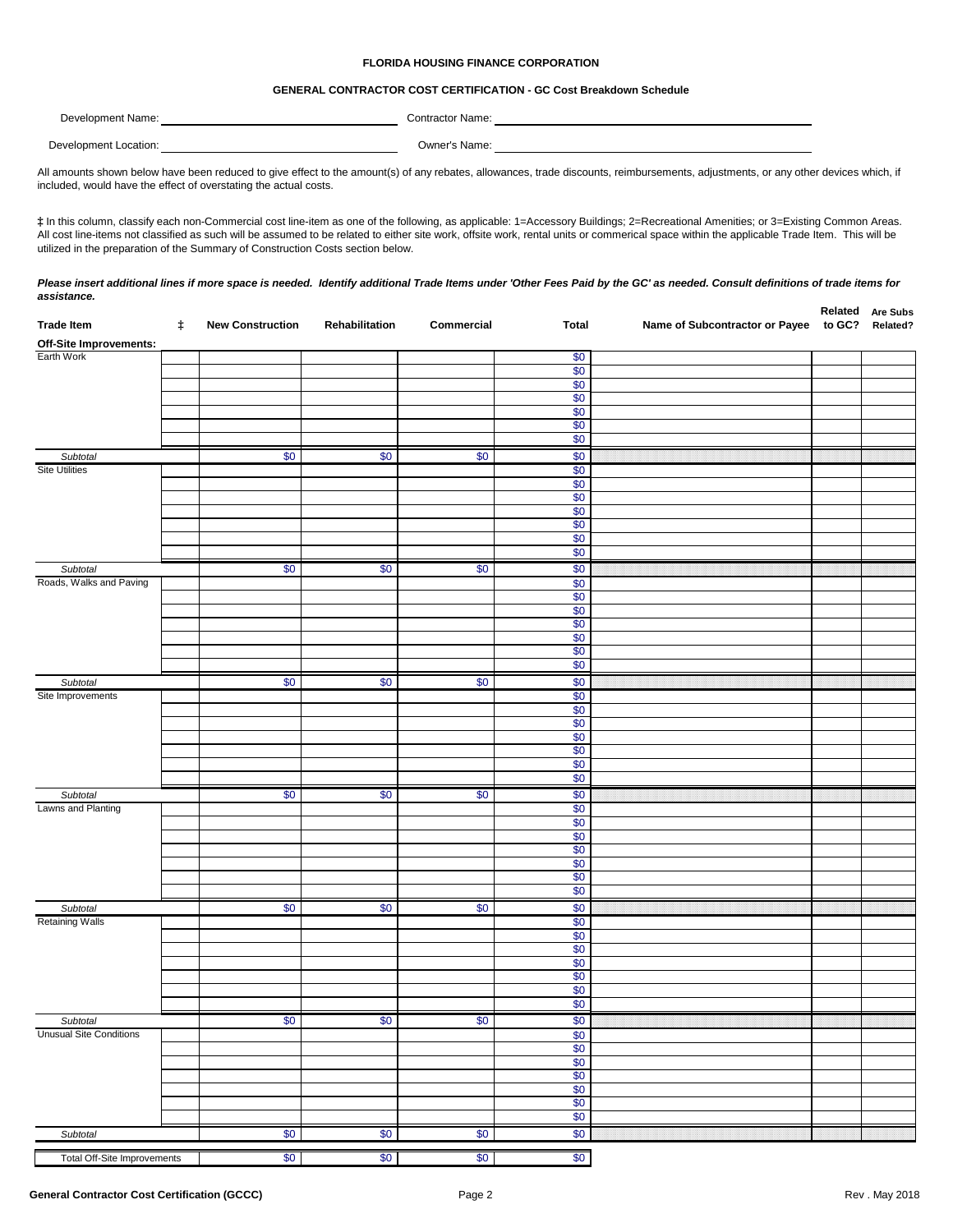**FLORIDA HOUSING FINANCE CORPORATION**

**GENERAL CONTRACTOR COST CERTIFICATION - GC Cost Breakdown Schedule**

Development Name: ______________________ Contractor Name: ______________________

Development Location: ______________________ Owner's Name: ______________________

All amounts shown below have been reduced to give effect to the amount(s) of any rebates, allowances, trade discounts, reimbursements, adjustments, or any other devices which, if included, would have the effect of overstating the actual costs.

‡ In this column, classify each non-Commercial cost line-item as one of the following, as applicable: 1=Accessory Buildings; 2=Recreational Amenities; or 3=Existing Common Areas. All cost line-items not classified as such will be assumed to be related to either site work, offsite work, rental units or commerical space within the applicable Trade Item. This will be utilized in the preparation of the Summary of Construction Costs section below.

***Please insert additional lines if more space is needed. Identify additional Trade Items under 'Other Fees Paid by the GC' as needed. Consult definitions of trade items for assistance.***

| Trade Item | ‡ | New Construction | Rehabilitation | Commercial | Total | Name of Subcontractor or Payee | Related to GC? | Are Subs Related? |
|---|---|---|---|---|---|---|---|---|
| **Off-Site Improvements:** | | | | | | | | |
| Earth Work | | | | | $0 | | | |
| | | | | | $0 | | | |
| | | | | | $0 | | | |
| | | | | | $0 | | | |
| | | | | | $0 | | | |
| | | | | | $0 | | | |
| | | | | | $0 | | | |
| *Subtotal* | | $0 | $0 | $0 | $0 | | | |
| Site Utilities | | | | | $0 | | | |
| | | | | | $0 | | | |
| | | | | | $0 | | | |
| | | | | | $0 | | | |
| | | | | | $0 | | | |
| | | | | | $0 | | | |
| | | | | | $0 | | | |
| *Subtotal* | | $0 | $0 | $0 | $0 | | | |
| Roads, Walks and Paving | | | | | $0 | | | |
| | | | | | $0 | | | |
| | | | | | $0 | | | |
| | | | | | $0 | | | |
| | | | | | $0 | | | |
| | | | | | $0 | | | |
| | | | | | $0 | | | |
| *Subtotal* | | $0 | $0 | $0 | $0 | | | |
| Site Improvements | | | | | $0 | | | |
| | | | | | $0 | | | |
| | | | | | $0 | | | |
| | | | | | $0 | | | |
| | | | | | $0 | | | |
| | | | | | $0 | | | |
| | | | | | $0 | | | |
| *Subtotal* | | $0 | $0 | $0 | $0 | | | |
| Lawns and Planting | | | | | $0 | | | |
| | | | | | $0 | | | |
| | | | | | $0 | | | |
| | | | | | $0 | | | |
| | | | | | $0 | | | |
| | | | | | $0 | | | |
| | | | | | $0 | | | |
| *Subtotal* | | $0 | $0 | $0 | $0 | | | |
| Retaining Walls | | | | | $0 | | | |
| | | | | | $0 | | | |
| | | | | | $0 | | | |
| | | | | | $0 | | | |
| | | | | | $0 | | | |
| | | | | | $0 | | | |
| | | | | | $0 | | | |
| *Subtotal* | | $0 | $0 | $0 | $0 | | | |
| Unusual Site Conditions | | | | | $0 | | | |
| | | | | | $0 | | | |
| | | | | | $0 | | | |
| | | | | | $0 | | | |
| | | | | | $0 | | | |
| | | | | | $0 | | | |
| | | | | | $0 | | | |
| *Subtotal* | | $0 | $0 | $0 | $0 | | | |
| Total Off-Site Improvements | | $0 | $0 | $0 | $0 | | | |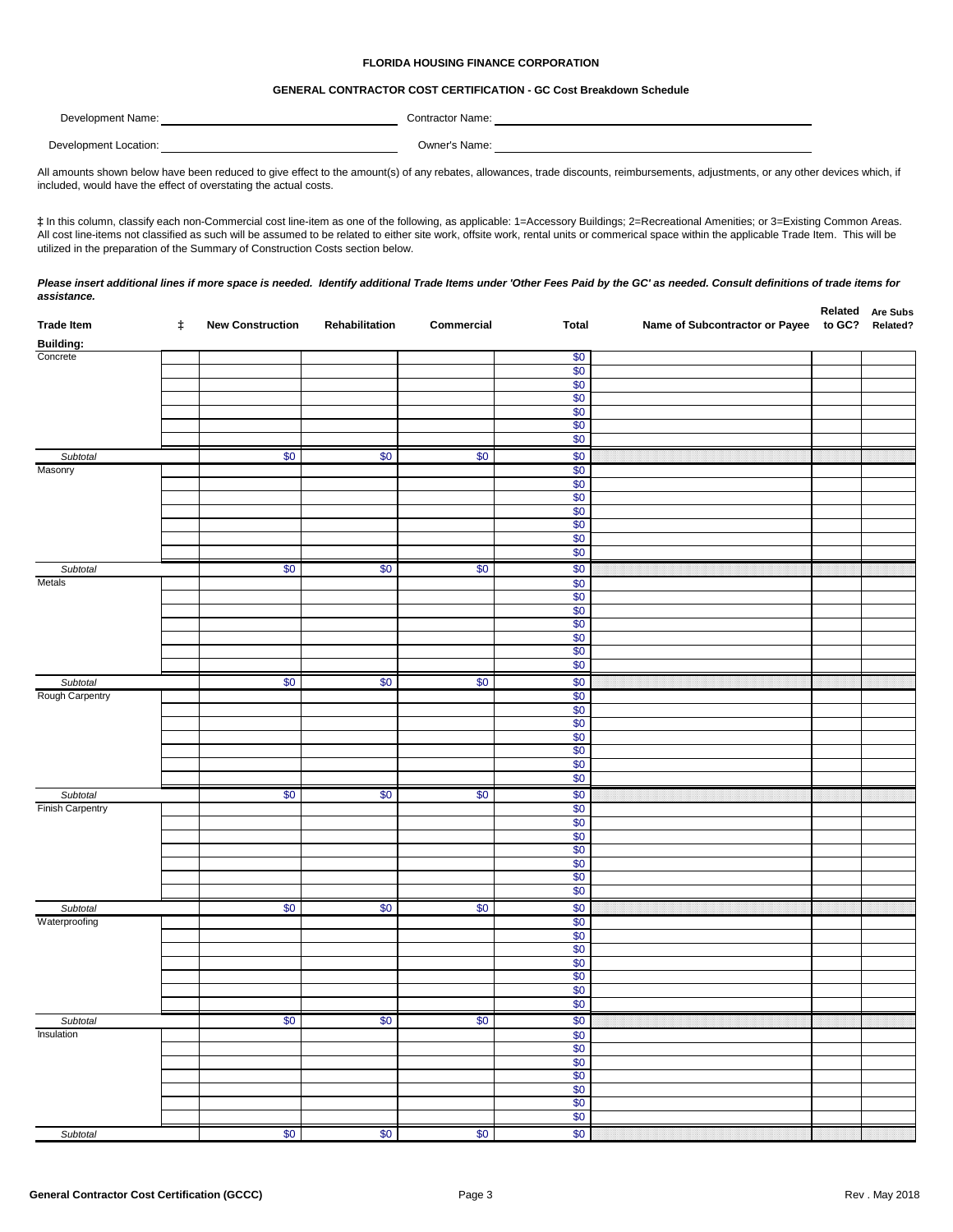**FLORIDA HOUSING FINANCE CORPORATION**

**GENERAL CONTRACTOR COST CERTIFICATION - GC Cost Breakdown Schedule**

Development Name: \_\_\_\_\_\_\_\_\_\_\_\_\_\_\_\_\_\_\_\_ Contractor Name: \_\_\_\_\_\_\_\_\_\_\_\_\_\_\_\_\_\_\_\_

Development Location: \_\_\_\_\_\_\_\_\_\_\_\_\_\_\_\_\_\_\_\_ Owner's Name: \_\_\_\_\_\_\_\_\_\_\_\_\_\_\_\_\_\_\_\_

All amounts shown below have been reduced to give effect to the amount(s) of any rebates, allowances, trade discounts, reimbursements, adjustments, or any other devices which, if included, would have the effect of overstating the actual costs.

‡ In this column, classify each non-Commercial cost line-item as one of the following, as applicable: 1=Accessory Buildings; 2=Recreational Amenities; or 3=Existing Common Areas. All cost line-items not classified as such will be assumed to be related to either site work, offsite work, rental units or commerical space within the applicable Trade Item. This will be utilized in the preparation of the Summary of Construction Costs section below.

***Please insert additional lines if more space is needed. Identify additional Trade Items under 'Other Fees Paid by the GC' as needed. Consult definitions of trade items for assistance.***

| Trade Item | ‡ | New Construction | Rehabilitation | Commercial | Total | Name of Subcontractor or Payee | Related to GC? | Are Subs Related? |
|---|---|---|---|---|---|---|---|---|
| **Building:** | | | | | | | | |
| Concrete | | | | | $0 | | | |
| | | | | | $0 | | | |
| | | | | | $0 | | | |
| | | | | | $0 | | | |
| | | | | | $0 | | | |
| | | | | | $0 | | | |
| | | | | | $0 | | | |
| *Subtotal* | | $0 | $0 | $0 | $0 | | | |
| Masonry | | | | | $0 | | | |
| | | | | | $0 | | | |
| | | | | | $0 | | | |
| | | | | | $0 | | | |
| | | | | | $0 | | | |
| | | | | | $0 | | | |
| | | | | | $0 | | | |
| *Subtotal* | | $0 | $0 | $0 | $0 | | | |
| Metals | | | | | $0 | | | |
| | | | | | $0 | | | |
| | | | | | $0 | | | |
| | | | | | $0 | | | |
| | | | | | $0 | | | |
| | | | | | $0 | | | |
| | | | | | $0 | | | |
| *Subtotal* | | $0 | $0 | $0 | $0 | | | |
| Rough Carpentry | | | | | $0 | | | |
| | | | | | $0 | | | |
| | | | | | $0 | | | |
| | | | | | $0 | | | |
| | | | | | $0 | | | |
| | | | | | $0 | | | |
| | | | | | $0 | | | |
| *Subtotal* | | $0 | $0 | $0 | $0 | | | |
| Finish Carpentry | | | | | $0 | | | |
| | | | | | $0 | | | |
| | | | | | $0 | | | |
| | | | | | $0 | | | |
| | | | | | $0 | | | |
| | | | | | $0 | | | |
| | | | | | $0 | | | |
| *Subtotal* | | $0 | $0 | $0 | $0 | | | |
| Waterproofing | | | | | $0 | | | |
| | | | | | $0 | | | |
| | | | | | $0 | | | |
| | | | | | $0 | | | |
| | | | | | $0 | | | |
| | | | | | $0 | | | |
| | | | | | $0 | | | |
| *Subtotal* | | $0 | $0 | $0 | $0 | | | |
| Insulation | | | | | $0 | | | |
| | | | | | $0 | | | |
| | | | | | $0 | | | |
| | | | | | $0 | | | |
| | | | | | $0 | | | |
| | | | | | $0 | | | |
| | | | | | $0 | | | |
| *Subtotal* | | $0 | $0 | $0 | $0 | | | |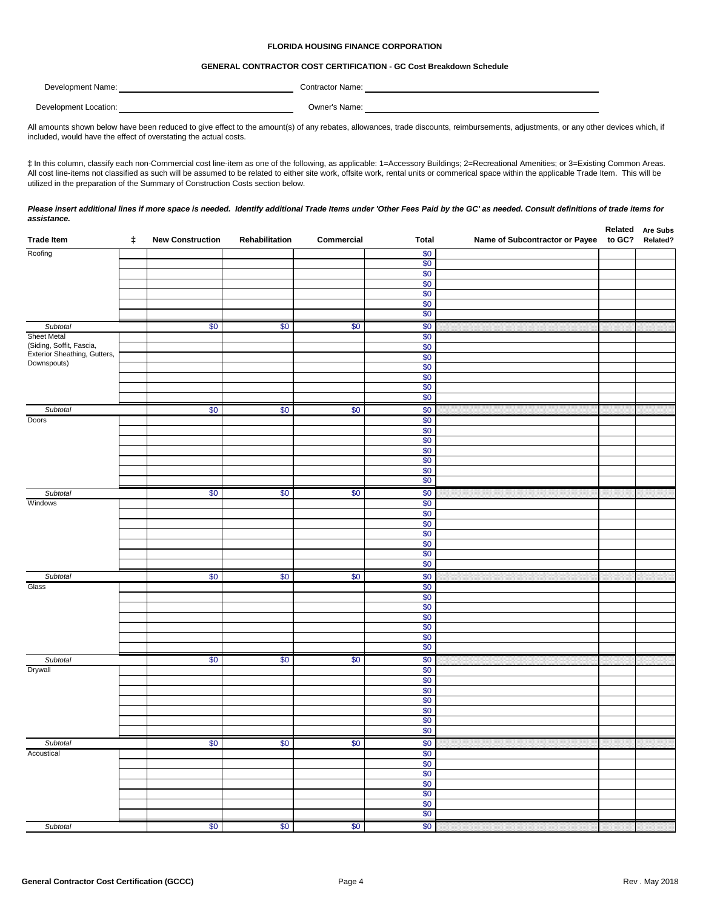**FLORIDA HOUSING FINANCE CORPORATION**

**GENERAL CONTRACTOR COST CERTIFICATION - GC Cost Breakdown Schedule**

Development Name: ______________________ Contractor Name: ______________________

Development Location: ______________________ Owner's Name: ______________________

All amounts shown below have been reduced to give effect to the amount(s) of any rebates, allowances, trade discounts, reimbursements, adjustments, or any other devices which, if included, would have the effect of overstating the actual costs.

‡ In this column, classify each non-Commercial cost line-item as one of the following, as applicable: 1=Accessory Buildings; 2=Recreational Amenities; or 3=Existing Common Areas. All cost line-items not classified as such will be assumed to be related to either site work, offsite work, rental units or commerical space within the applicable Trade Item. This will be utilized in the preparation of the Summary of Construction Costs section below.

***Please insert additional lines if more space is needed. Identify additional Trade Items under 'Other Fees Paid by the GC' as needed. Consult definitions of trade items for assistance.***

| Trade Item | ‡ | New Construction | Rehabilitation | Commercial | Total | Name of Subcontractor or Payee | Related to GC? | Are Subs Related? |
|---|---|---|---|---|---|---|---|---|
| Roofing | | | | | $0 | | | |
| | | | | | $0 | | | |
| | | | | | $0 | | | |
| | | | | | $0 | | | |
| | | | | | $0 | | | |
| | | | | | $0 | | | |
| | | | | | $0 | | | |
| *Subtotal* | | $0 | $0 | $0 | $0 | | | |
| Sheet Metal (Siding, Soffit, Fascia, Exterior Sheathing, Gutters, Downspouts) | | | | | $0 | | | |
| | | | | | $0 | | | |
| | | | | | $0 | | | |
| | | | | | $0 | | | |
| | | | | | $0 | | | |
| | | | | | $0 | | | |
| | | | | | $0 | | | |
| *Subtotal* | | $0 | $0 | $0 | $0 | | | |
| Doors | | | | | $0 | | | |
| | | | | | $0 | | | |
| | | | | | $0 | | | |
| | | | | | $0 | | | |
| | | | | | $0 | | | |
| | | | | | $0 | | | |
| | | | | | $0 | | | |
| *Subtotal* | | $0 | $0 | $0 | $0 | | | |
| Windows | | | | | $0 | | | |
| | | | | | $0 | | | |
| | | | | | $0 | | | |
| | | | | | $0 | | | |
| | | | | | $0 | | | |
| | | | | | $0 | | | |
| | | | | | $0 | | | |
| *Subtotal* | | $0 | $0 | $0 | $0 | | | |
| Glass | | | | | $0 | | | |
| | | | | | $0 | | | |
| | | | | | $0 | | | |
| | | | | | $0 | | | |
| | | | | | $0 | | | |
| | | | | | $0 | | | |
| | | | | | $0 | | | |
| *Subtotal* | | $0 | $0 | $0 | $0 | | | |
| Drywall | | | | | $0 | | | |
| | | | | | $0 | | | |
| | | | | | $0 | | | |
| | | | | | $0 | | | |
| | | | | | $0 | | | |
| | | | | | $0 | | | |
| | | | | | $0 | | | |
| *Subtotal* | | $0 | $0 | $0 | $0 | | | |
| Acoustical | | | | | $0 | | | |
| | | | | | $0 | | | |
| | | | | | $0 | | | |
| | | | | | $0 | | | |
| | | | | | $0 | | | |
| | | | | | $0 | | | |
| | | | | | $0 | | | |
| *Subtotal* | | $0 | $0 | $0 | $0 | | | |

**General Contractor Cost Certification (GCCC)** Rev . May 2018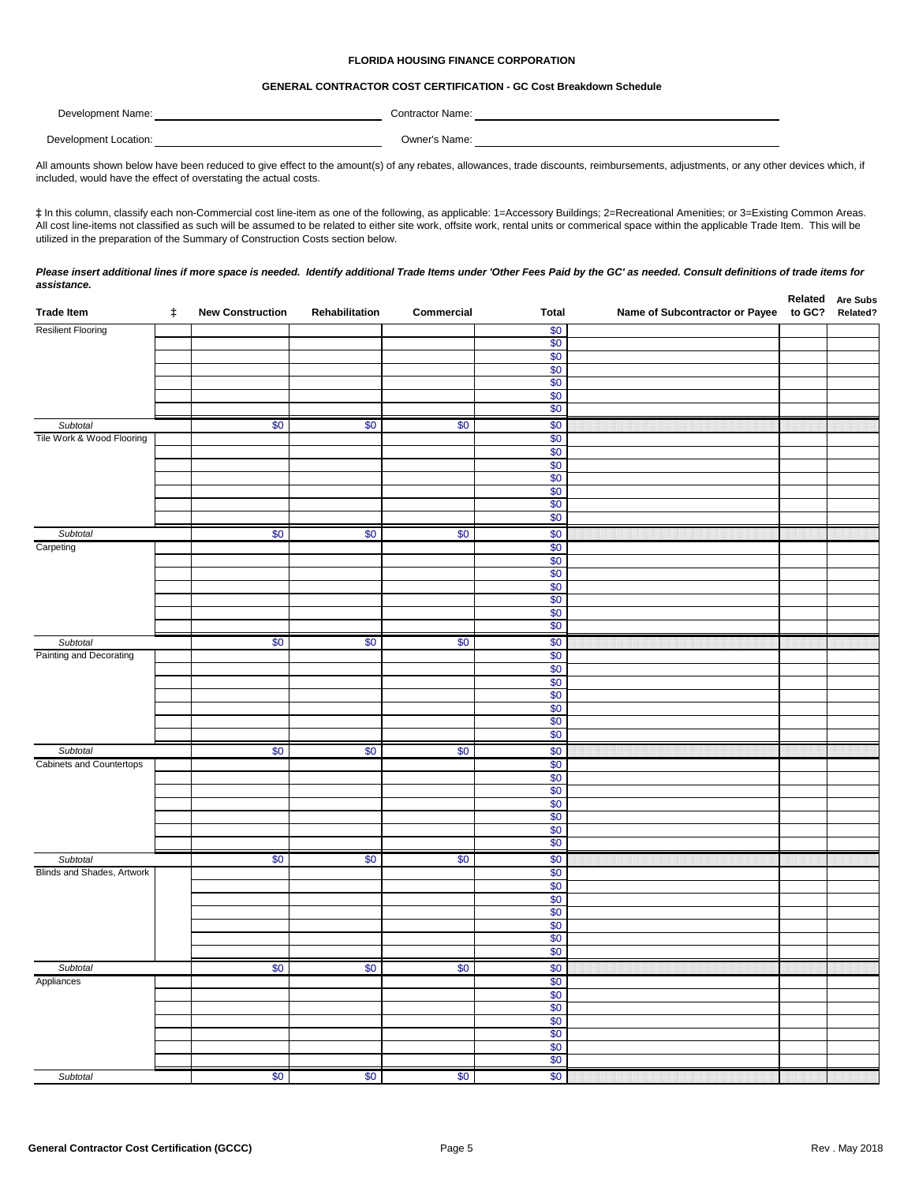**FLORIDA HOUSING FINANCE CORPORATION**

**GENERAL CONTRACTOR COST CERTIFICATION - GC Cost Breakdown Schedule**

Development Name: \_\_\_\_\_\_\_\_\_\_\_\_\_\_\_\_\_\_\_\_ Contractor Name: \_\_\_\_\_\_\_\_\_\_\_\_\_\_\_\_\_\_\_\_

Development Location: \_\_\_\_\_\_\_\_\_\_\_\_\_\_\_\_\_\_\_\_ Owner's Name: \_\_\_\_\_\_\_\_\_\_\_\_\_\_\_\_\_\_\_\_

All amounts shown below have been reduced to give effect to the amount(s) of any rebates, allowances, trade discounts, reimbursements, adjustments, or any other devices which, if included, would have the effect of overstating the actual costs.

‡ In this column, classify each non-Commercial cost line-item as one of the following, as applicable: 1=Accessory Buildings; 2=Recreational Amenities; or 3=Existing Common Areas. All cost line-items not classified as such will be assumed to be related to either site work, offsite work, rental units or commerical space within the applicable Trade Item. This will be utilized in the preparation of the Summary of Construction Costs section below.

***Please insert additional lines if more space is needed. Identify additional Trade Items under 'Other Fees Paid by the GC' as needed. Consult definitions of trade items for assistance.***

| Trade Item | ‡ | New Construction | Rehabilitation | Commercial | Total | Name of Subcontractor or Payee | Related to GC? | Are Subs Related? |
|---|---|---|---|---|---|---|---|---|
| Resilient Flooring | | | | | $0 | | | |
| | | | | | $0 | | | |
| | | | | | $0 | | | |
| | | | | | $0 | | | |
| | | | | | $0 | | | |
| | | | | | $0 | | | |
| | | | | | $0 | | | |
| *Subtotal* | | $0 | $0 | $0 | $0 | | | |
| Tile Work & Wood Flooring | | | | | $0 | | | |
| | | | | | $0 | | | |
| | | | | | $0 | | | |
| | | | | | $0 | | | |
| | | | | | $0 | | | |
| | | | | | $0 | | | |
| | | | | | $0 | | | |
| *Subtotal* | | $0 | $0 | $0 | $0 | | | |
| Carpeting | | | | | $0 | | | |
| | | | | | $0 | | | |
| | | | | | $0 | | | |
| | | | | | $0 | | | |
| | | | | | $0 | | | |
| | | | | | $0 | | | |
| | | | | | $0 | | | |
| *Subtotal* | | $0 | $0 | $0 | $0 | | | |
| Painting and Decorating | | | | | $0 | | | |
| | | | | | $0 | | | |
| | | | | | $0 | | | |
| | | | | | $0 | | | |
| | | | | | $0 | | | |
| | | | | | $0 | | | |
| | | | | | $0 | | | |
| *Subtotal* | | $0 | $0 | $0 | $0 | | | |
| Cabinets and Countertops | | | | | $0 | | | |
| | | | | | $0 | | | |
| | | | | | $0 | | | |
| | | | | | $0 | | | |
| | | | | | $0 | | | |
| | | | | | $0 | | | |
| | | | | | $0 | | | |
| *Subtotal* | | $0 | $0 | $0 | $0 | | | |
| Blinds and Shades, Artwork | | | | | $0 | | | |
| | | | | | $0 | | | |
| | | | | | $0 | | | |
| | | | | | $0 | | | |
| | | | | | $0 | | | |
| | | | | | $0 | | | |
| | | | | | $0 | | | |
| *Subtotal* | | $0 | $0 | $0 | $0 | | | |
| Appliances | | | | | $0 | | | |
| | | | | | $0 | | | |
| | | | | | $0 | | | |
| | | | | | $0 | | | |
| | | | | | $0 | | | |
| | | | | | $0 | | | |
| | | | | | $0 | | | |
| *Subtotal* | | $0 | $0 | $0 | $0 | | | |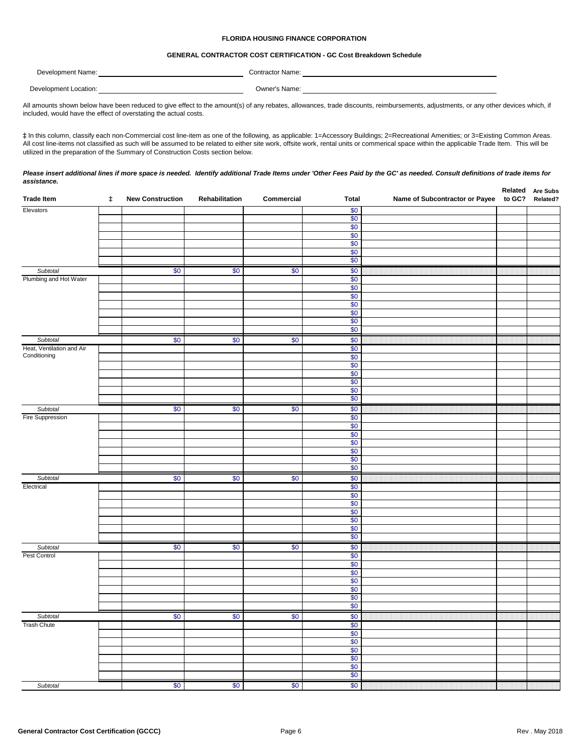**FLORIDA HOUSING FINANCE CORPORATION**

**GENERAL CONTRACTOR COST CERTIFICATION - GC Cost Breakdown Schedule**

Development Name: ______________________ Contractor Name: ______________________

Development Location: ______________________ Owner's Name: ______________________

All amounts shown below have been reduced to give effect to the amount(s) of any rebates, allowances, trade discounts, reimbursements, adjustments, or any other devices which, if included, would have the effect of overstating the actual costs.

‡ In this column, classify each non-Commercial cost line-item as one of the following, as applicable: 1=Accessory Buildings; 2=Recreational Amenities; or 3=Existing Common Areas. All cost line-items not classified as such will be assumed to be related to either site work, offsite work, rental units or commerical space within the applicable Trade Item. This will be utilized in the preparation of the Summary of Construction Costs section below.

***Please insert additional lines if more space is needed. Identify additional Trade Items under 'Other Fees Paid by the GC' as needed. Consult definitions of trade items for assistance.***

| Trade Item | ‡ | New Construction | Rehabilitation | Commercial | Total | Name of Subcontractor or Payee | Related to GC? | Are Subs Related? |
|---|---|---|---|---|---|---|---|---|
| Elevators | | | | | $0 | | | |
| | | | | | $0 | | | |
| | | | | | $0 | | | |
| | | | | | $0 | | | |
| | | | | | $0 | | | |
| | | | | | $0 | | | |
| | | | | | $0 | | | |
| *Subtotal* | | $0 | $0 | $0 | $0 | | | |
| Plumbing and Hot Water | | | | | $0 | | | |
| | | | | | $0 | | | |
| | | | | | $0 | | | |
| | | | | | $0 | | | |
| | | | | | $0 | | | |
| | | | | | $0 | | | |
| | | | | | $0 | | | |
| *Subtotal* | | $0 | $0 | $0 | $0 | | | |
| Heat, Ventilation and Air Conditioning | | | | | $0 | | | |
| | | | | | $0 | | | |
| | | | | | $0 | | | |
| | | | | | $0 | | | |
| | | | | | $0 | | | |
| | | | | | $0 | | | |
| | | | | | $0 | | | |
| *Subtotal* | | $0 | $0 | $0 | $0 | | | |
| Fire Suppression | | | | | $0 | | | |
| | | | | | $0 | | | |
| | | | | | $0 | | | |
| | | | | | $0 | | | |
| | | | | | $0 | | | |
| | | | | | $0 | | | |
| | | | | | $0 | | | |
| *Subtotal* | | $0 | $0 | $0 | $0 | | | |
| Electrical | | | | | $0 | | | |
| | | | | | $0 | | | |
| | | | | | $0 | | | |
| | | | | | $0 | | | |
| | | | | | $0 | | | |
| | | | | | $0 | | | |
| | | | | | $0 | | | |
| *Subtotal* | | $0 | $0 | $0 | $0 | | | |
| Pest Control | | | | | $0 | | | |
| | | | | | $0 | | | |
| | | | | | $0 | | | |
| | | | | | $0 | | | |
| | | | | | $0 | | | |
| | | | | | $0 | | | |
| | | | | | $0 | | | |
| *Subtotal* | | $0 | $0 | $0 | $0 | | | |
| Trash Chute | | | | | $0 | | | |
| | | | | | $0 | | | |
| | | | | | $0 | | | |
| | | | | | $0 | | | |
| | | | | | $0 | | | |
| | | | | | $0 | | | |
| | | | | | $0 | | | |
| *Subtotal* | | $0 | $0 | $0 | $0 | | | |

**General Contractor Cost Certification (GCCC)** Rev . May 2018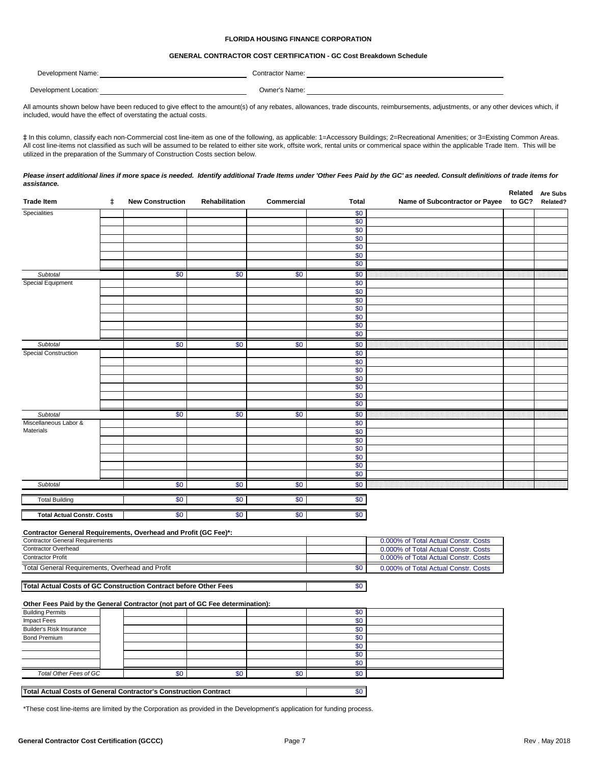**FLORIDA HOUSING FINANCE CORPORATION**

**GENERAL CONTRACTOR COST CERTIFICATION - GC Cost Breakdown Schedule**

Development Name: ______________________ Contractor Name: ______________________

Development Location: ______________________ Owner's Name: ______________________

All amounts shown below have been reduced to give effect to the amount(s) of any rebates, allowances, trade discounts, reimbursements, adjustments, or any other devices which, if included, would have the effect of overstating the actual costs.

‡ In this column, classify each non-Commercial cost line-item as one of the following, as applicable: 1=Accessory Buildings; 2=Recreational Amenities; or 3=Existing Common Areas. All cost line-items not classified as such will be assumed to be related to either site work, offsite work, rental units or commerical space within the applicable Trade Item. This will be utilized in the preparation of the Summary of Construction Costs section below.

***Please insert additional lines if more space is needed. Identify additional Trade Items under 'Other Fees Paid by the GC' as needed. Consult definitions of trade items for assistance.***

| Trade Item | ‡ | New Construction | Rehabilitation | Commercial | Total | Name of Subcontractor or Payee | Related to GC? | Are Subs Related? |
|---|---|---|---|---|---|---|---|---|
| Specialities | | | | | $0 | | | |
| | | | | | $0 | | | |
| | | | | | $0 | | | |
| | | | | | $0 | | | |
| | | | | | $0 | | | |
| | | | | | $0 | | | |
| | | | | | $0 | | | |
| *Subtotal* | | $0 | $0 | $0 | $0 | | | |
| Special Equipment | | | | | $0 | | | |
| | | | | | $0 | | | |
| | | | | | $0 | | | |
| | | | | | $0 | | | |
| | | | | | $0 | | | |
| | | | | | $0 | | | |
| | | | | | $0 | | | |
| *Subtotal* | | $0 | $0 | $0 | $0 | | | |
| Special Construction | | | | | $0 | | | |
| | | | | | $0 | | | |
| | | | | | $0 | | | |
| | | | | | $0 | | | |
| | | | | | $0 | | | |
| | | | | | $0 | | | |
| | | | | | $0 | | | |
| *Subtotal* | | $0 | $0 | $0 | $0 | | | |
| Miscellaneous Labor & Materials | | | | | $0 | | | |
| | | | | | $0 | | | |
| | | | | | $0 | | | |
| | | | | | $0 | | | |
| | | | | | $0 | | | |
| | | | | | $0 | | | |
| | | | | | $0 | | | |
| *Subtotal* | | $0 | $0 | $0 | $0 | | | |
| Total Building | | $0 | $0 | $0 | $0 | | | |
| **Total Actual Constr. Costs** | | $0 | $0 | $0 | $0 | | | |

**Contractor General Requirements, Overhead and Profit (GC Fee)*:**

| | | |
|---|---|---|
| Contractor General Requirements | | 0.000% of Total Actual Constr. Costs |
| Contractor Overhead | | 0.000% of Total Actual Constr. Costs |
| Contractor Profit | | 0.000% of Total Actual Constr. Costs |
| Total General Requirements, Overhead and Profit | $0 | 0.000% of Total Actual Constr. Costs |

| | |
|---|---|
| **Total Actual Costs of GC Construction Contract before Other Fees** | $0 |

**Other Fees Paid by the General Contractor (not part of GC Fee determination):**

| | | | | | | |
|---|---|---|---|---|---|---|
| Building Permits | | | | | $0 | |
| Impact Fees | | | | | $0 | |
| Builder's Risk Insurance | | | | | $0 | |
| Bond Premium | | | | | $0 | |
| | | | | | $0 | |
| | | | | | $0 | |
| | | | | | $0 | |
| *Total Other Fees of GC* | | $0 | $0 | $0 | $0 | |

| | |
|---|---|
| **Total Actual Costs of General Contractor's Construction Contract** | $0 |

*These cost line-items are limited by the Corporation as provided in the Development's application for funding process.

**General Contractor Cost Certification (GCCC)** Rev . May 2018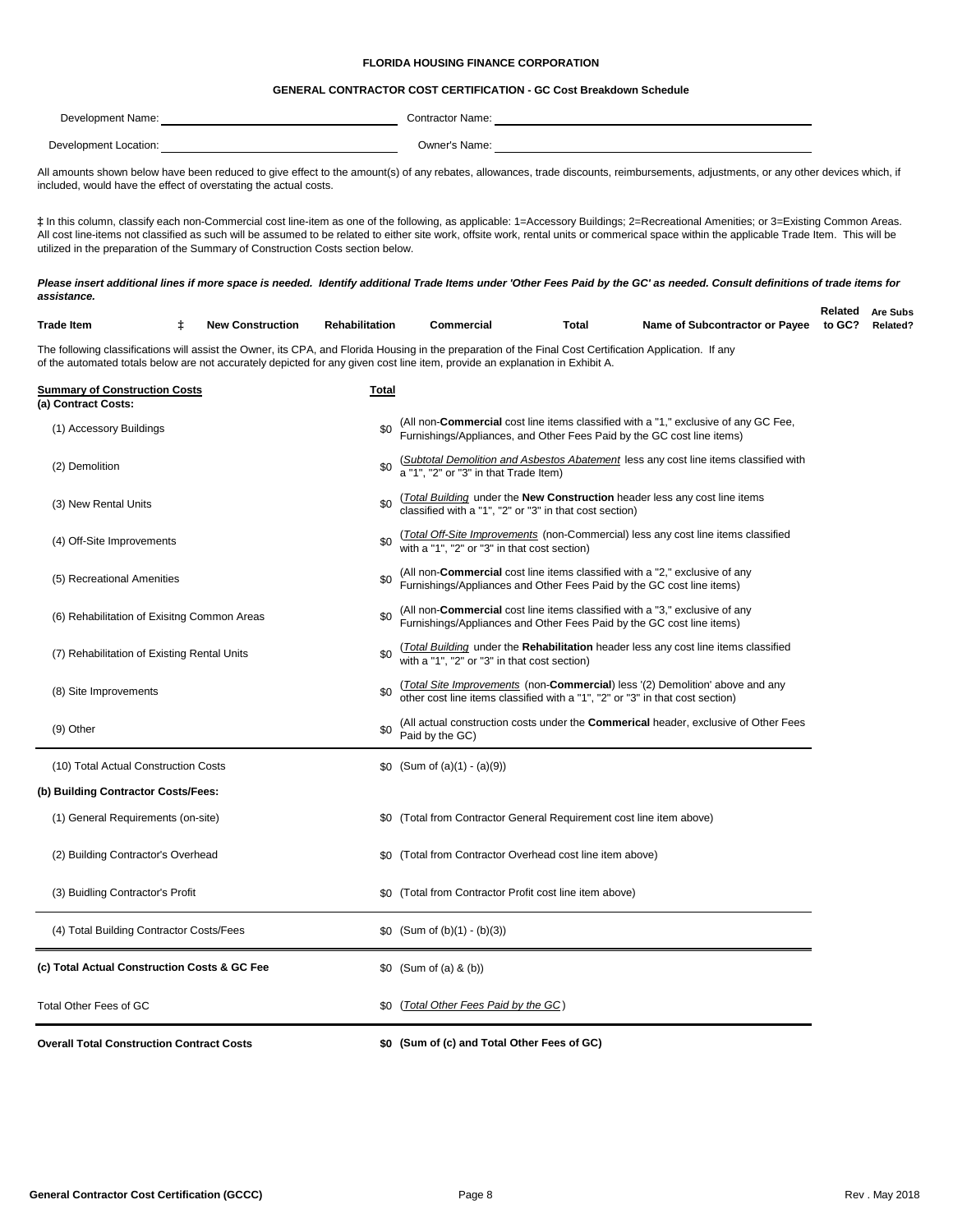**FLORIDA HOUSING FINANCE CORPORATION**

**GENERAL CONTRACTOR COST CERTIFICATION - GC Cost Breakdown Schedule**

Development Name: ______________________ Contractor Name: ______________________

Development Location: ______________________ Owner's Name: ______________________

All amounts shown below have been reduced to give effect to the amount(s) of any rebates, allowances, trade discounts, reimbursements, adjustments, or any other devices which, if included, would have the effect of overstating the actual costs.

‡ In this column, classify each non-Commercial cost line-item as one of the following, as applicable: 1=Accessory Buildings; 2=Recreational Amenities; or 3=Existing Common Areas. All cost line-items not classified as such will be assumed to be related to either site work, offsite work, rental units or commerical space within the applicable Trade Item. This will be utilized in the preparation of the Summary of Construction Costs section below.

***Please insert additional lines if more space is needed. Identify additional Trade Items under 'Other Fees Paid by the GC' as needed. Consult definitions of trade items for assistance.***

| Trade Item | ‡ | New Construction | Rehabilitation | Commercial | Total | Name of Subcontractor or Payee | Related to GC? | Are Subs Related? |
|---|---|---|---|---|---|---|---|---|

The following classifications will assist the Owner, its CPA, and Florida Housing in the preparation of the Final Cost Certification Application. If any of the automated totals below are not accurately depicted for any given cost line item, provide an explanation in Exhibit A.

| **Summary of Construction Costs** | **Total** | |
|---|---|---|
| **(a) Contract Costs:** | | |
| (1) Accessory Buildings | $0 | (All non-**Commercial** cost line items classified with a "1," exclusive of any GC Fee, Furnishings/Appliances, and Other Fees Paid by the GC cost line items) |
| (2) Demolition | $0 | (*Subtotal Demolition and Asbestos Abatement* less any cost line items classified with a "1", "2" or "3" in that Trade Item) |
| (3) New Rental Units | $0 | (*Total Building* under the **New Construction** header less any cost line items classified with a "1", "2" or "3" in that cost section) |
| (4) Off-Site Improvements | $0 | (*Total Off-Site Improvements* (non-Commercial) less any cost line items classified with a "1", "2" or "3" in that cost section) |
| (5) Recreational Amenities | $0 | (All non-**Commercial** cost line items classified with a "2," exclusive of any Furnishings/Appliances and Other Fees Paid by the GC cost line items) |
| (6) Rehabilitation of Exisitng Common Areas | $0 | (All non-**Commercial** cost line items classified with a "3," exclusive of any Furnishings/Appliances and Other Fees Paid by the GC cost line items) |
| (7) Rehabilitation of Existing Rental Units | $0 | (*Total Building* under the **Rehabilitation** header less any cost line items classified with a "1", "2" or "3" in that cost section) |
| (8) Site Improvements | $0 | (*Total Site Improvements* (non-**Commercial**) less '(2) Demolition' above and any other cost line items classified with a "1", "2" or "3" in that cost section) |
| (9) Other | $0 | (All actual construction costs under the **Commerical** header, exclusive of Other Fees Paid by the GC) |
| (10) Total Actual Construction Costs | $0 | (Sum of (a)(1) - (a)(9)) |
| **(b) Building Contractor Costs/Fees:** | | |
| (1) General Requirements (on-site) | $0 | (Total from Contractor General Requirement cost line item above) |
| (2) Building Contractor's Overhead | $0 | (Total from Contractor Overhead cost line item above) |
| (3) Buidling Contractor's Profit | $0 | (Total from Contractor Profit cost line item above) |
| (4) Total Building Contractor Costs/Fees | $0 | (Sum of (b)(1) - (b)(3)) |
| **(c) Total Actual Construction Costs & GC Fee** | $0 | (Sum of (a) & (b)) |
| Total Other Fees of GC | $0 | (*Total Other Fees Paid by the GC*) |
| **Overall Total Construction Contract Costs** | **$0** | **(Sum of (c) and Total Other Fees of GC)** |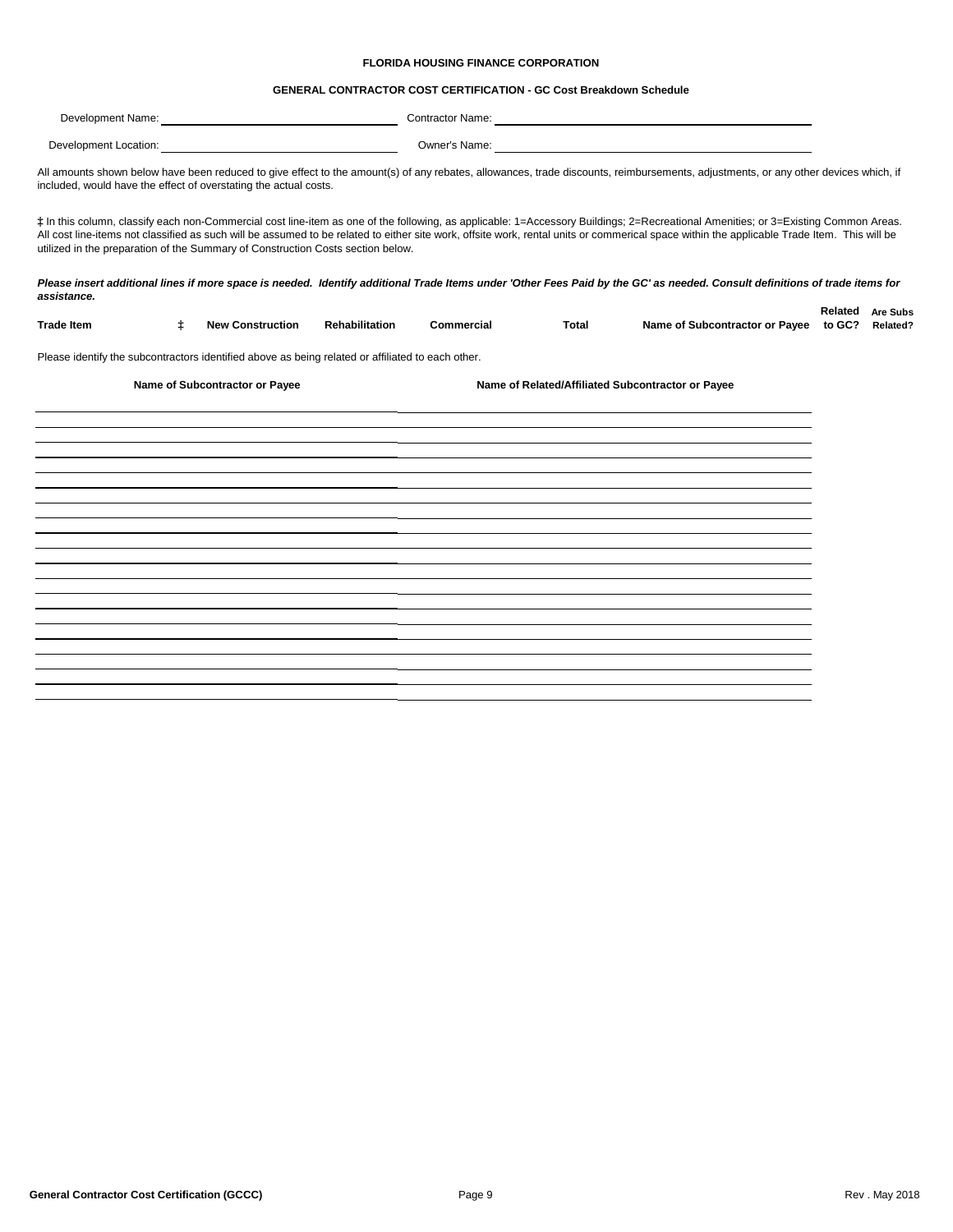**FLORIDA HOUSING FINANCE CORPORATION**

**GENERAL CONTRACTOR COST CERTIFICATION - GC Cost Breakdown Schedule**

Development Name: ______________________ Contractor Name: ______________________

Development Location: ______________________ Owner's Name: ______________________

All amounts shown below have been reduced to give effect to the amount(s) of any rebates, allowances, trade discounts, reimbursements, adjustments, or any other devices which, if included, would have the effect of overstating the actual costs.

‡ In this column, classify each non-Commercial cost line-item as one of the following, as applicable: 1=Accessory Buildings; 2=Recreational Amenities; or 3=Existing Common Areas. All cost line-items not classified as such will be assumed to be related to either site work, offsite work, rental units or commerical space within the applicable Trade Item. This will be utilized in the preparation of the Summary of Construction Costs section below.

***Please insert additional lines if more space is needed. Identify additional Trade Items under 'Other Fees Paid by the GC' as needed. Consult definitions of trade items for assistance.***

| Trade Item | ‡ | New Construction | Rehabilitation | Commercial | Total | Name of Subcontractor or Payee | Related to GC? | Are Subs Related? |
|---|---|---|---|---|---|---|---|---|

Please identify the subcontractors identified above as being related or affiliated to each other.

| Name of Subcontractor or Payee | Name of Related/Affiliated Subcontractor or Payee |
|---|---|
| | |
| | |
| | |
| | |
| | |
| | |
| | |
| | |
| | |
| | |
| | |
| | |
| | |
| | |
| | |
| | |
| | |
| | |
| | |
| | |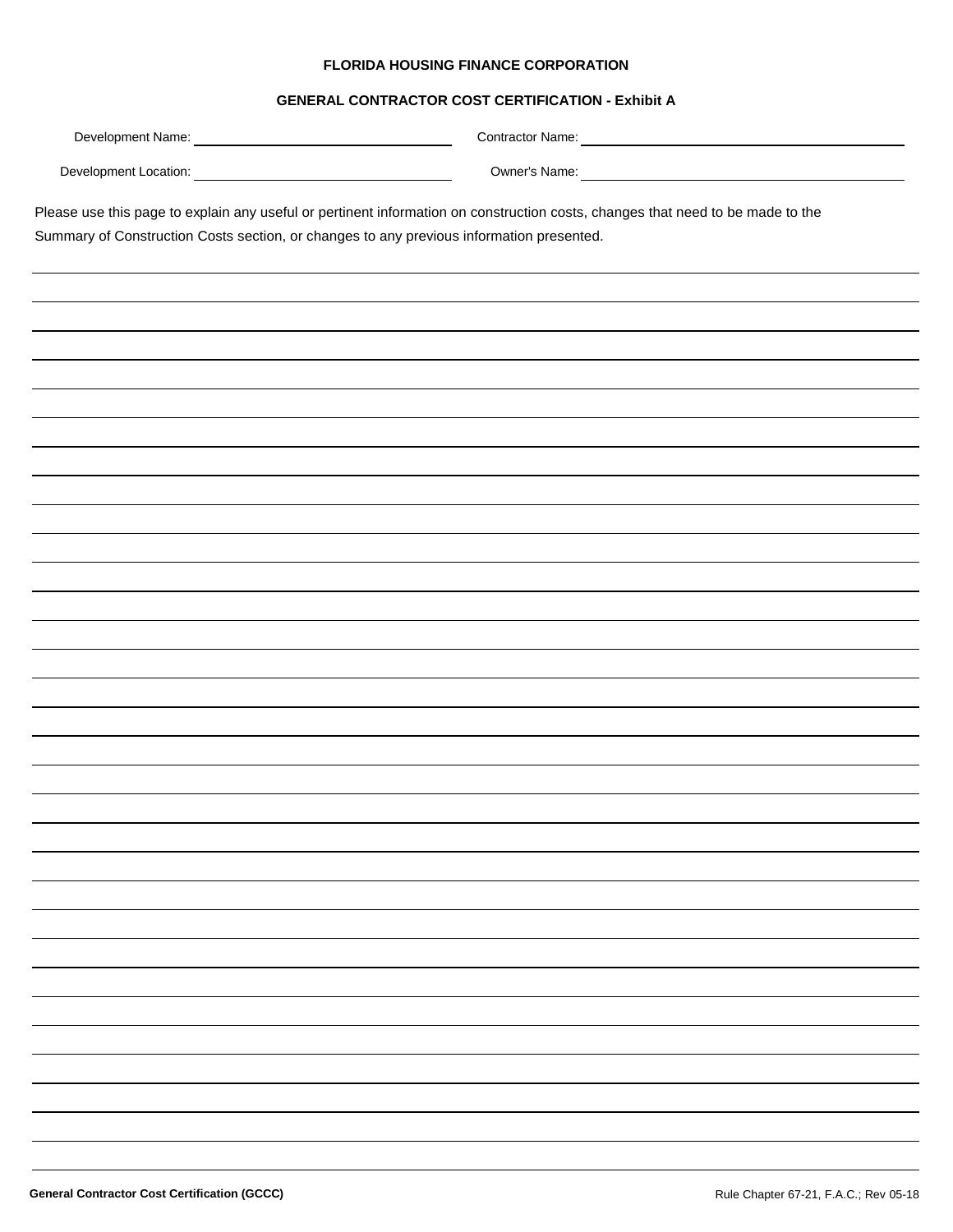**FLORIDA HOUSING FINANCE CORPORATION**

**GENERAL CONTRACTOR COST CERTIFICATION - Exhibit A**

Development Name: ______________________ Contractor Name: ______________________

Development Location: ______________________ Owner's Name: ______________________

Please use this page to explain any useful or pertinent information on construction costs, changes that need to be made to the Summary of Construction Costs section, or changes to any previous information presented.

______________________________________________________________________________

______________________________________________________________________________

______________________________________________________________________________

______________________________________________________________________________

______________________________________________________________________________

______________________________________________________________________________

______________________________________________________________________________

______________________________________________________________________________

______________________________________________________________________________

______________________________________________________________________________

______________________________________________________________________________

______________________________________________________________________________

______________________________________________________________________________

______________________________________________________________________________

______________________________________________________________________________

______________________________________________________________________________

______________________________________________________________________________

______________________________________________________________________________

______________________________________________________________________________

______________________________________________________________________________

______________________________________________________________________________

______________________________________________________________________________

______________________________________________________________________________

______________________________________________________________________________

______________________________________________________________________________

______________________________________________________________________________

______________________________________________________________________________

______________________________________________________________________________

______________________________________________________________________________

______________________________________________________________________________

______________________________________________________________________________

**General Contractor Cost Certification (GCCC)** Rule Chapter 67-21, F.A.C.; Rev 05-18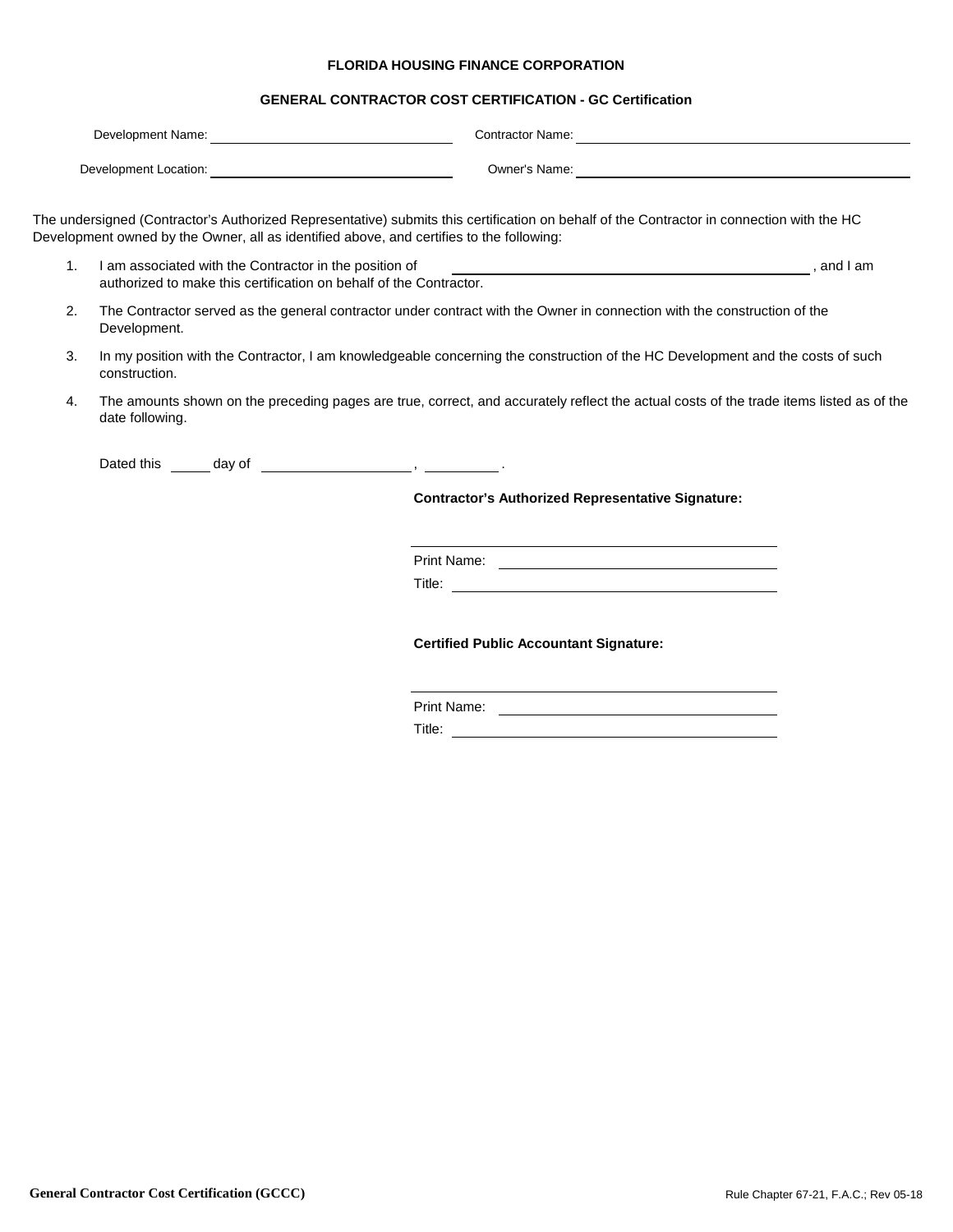**FLORIDA HOUSING FINANCE CORPORATION**

**GENERAL CONTRACTOR COST CERTIFICATION - GC Certification**

Development Name: ______________________ Contractor Name: ______________________

Development Location: ______________________ Owner's Name: ______________________

The undersigned (Contractor's Authorized Representative) submits this certification on behalf of the Contractor in connection with the HC Development owned by the Owner, all as identified above, and certifies to the following:

1. I am associated with the Contractor in the position of ______________________, and I am authorized to make this certification on behalf of the Contractor.
2. The Contractor served as the general contractor under contract with the Owner in connection with the construction of the Development.
3. In my position with the Contractor, I am knowledgeable concerning the construction of the HC Development and the costs of such construction.
4. The amounts shown on the preceding pages are true, correct, and accurately reflect the actual costs of the trade items listed as of the date following.

Dated this _____ day of ______________, _________.

**Contractor's Authorized Representative Signature:**

______________________

Print Name: ______________________

Title: ______________________

**Certified Public Accountant Signature:**

______________________

Print Name: ______________________

Title: ______________________

**General Contractor Cost Certification (GCCC)** Rule Chapter 67-21, F.A.C.; Rev 05-18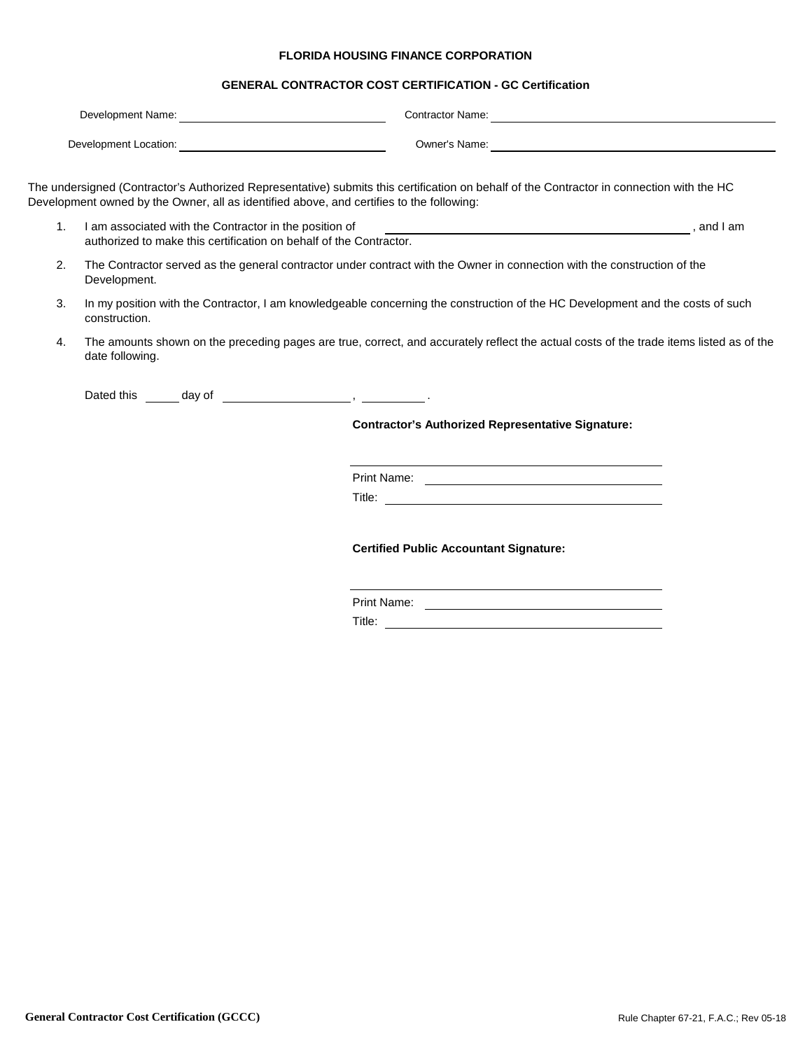**FLORIDA HOUSING FINANCE CORPORATION**

**GENERAL CONTRACTOR COST CERTIFICATION - GC Certification**

Development Name: ______________________ Contractor Name: ______________________

Development Location: ______________________ Owner's Name: ______________________

The undersigned (Contractor's Authorized Representative) submits this certification on behalf of the Contractor in connection with the HC Development owned by the Owner, all as identified above, and certifies to the following:

1. I am associated with the Contractor in the position of ______________________, and I am authorized to make this certification on behalf of the Contractor.
2. The Contractor served as the general contractor under contract with the Owner in connection with the construction of the Development.
3. In my position with the Contractor, I am knowledgeable concerning the construction of the HC Development and the costs of such construction.
4. The amounts shown on the preceding pages are true, correct, and accurately reflect the actual costs of the trade items listed as of the date following.

Dated this _____ day of ______________, ________.

**Contractor's Authorized Representative Signature:**

______________________

Print Name: ______________________

Title: ______________________

**Certified Public Accountant Signature:**

______________________

Print Name: ______________________

Title: ______________________

**General Contractor Cost Certification (GCCC)** Rule Chapter 67-21, F.A.C.; Rev 05-18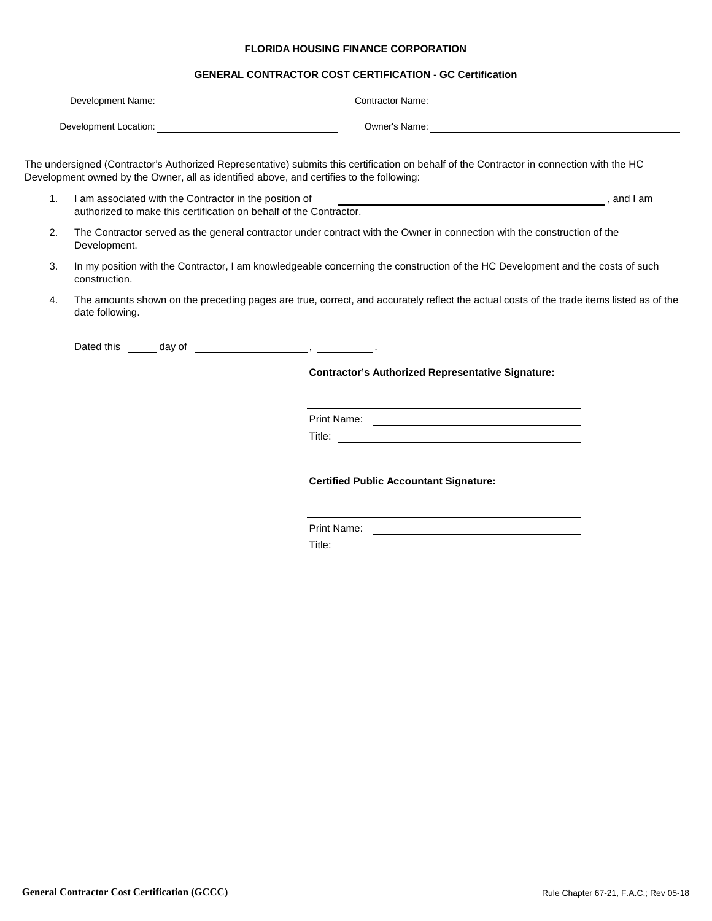**FLORIDA HOUSING FINANCE CORPORATION**

**GENERAL CONTRACTOR COST CERTIFICATION - GC Certification**

Development Name: \_\_\_\_\_\_\_\_\_\_\_\_\_\_\_\_\_\_\_\_ Contractor Name: \_\_\_\_\_\_\_\_\_\_\_\_\_\_\_\_\_\_\_\_

Development Location: \_\_\_\_\_\_\_\_\_\_\_\_\_\_\_\_\_\_\_\_ Owner's Name: \_\_\_\_\_\_\_\_\_\_\_\_\_\_\_\_\_\_\_\_

The undersigned (Contractor's Authorized Representative) submits this certification on behalf of the Contractor in connection with the HC Development owned by the Owner, all as identified above, and certifies to the following:

1. I am associated with the Contractor in the position of \_\_\_\_\_\_\_\_\_\_\_\_\_\_\_\_\_\_\_\_, and I am authorized to make this certification on behalf of the Contractor.
2. The Contractor served as the general contractor under contract with the Owner in connection with the construction of the Development.
3. In my position with the Contractor, I am knowledgeable concerning the construction of the HC Development and the costs of such construction.
4. The amounts shown on the preceding pages are true, correct, and accurately reflect the actual costs of the trade items listed as of the date following.

Dated this \_\_\_\_\_ day of \_\_\_\_\_\_\_\_\_\_\_\_\_\_\_\_\_\_\_\_, \_\_\_\_\_\_\_\_\_\_ .

**Contractor's Authorized Representative Signature:**

\_\_\_\_\_\_\_\_\_\_\_\_\_\_\_\_\_\_\_\_\_\_\_\_\_\_\_\_\_\_\_\_\_\_\_\_\_\_\_\_

Print Name: \_\_\_\_\_\_\_\_\_\_\_\_\_\_\_\_\_\_\_\_

Title: \_\_\_\_\_\_\_\_\_\_\_\_\_\_\_\_\_\_\_\_

**Certified Public Accountant Signature:**

\_\_\_\_\_\_\_\_\_\_\_\_\_\_\_\_\_\_\_\_\_\_\_\_\_\_\_\_\_\_\_\_\_\_\_\_\_\_\_\_

Print Name: \_\_\_\_\_\_\_\_\_\_\_\_\_\_\_\_\_\_\_\_

Title: \_\_\_\_\_\_\_\_\_\_\_\_\_\_\_\_\_\_\_\_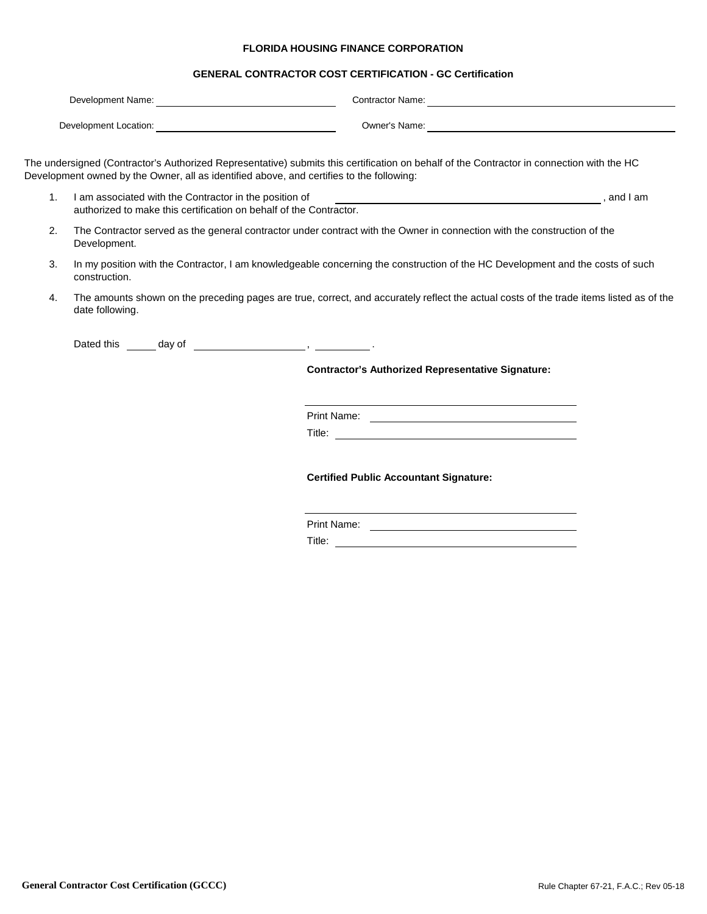**FLORIDA HOUSING FINANCE CORPORATION**

**GENERAL CONTRACTOR COST CERTIFICATION - GC Certification**

Development Name: ______________________ Contractor Name: ______________________

Development Location: ______________________ Owner's Name: ______________________

The undersigned (Contractor's Authorized Representative) submits this certification on behalf of the Contractor in connection with the HC Development owned by the Owner, all as identified above, and certifies to the following:

1. I am associated with the Contractor in the position of ______________________, and I am authorized to make this certification on behalf of the Contractor.
2. The Contractor served as the general contractor under contract with the Owner in connection with the construction of the Development.
3. In my position with the Contractor, I am knowledgeable concerning the construction of the HC Development and the costs of such construction.
4. The amounts shown on the preceding pages are true, correct, and accurately reflect the actual costs of the trade items listed as of the date following.

Dated this _____ day of ______________, ________.

**Contractor's Authorized Representative Signature:**

______________________

Print Name: ______________________

Title: ______________________

**Certified Public Accountant Signature:**

______________________

Print Name: ______________________

Title: ______________________

General Contractor Cost Certification (GCCC) — Rule Chapter 67-21, F.A.C.; Rev 05-18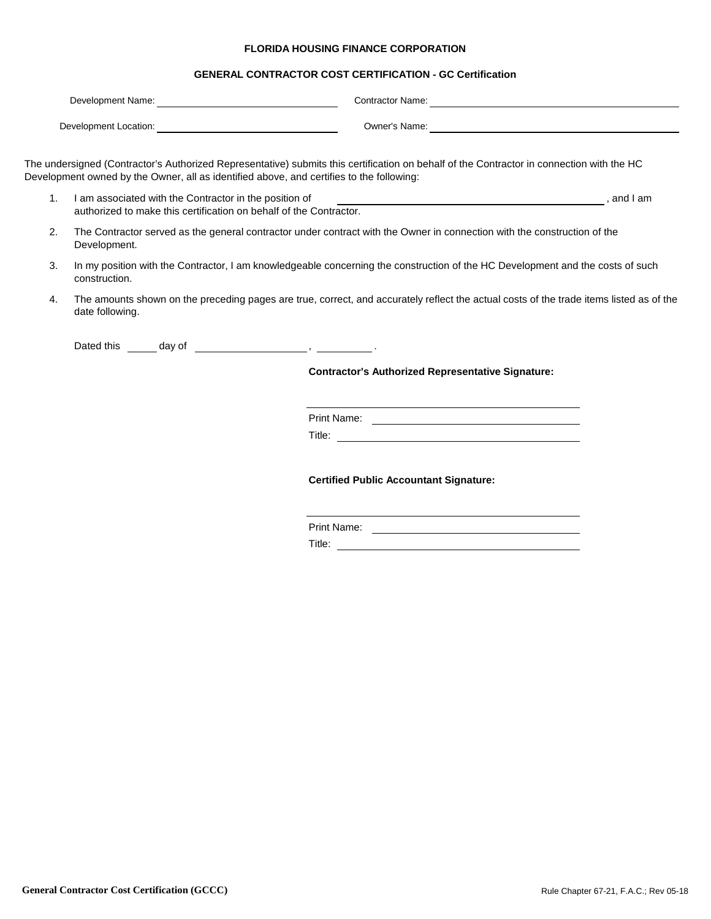**FLORIDA HOUSING FINANCE CORPORATION**

**GENERAL CONTRACTOR COST CERTIFICATION - GC Certification**

Development Name: \_\_\_\_\_\_\_\_\_\_\_\_\_\_\_\_\_\_\_\_ Contractor Name: \_\_\_\_\_\_\_\_\_\_\_\_\_\_\_\_\_\_\_\_

Development Location: \_\_\_\_\_\_\_\_\_\_\_\_\_\_\_\_\_\_\_\_ Owner's Name: \_\_\_\_\_\_\_\_\_\_\_\_\_\_\_\_\_\_\_\_

The undersigned (Contractor's Authorized Representative) submits this certification on behalf of the Contractor in connection with the HC Development owned by the Owner, all as identified above, and certifies to the following:

1. I am associated with the Contractor in the position of \_\_\_\_\_\_\_\_\_\_\_\_\_\_\_\_\_\_\_\_, and I am authorized to make this certification on behalf of the Contractor.
2. The Contractor served as the general contractor under contract with the Owner in connection with the construction of the Development.
3. In my position with the Contractor, I am knowledgeable concerning the construction of the HC Development and the costs of such construction.
4. The amounts shown on the preceding pages are true, correct, and accurately reflect the actual costs of the trade items listed as of the date following.

Dated this \_\_\_\_\_ day of \_\_\_\_\_\_\_\_\_\_\_\_\_\_\_\_\_\_\_\_, \_\_\_\_\_\_\_\_\_\_.

**Contractor's Authorized Representative Signature:**

\_\_\_\_\_\_\_\_\_\_\_\_\_\_\_\_\_\_\_\_\_\_\_\_\_\_\_\_\_\_\_\_\_\_\_\_\_\_\_\_

Print Name: \_\_\_\_\_\_\_\_\_\_\_\_\_\_\_\_\_\_\_\_

Title: \_\_\_\_\_\_\_\_\_\_\_\_\_\_\_\_\_\_\_\_

**Certified Public Accountant Signature:**

\_\_\_\_\_\_\_\_\_\_\_\_\_\_\_\_\_\_\_\_\_\_\_\_\_\_\_\_\_\_\_\_\_\_\_\_\_\_\_\_

Print Name: \_\_\_\_\_\_\_\_\_\_\_\_\_\_\_\_\_\_\_\_

Title: \_\_\_\_\_\_\_\_\_\_\_\_\_\_\_\_\_\_\_\_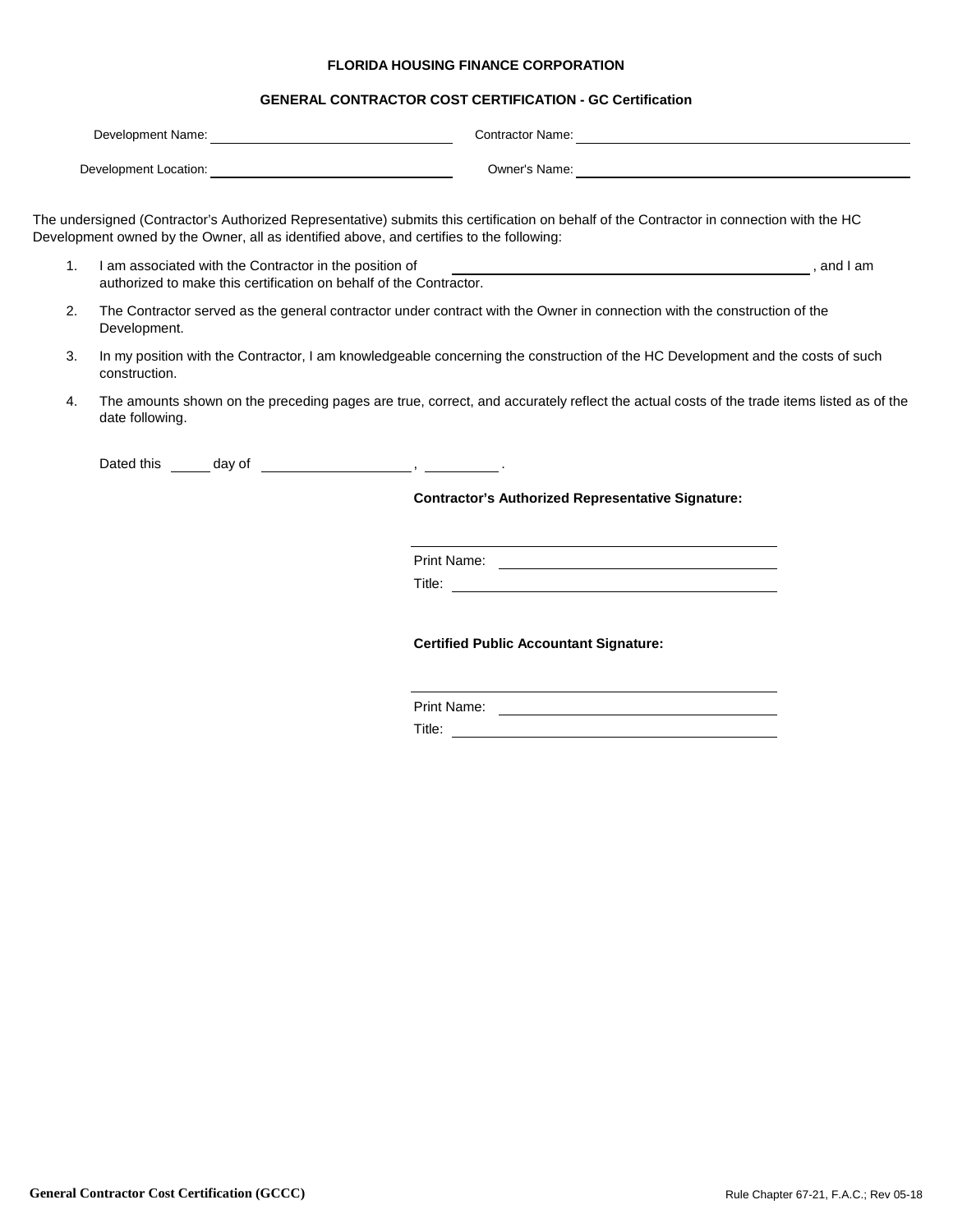**FLORIDA HOUSING FINANCE CORPORATION**

**GENERAL CONTRACTOR COST CERTIFICATION - GC Certification**

Development Name: ______________________ Contractor Name: ______________________

Development Location: ______________________ Owner's Name: ______________________

The undersigned (Contractor's Authorized Representative) submits this certification on behalf of the Contractor in connection with the HC Development owned by the Owner, all as identified above, and certifies to the following:

1. I am associated with the Contractor in the position of ______________________, and I am authorized to make this certification on behalf of the Contractor.
2. The Contractor served as the general contractor under contract with the Owner in connection with the construction of the Development.
3. In my position with the Contractor, I am knowledgeable concerning the construction of the HC Development and the costs of such construction.
4. The amounts shown on the preceding pages are true, correct, and accurately reflect the actual costs of the trade items listed as of the date following.

Dated this _____ day of ______________, _________ .

**Contractor's Authorized Representative Signature:**

______________________

Print Name: ______________________

Title: ______________________

**Certified Public Accountant Signature:**

______________________

Print Name: ______________________

Title: ______________________

**General Contractor Cost Certification (GCCC)** Rule Chapter 67-21, F.A.C.; Rev 05-18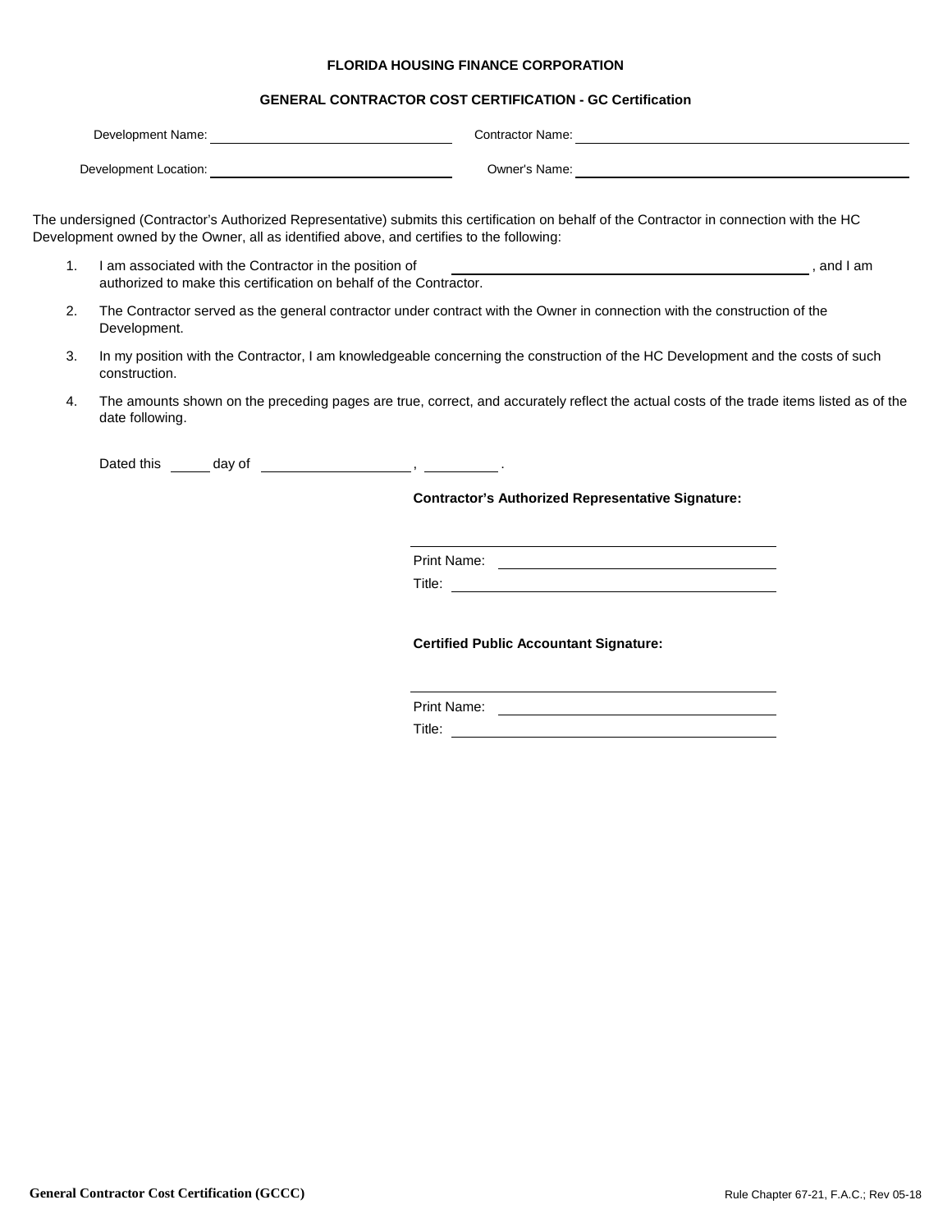**FLORIDA HOUSING FINANCE CORPORATION**

**GENERAL CONTRACTOR COST CERTIFICATION - GC Certification**

Development Name: ______________________ Contractor Name: ______________________

Development Location: ______________________ Owner's Name: ______________________

The undersigned (Contractor's Authorized Representative) submits this certification on behalf of the Contractor in connection with the HC Development owned by the Owner, all as identified above, and certifies to the following:

1. I am associated with the Contractor in the position of ______________________, and I am authorized to make this certification on behalf of the Contractor.
2. The Contractor served as the general contractor under contract with the Owner in connection with the construction of the Development.
3. In my position with the Contractor, I am knowledgeable concerning the construction of the HC Development and the costs of such construction.
4. The amounts shown on the preceding pages are true, correct, and accurately reflect the actual costs of the trade items listed as of the date following.

Dated this _____ day of ______________, _________.

**Contractor's Authorized Representative Signature:**

______________________

Print Name: ______________________

Title: ______________________

**Certified Public Accountant Signature:**

______________________

Print Name: ______________________

Title: ______________________

**General Contractor Cost Certification (GCCC)** Rule Chapter 67-21, F.A.C.; Rev 05-18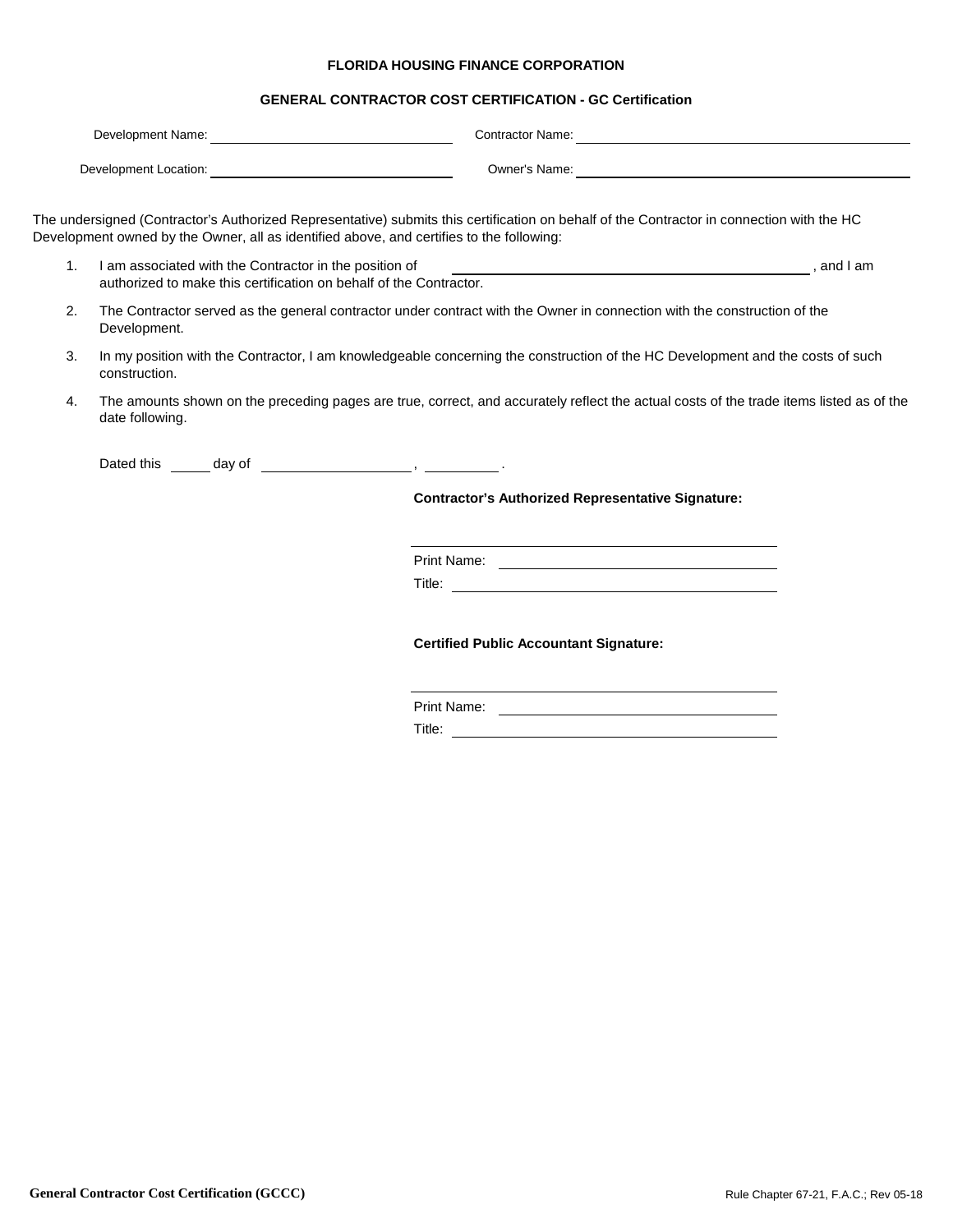**FLORIDA HOUSING FINANCE CORPORATION**

**GENERAL CONTRACTOR COST CERTIFICATION - GC Certification**

Development Name: ______________________ Contractor Name: ______________________

Development Location: ______________________ Owner's Name: ______________________

The undersigned (Contractor's Authorized Representative) submits this certification on behalf of the Contractor in connection with the HC Development owned by the Owner, all as identified above, and certifies to the following:

1. I am associated with the Contractor in the position of ______________________, and I am authorized to make this certification on behalf of the Contractor.
2. The Contractor served as the general contractor under contract with the Owner in connection with the construction of the Development.
3. In my position with the Contractor, I am knowledgeable concerning the construction of the HC Development and the costs of such construction.
4. The amounts shown on the preceding pages are true, correct, and accurately reflect the actual costs of the trade items listed as of the date following.

Dated this _____ day of ______________, _________ .

**Contractor's Authorized Representative Signature:**

______________________

Print Name: ______________________

Title: ______________________

**Certified Public Accountant Signature:**

______________________

Print Name: ______________________

Title: ______________________

**General Contractor Cost Certification (GCCC)**

Rule Chapter 67-21, F.A.C.; Rev 05-18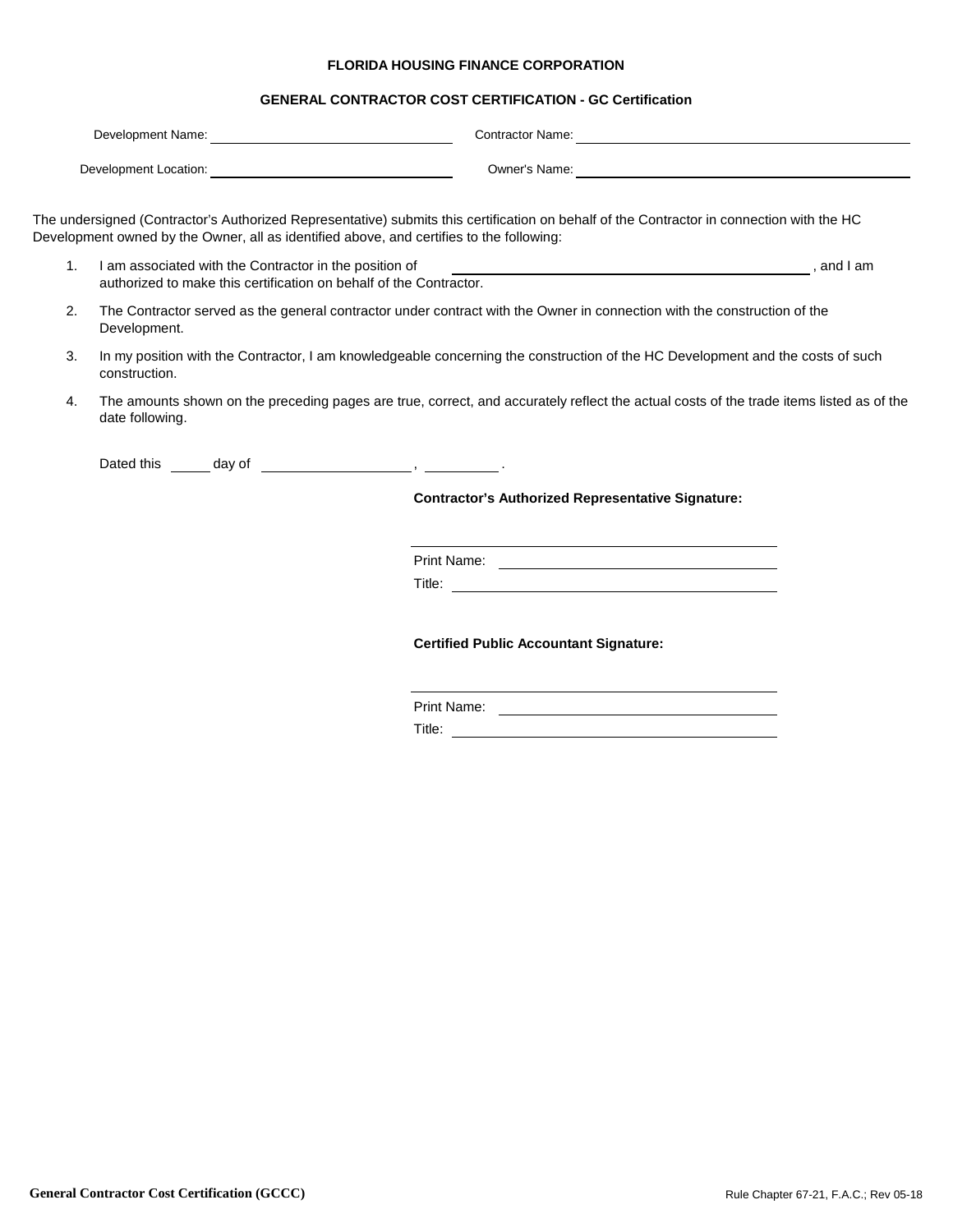**FLORIDA HOUSING FINANCE CORPORATION**

**GENERAL CONTRACTOR COST CERTIFICATION - GC Certification**

Development Name: ______________________ Contractor Name: ______________________

Development Location: ______________________ Owner's Name: ______________________

The undersigned (Contractor's Authorized Representative) submits this certification on behalf of the Contractor in connection with the HC Development owned by the Owner, all as identified above, and certifies to the following:

1. I am associated with the Contractor in the position of ______________________, and I am authorized to make this certification on behalf of the Contractor.
2. The Contractor served as the general contractor under contract with the Owner in connection with the construction of the Development.
3. In my position with the Contractor, I am knowledgeable concerning the construction of the HC Development and the costs of such construction.
4. The amounts shown on the preceding pages are true, correct, and accurately reflect the actual costs of the trade items listed as of the date following.

Dated this _____ day of ______________, _________.

**Contractor's Authorized Representative Signature:**

______________________

Print Name: ______________________

Title: ______________________

**Certified Public Accountant Signature:**

______________________

Print Name: ______________________

Title: ______________________

**General Contractor Cost Certification (GCCC)** Rule Chapter 67-21, F.A.C.; Rev 05-18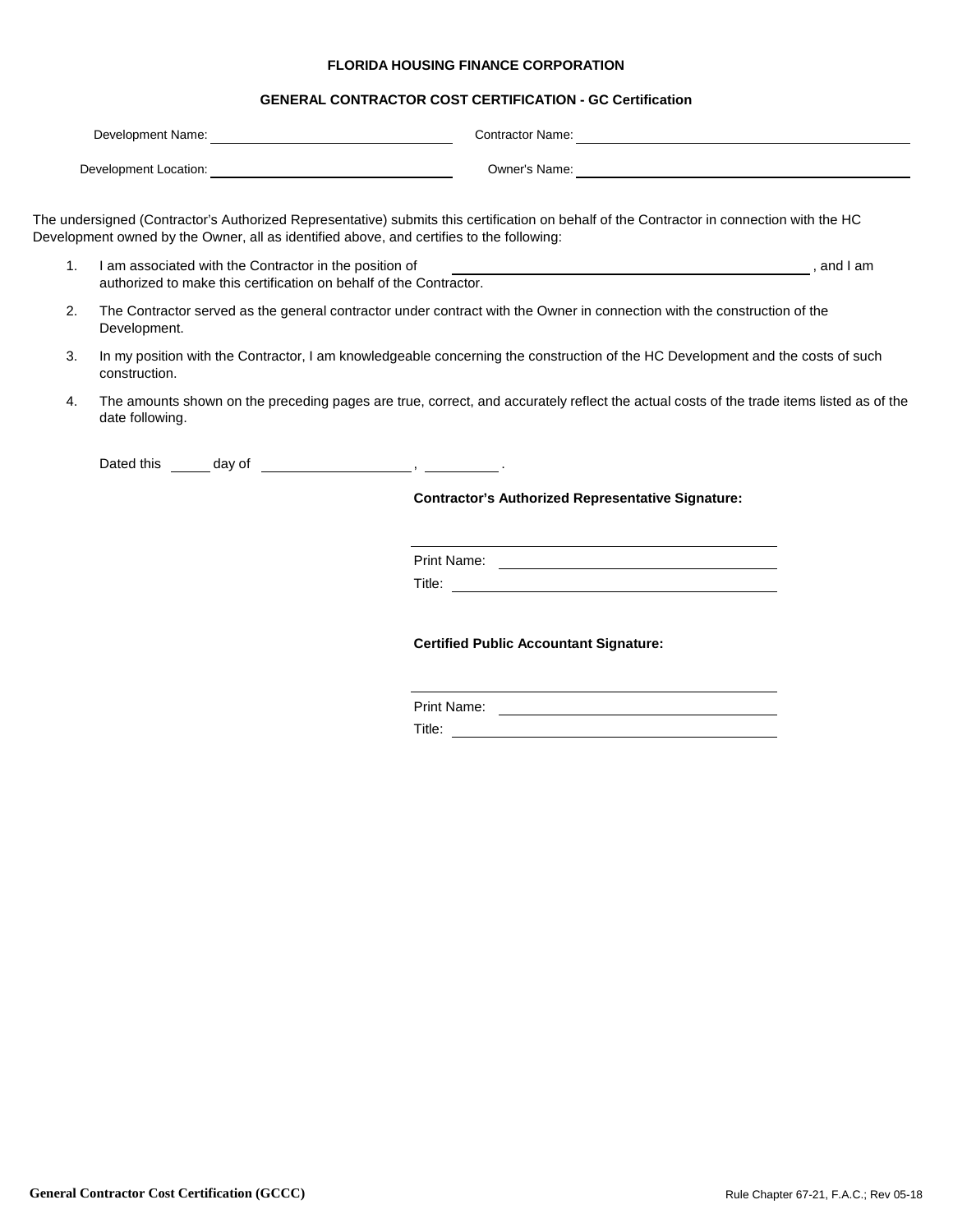**FLORIDA HOUSING FINANCE CORPORATION**

**GENERAL CONTRACTOR COST CERTIFICATION - GC Certification**

Development Name: ____________________ Contractor Name: ____________________

Development Location: ____________________ Owner's Name: ____________________

The undersigned (Contractor's Authorized Representative) submits this certification on behalf of the Contractor in connection with the HC Development owned by the Owner, all as identified above, and certifies to the following:

1. I am associated with the Contractor in the position of ____________________, and I am authorized to make this certification on behalf of the Contractor.
2. The Contractor served as the general contractor under contract with the Owner in connection with the construction of the Development.
3. In my position with the Contractor, I am knowledgeable concerning the construction of the HC Development and the costs of such construction.
4. The amounts shown on the preceding pages are true, correct, and accurately reflect the actual costs of the trade items listed as of the date following.

Dated this _____ day of ____________________, __________.

**Contractor's Authorized Representative Signature:**

____________________

Print Name: ____________________

Title: ____________________

**Certified Public Accountant Signature:**

____________________

Print Name: ____________________

Title: ____________________

General Contractor Cost Certification (GCCC) — Rule Chapter 67-21, F.A.C.; Rev 05-18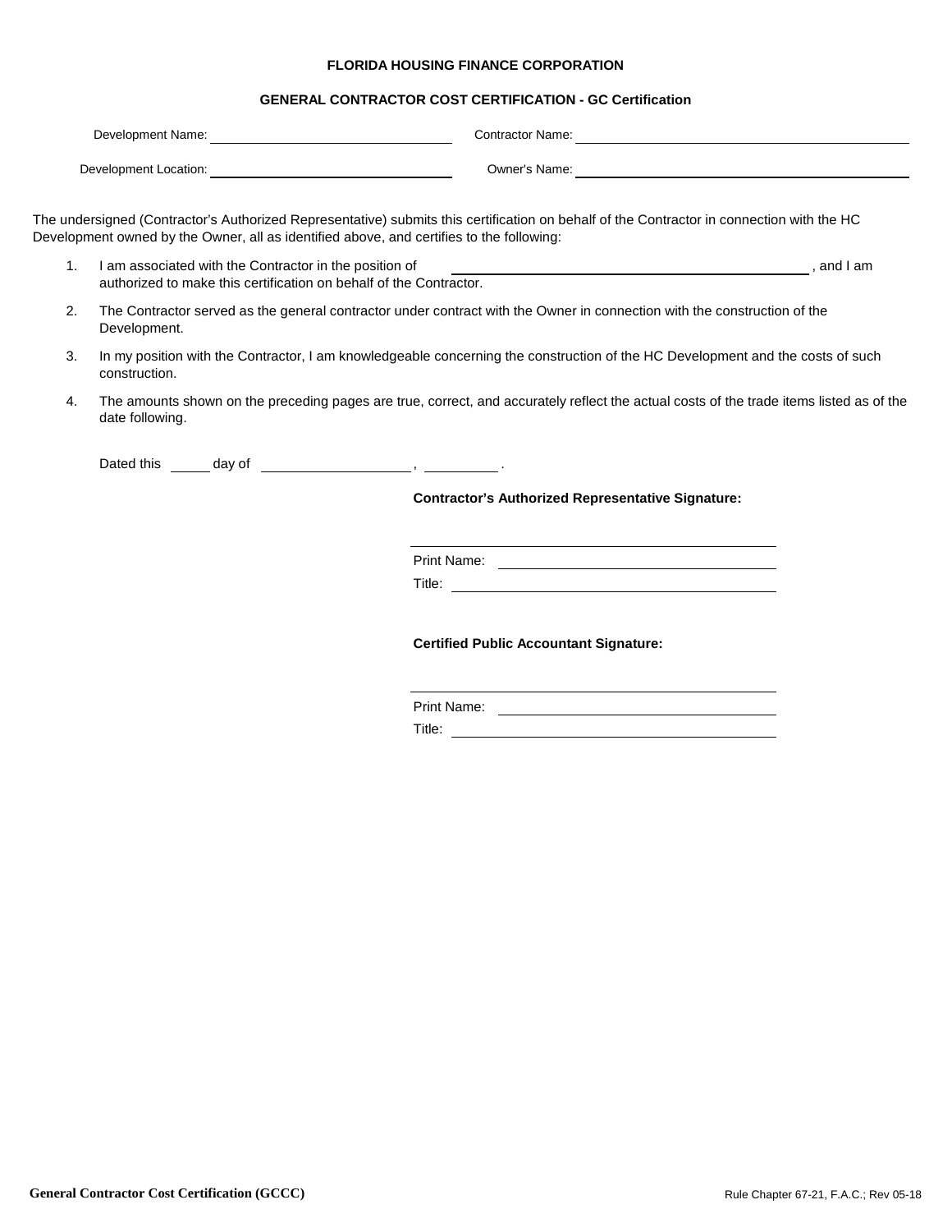**FLORIDA HOUSING FINANCE CORPORATION**

**GENERAL CONTRACTOR COST CERTIFICATION - GC Certification**

Development Name: ______________________ Contractor Name: ______________________

Development Location: ______________________ Owner's Name: ______________________

The undersigned (Contractor's Authorized Representative) submits this certification on behalf of the Contractor in connection with the HC Development owned by the Owner, all as identified above, and certifies to the following:

1. I am associated with the Contractor in the position of ______________________, and I am authorized to make this certification on behalf of the Contractor.
2. The Contractor served as the general contractor under contract with the Owner in connection with the construction of the Development.
3. In my position with the Contractor, I am knowledgeable concerning the construction of the HC Development and the costs of such construction.
4. The amounts shown on the preceding pages are true, correct, and accurately reflect the actual costs of the trade items listed as of the date following.

Dated this _____ day of ______________, _________ .

**Contractor's Authorized Representative Signature:**

______________________

Print Name: ______________________

Title: ______________________

**Certified Public Accountant Signature:**

______________________

Print Name: ______________________

Title: ______________________

**General Contractor Cost Certification (GCCC)** Rule Chapter 67-21, F.A.C.; Rev 05-18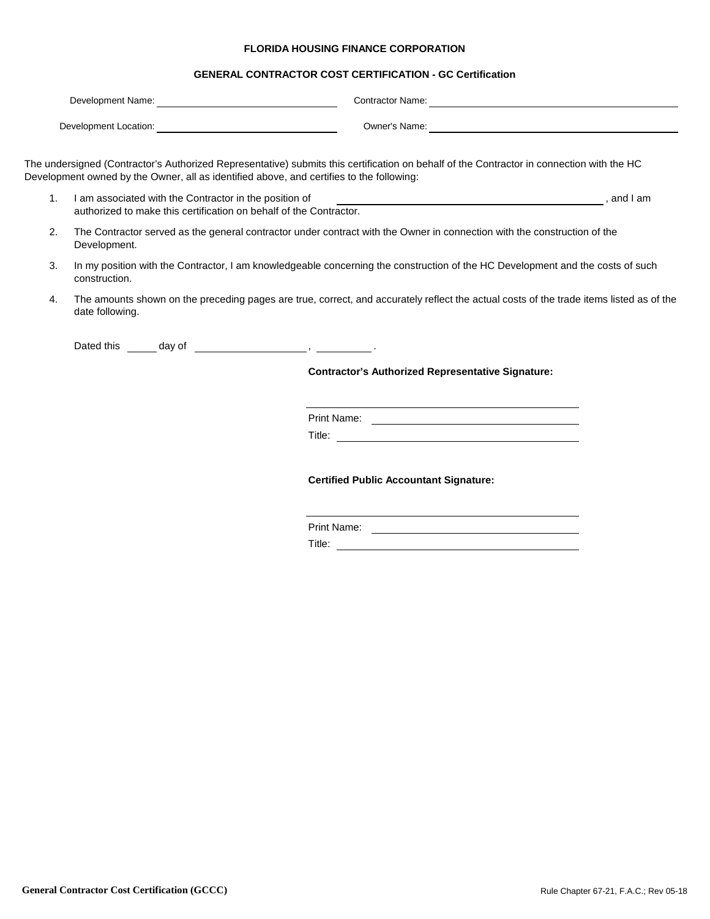**FLORIDA HOUSING FINANCE CORPORATION**

**GENERAL CONTRACTOR COST CERTIFICATION - GC Certification**

Development Name: ______________________ Contractor Name: ______________________

Development Location: ______________________ Owner's Name: ______________________

The undersigned (Contractor's Authorized Representative) submits this certification on behalf of the Contractor in connection with the HC Development owned by the Owner, all as identified above, and certifies to the following:

1. I am associated with the Contractor in the position of ______________________, and I am authorized to make this certification on behalf of the Contractor.
2. The Contractor served as the general contractor under contract with the Owner in connection with the construction of the Development.
3. In my position with the Contractor, I am knowledgeable concerning the construction of the HC Development and the costs of such construction.
4. The amounts shown on the preceding pages are true, correct, and accurately reflect the actual costs of the trade items listed as of the date following.

Dated this _____ day of ______________, _________ .

**Contractor's Authorized Representative Signature:**

______________________

Print Name: ______________________

Title: ______________________

**Certified Public Accountant Signature:**

______________________

Print Name: ______________________

Title: ______________________

**General Contractor Cost Certification (GCCC)** Rule Chapter 67-21, F.A.C.; Rev 05-18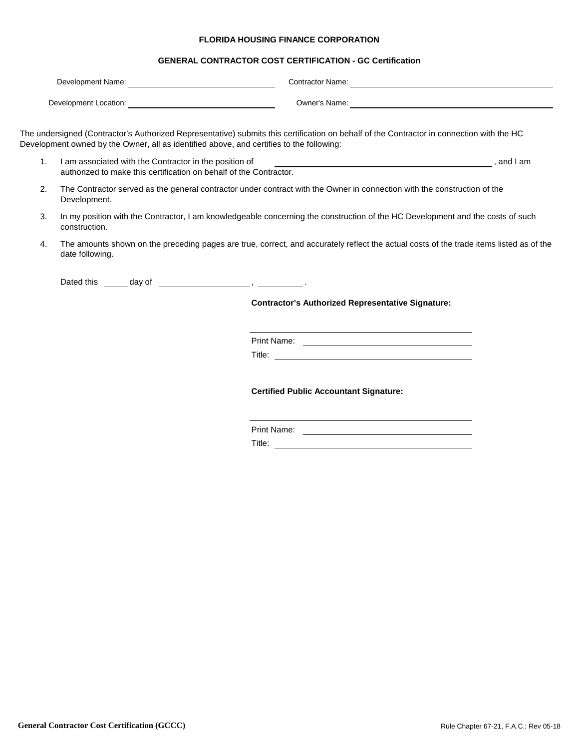**FLORIDA HOUSING FINANCE CORPORATION**

**GENERAL CONTRACTOR COST CERTIFICATION - GC Certification**

Development Name: \_\_\_\_\_\_\_\_\_\_\_\_\_\_\_\_\_\_\_\_ Contractor Name: \_\_\_\_\_\_\_\_\_\_\_\_\_\_\_\_\_\_\_\_

Development Location: \_\_\_\_\_\_\_\_\_\_\_\_\_\_\_\_\_\_\_\_ Owner's Name: \_\_\_\_\_\_\_\_\_\_\_\_\_\_\_\_\_\_\_\_

The undersigned (Contractor's Authorized Representative) submits this certification on behalf of the Contractor in connection with the HC Development owned by the Owner, all as identified above, and certifies to the following:

1. I am associated with the Contractor in the position of \_\_\_\_\_\_\_\_\_\_\_\_\_\_\_\_\_\_\_\_, and I am authorized to make this certification on behalf of the Contractor.
2. The Contractor served as the general contractor under contract with the Owner in connection with the construction of the Development.
3. In my position with the Contractor, I am knowledgeable concerning the construction of the HC Development and the costs of such construction.
4. The amounts shown on the preceding pages are true, correct, and accurately reflect the actual costs of the trade items listed as of the date following.

Dated this \_\_\_\_\_ day of \_\_\_\_\_\_\_\_\_\_\_\_\_\_\_\_\_\_\_\_, \_\_\_\_\_\_\_\_\_\_.

**Contractor's Authorized Representative Signature:**

\_\_\_\_\_\_\_\_\_\_\_\_\_\_\_\_\_\_\_\_\_\_\_\_\_\_\_\_\_\_

Print Name: \_\_\_\_\_\_\_\_\_\_\_\_\_\_\_\_\_\_\_\_

Title: \_\_\_\_\_\_\_\_\_\_\_\_\_\_\_\_\_\_\_\_

**Certified Public Accountant Signature:**

\_\_\_\_\_\_\_\_\_\_\_\_\_\_\_\_\_\_\_\_\_\_\_\_\_\_\_\_\_\_

Print Name: \_\_\_\_\_\_\_\_\_\_\_\_\_\_\_\_\_\_\_\_

Title: \_\_\_\_\_\_\_\_\_\_\_\_\_\_\_\_\_\_\_\_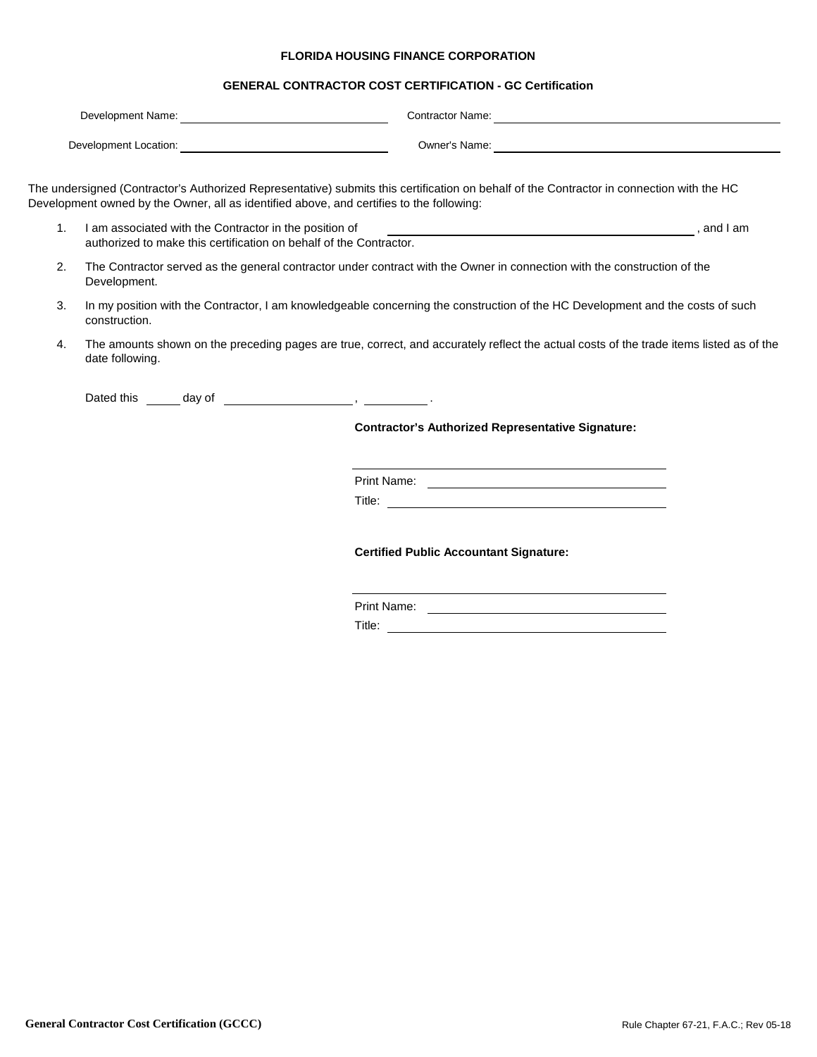**FLORIDA HOUSING FINANCE CORPORATION**

**GENERAL CONTRACTOR COST CERTIFICATION - GC Certification**

Development Name: ______________________ Contractor Name: ______________________

Development Location: ______________________ Owner's Name: ______________________

The undersigned (Contractor's Authorized Representative) submits this certification on behalf of the Contractor in connection with the HC Development owned by the Owner, all as identified above, and certifies to the following:

1. I am associated with the Contractor in the position of ______________________, and I am authorized to make this certification on behalf of the Contractor.
2. The Contractor served as the general contractor under contract with the Owner in connection with the construction of the Development.
3. In my position with the Contractor, I am knowledgeable concerning the construction of the HC Development and the costs of such construction.
4. The amounts shown on the preceding pages are true, correct, and accurately reflect the actual costs of the trade items listed as of the date following.

Dated this _____ day of ______________, ________ .

**Contractor's Authorized Representative Signature:**

______________________

Print Name: ______________________

Title: ______________________

**Certified Public Accountant Signature:**

______________________

Print Name: ______________________

Title: ______________________

**General Contractor Cost Certification (GCCC)** Rule Chapter 67-21, F.A.C.; Rev 05-18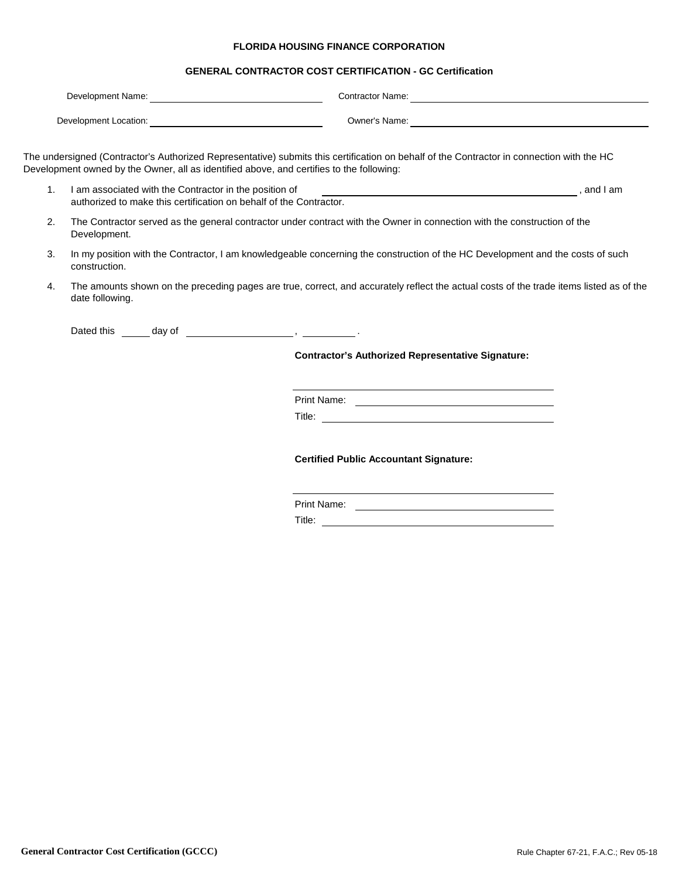**FLORIDA HOUSING FINANCE CORPORATION**

**GENERAL CONTRACTOR COST CERTIFICATION - GC Certification**

Development Name: ______________________ Contractor Name: ______________________

Development Location: ______________________ Owner's Name: ______________________

The undersigned (Contractor's Authorized Representative) submits this certification on behalf of the Contractor in connection with the HC Development owned by the Owner, all as identified above, and certifies to the following:

1. I am associated with the Contractor in the position of ______________________, and I am authorized to make this certification on behalf of the Contractor.
2. The Contractor served as the general contractor under contract with the Owner in connection with the construction of the Development.
3. In my position with the Contractor, I am knowledgeable concerning the construction of the HC Development and the costs of such construction.
4. The amounts shown on the preceding pages are true, correct, and accurately reflect the actual costs of the trade items listed as of the date following.

Dated this _____ day of ______________, _________.

**Contractor's Authorized Representative Signature:**

______________________

Print Name: ______________________

Title: ______________________

**Certified Public Accountant Signature:**

______________________

Print Name: ______________________

Title: ______________________

**General Contractor Cost Certification (GCCC)** Rule Chapter 67-21, F.A.C.; Rev 05-18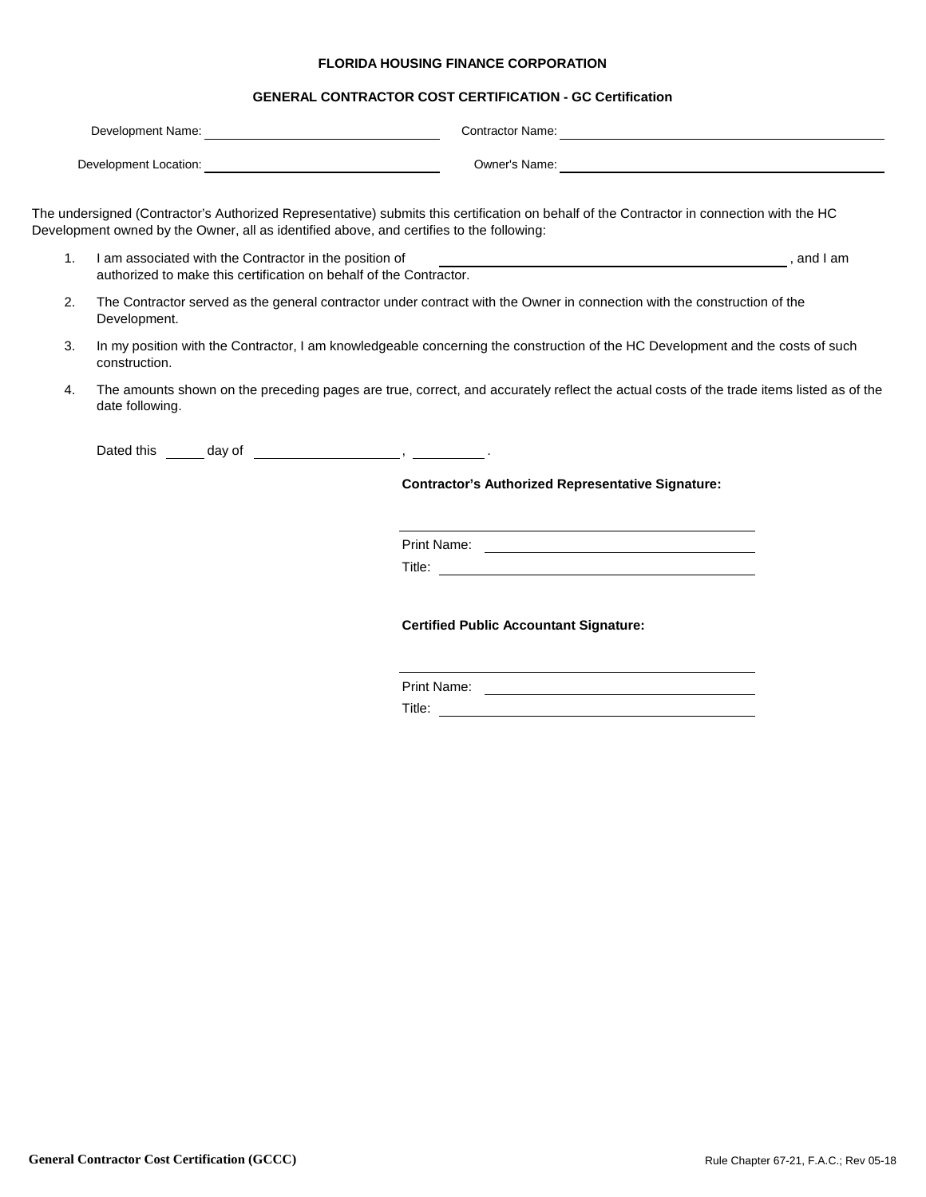**FLORIDA HOUSING FINANCE CORPORATION**

**GENERAL CONTRACTOR COST CERTIFICATION - GC Certification**

Development Name: ______________________ Contractor Name: ______________________

Development Location: ______________________ Owner's Name: ______________________

The undersigned (Contractor's Authorized Representative) submits this certification on behalf of the Contractor in connection with the HC Development owned by the Owner, all as identified above, and certifies to the following:

1. I am associated with the Contractor in the position of ______________________, and I am authorized to make this certification on behalf of the Contractor.
2. The Contractor served as the general contractor under contract with the Owner in connection with the construction of the Development.
3. In my position with the Contractor, I am knowledgeable concerning the construction of the HC Development and the costs of such construction.
4. The amounts shown on the preceding pages are true, correct, and accurately reflect the actual costs of the trade items listed as of the date following.

Dated this _____ day of ______________, _________ .

**Contractor's Authorized Representative Signature:**

______________________

Print Name: ______________________

Title: ______________________

**Certified Public Accountant Signature:**

______________________

Print Name: ______________________

Title: ______________________

**General Contractor Cost Certification (GCCC)**

Rule Chapter 67-21, F.A.C.; Rev 05-18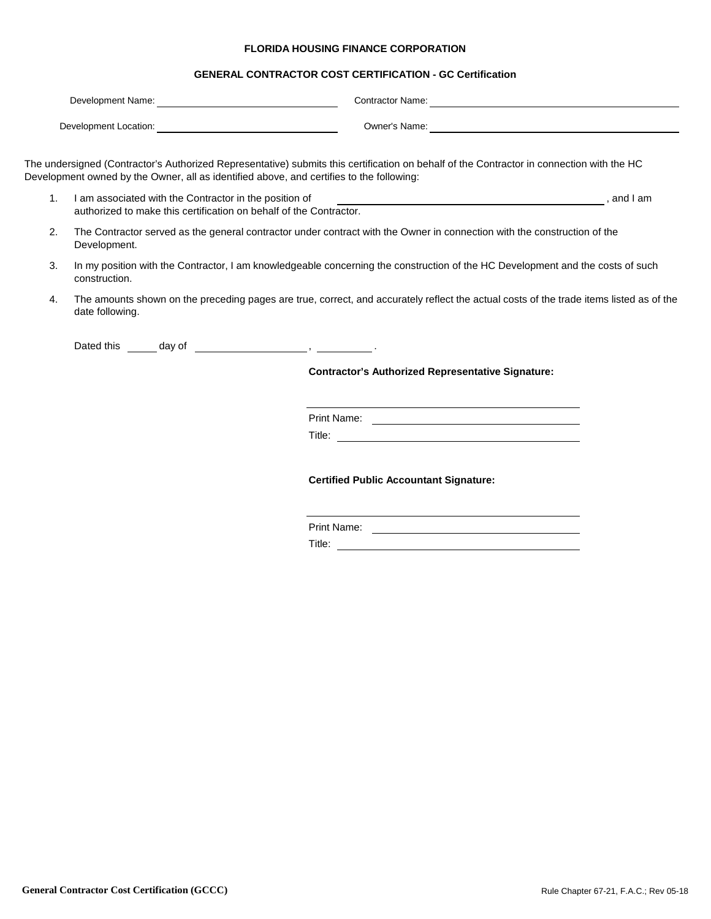**FLORIDA HOUSING FINANCE CORPORATION**

**GENERAL CONTRACTOR COST CERTIFICATION - GC Certification**

Development Name: ______________________ Contractor Name: ______________________

Development Location: ______________________ Owner's Name: ______________________

The undersigned (Contractor's Authorized Representative) submits this certification on behalf of the Contractor in connection with the HC Development owned by the Owner, all as identified above, and certifies to the following:

1. I am associated with the Contractor in the position of ______________________, and I am authorized to make this certification on behalf of the Contractor.
2. The Contractor served as the general contractor under contract with the Owner in connection with the construction of the Development.
3. In my position with the Contractor, I am knowledgeable concerning the construction of the HC Development and the costs of such construction.
4. The amounts shown on the preceding pages are true, correct, and accurately reflect the actual costs of the trade items listed as of the date following.

Dated this _____ day of ______________, _________ .

**Contractor's Authorized Representative Signature:**

______________________

Print Name: ______________________

Title: ______________________

**Certified Public Accountant Signature:**

______________________

Print Name: ______________________

Title: ______________________

**General Contractor Cost Certification (GCCC)** Rule Chapter 67-21, F.A.C.; Rev 05-18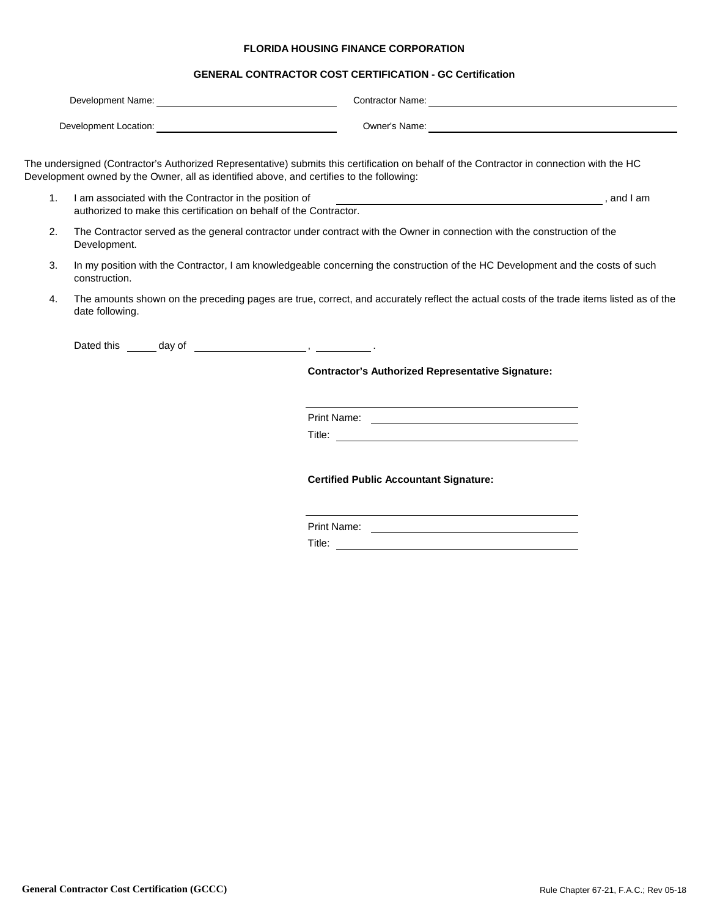**FLORIDA HOUSING FINANCE CORPORATION**

**GENERAL CONTRACTOR COST CERTIFICATION - GC Certification**

Development Name: ______________________ Contractor Name: ______________________

Development Location: ______________________ Owner's Name: ______________________

The undersigned (Contractor's Authorized Representative) submits this certification on behalf of the Contractor in connection with the HC Development owned by the Owner, all as identified above, and certifies to the following:

1. I am associated with the Contractor in the position of ______________________, and I am authorized to make this certification on behalf of the Contractor.
2. The Contractor served as the general contractor under contract with the Owner in connection with the construction of the Development.
3. In my position with the Contractor, I am knowledgeable concerning the construction of the HC Development and the costs of such construction.
4. The amounts shown on the preceding pages are true, correct, and accurately reflect the actual costs of the trade items listed as of the date following.

Dated this _____ day of ______________, ________ .

**Contractor's Authorized Representative Signature:**

______________________

Print Name: ______________________

Title: ______________________

**Certified Public Accountant Signature:**

______________________

Print Name: ______________________

Title: ______________________

**General Contractor Cost Certification (GCCC)**

Rule Chapter 67-21, F.A.C.; Rev 05-18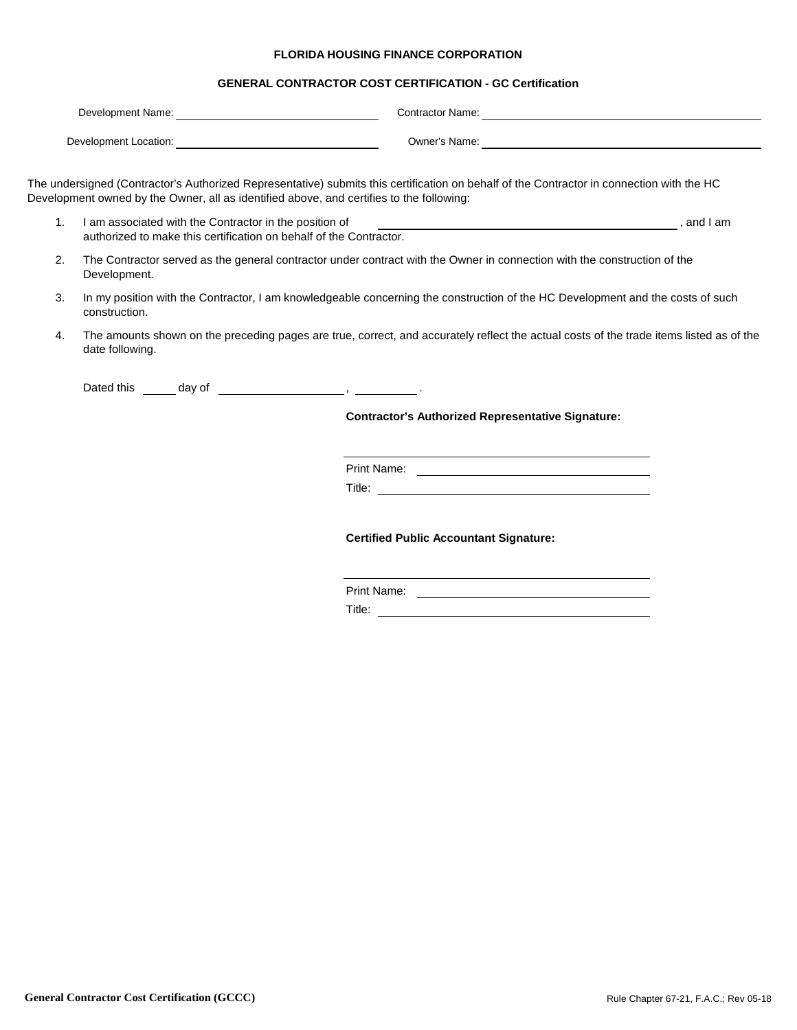**FLORIDA HOUSING FINANCE CORPORATION**

**GENERAL CONTRACTOR COST CERTIFICATION - GC Certification**

Development Name: ______________________ Contractor Name: ______________________

Development Location: ______________________ Owner's Name: ______________________

The undersigned (Contractor's Authorized Representative) submits this certification on behalf of the Contractor in connection with the HC Development owned by the Owner, all as identified above, and certifies to the following:

1. I am associated with the Contractor in the position of ______________________, and I am authorized to make this certification on behalf of the Contractor.
2. The Contractor served as the general contractor under contract with the Owner in connection with the construction of the Development.
3. In my position with the Contractor, I am knowledgeable concerning the construction of the HC Development and the costs of such construction.
4. The amounts shown on the preceding pages are true, correct, and accurately reflect the actual costs of the trade items listed as of the date following.

Dated this _____ day of ______________, _________ .

**Contractor's Authorized Representative Signature:**

______________________

Print Name: ______________________

Title: ______________________

**Certified Public Accountant Signature:**

______________________

Print Name: ______________________

Title: ______________________

**General Contractor Cost Certification (GCCC)** Rule Chapter 67-21, F.A.C.; Rev 05-18